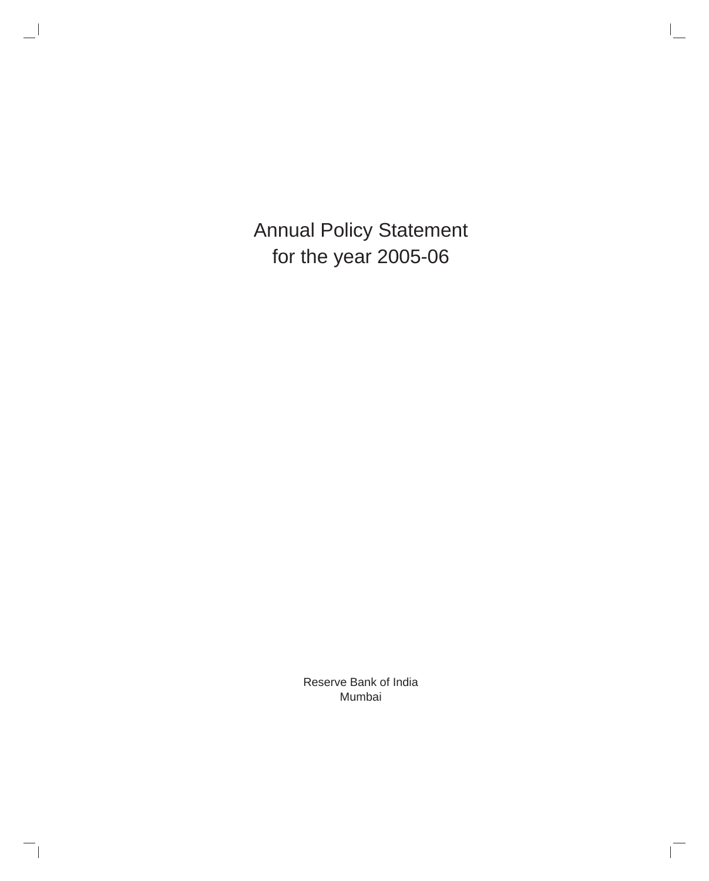# Annual Policy Statement for the year 2005-06

Reserve Bank of India
Mumbai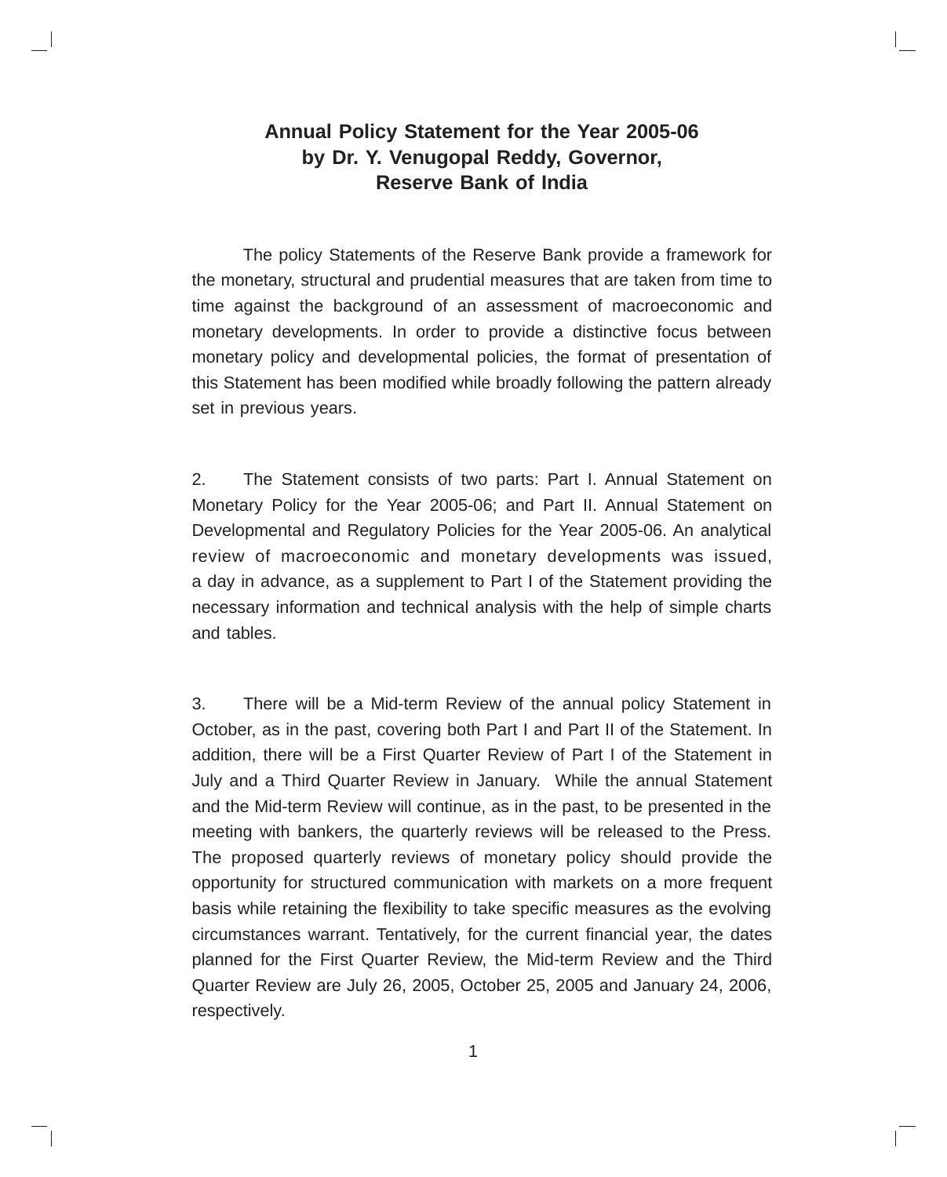# Annual Policy Statement for the Year 2005-06 by Dr. Y. Venugopal Reddy, Governor, Reserve Bank of India

The policy Statements of the Reserve Bank provide a framework for the monetary, structural and prudential measures that are taken from time to time against the background of an assessment of macroeconomic and monetary developments. In order to provide a distinctive focus between monetary policy and developmental policies, the format of presentation of this Statement has been modified while broadly following the pattern already set in previous years.

2. The Statement consists of two parts: Part I. Annual Statement on Monetary Policy for the Year 2005-06; and Part II. Annual Statement on Developmental and Regulatory Policies for the Year 2005-06. An analytical review of macroeconomic and monetary developments was issued, a day in advance, as a supplement to Part I of the Statement providing the necessary information and technical analysis with the help of simple charts and tables.

3. There will be a Mid-term Review of the annual policy Statement in October, as in the past, covering both Part I and Part II of the Statement. In addition, there will be a First Quarter Review of Part I of the Statement in July and a Third Quarter Review in January. While the annual Statement and the Mid-term Review will continue, as in the past, to be presented in the meeting with bankers, the quarterly reviews will be released to the Press. The proposed quarterly reviews of monetary policy should provide the opportunity for structured communication with markets on a more frequent basis while retaining the flexibility to take specific measures as the evolving circumstances warrant. Tentatively, for the current financial year, the dates planned for the First Quarter Review, the Mid-term Review and the Third Quarter Review are July 26, 2005, October 25, 2005 and January 24, 2006, respectively.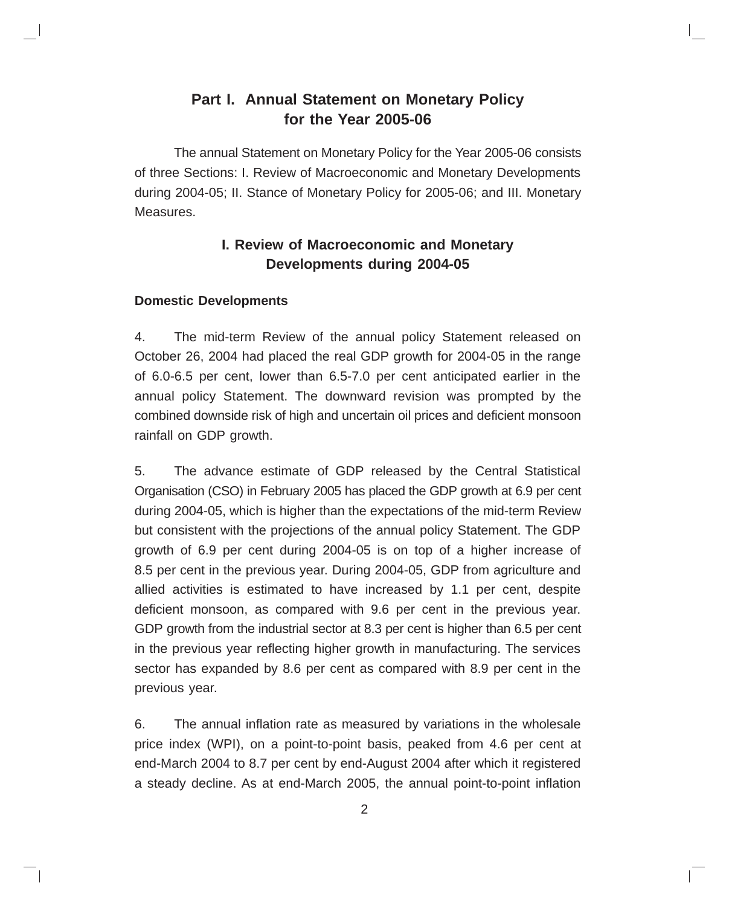# Part I. Annual Statement on Monetary Policy for the Year 2005-06

The annual Statement on Monetary Policy for the Year 2005-06 consists of three Sections: I. Review of Macroeconomic and Monetary Developments during 2004-05; II. Stance of Monetary Policy for 2005-06; and III. Monetary Measures.

## I. Review of Macroeconomic and Monetary Developments during 2004-05

### Domestic Developments

4. The mid-term Review of the annual policy Statement released on October 26, 2004 had placed the real GDP growth for 2004-05 in the range of 6.0-6.5 per cent, lower than 6.5-7.0 per cent anticipated earlier in the annual policy Statement. The downward revision was prompted by the combined downside risk of high and uncertain oil prices and deficient monsoon rainfall on GDP growth.

5. The advance estimate of GDP released by the Central Statistical Organisation (CSO) in February 2005 has placed the GDP growth at 6.9 per cent during 2004-05, which is higher than the expectations of the mid-term Review but consistent with the projections of the annual policy Statement. The GDP growth of 6.9 per cent during 2004-05 is on top of a higher increase of 8.5 per cent in the previous year. During 2004-05, GDP from agriculture and allied activities is estimated to have increased by 1.1 per cent, despite deficient monsoon, as compared with 9.6 per cent in the previous year. GDP growth from the industrial sector at 8.3 per cent is higher than 6.5 per cent in the previous year reflecting higher growth in manufacturing. The services sector has expanded by 8.6 per cent as compared with 8.9 per cent in the previous year.

6. The annual inflation rate as measured by variations in the wholesale price index (WPI), on a point-to-point basis, peaked from 4.6 per cent at end-March 2004 to 8.7 per cent by end-August 2004 after which it registered a steady decline. As at end-March 2005, the annual point-to-point inflation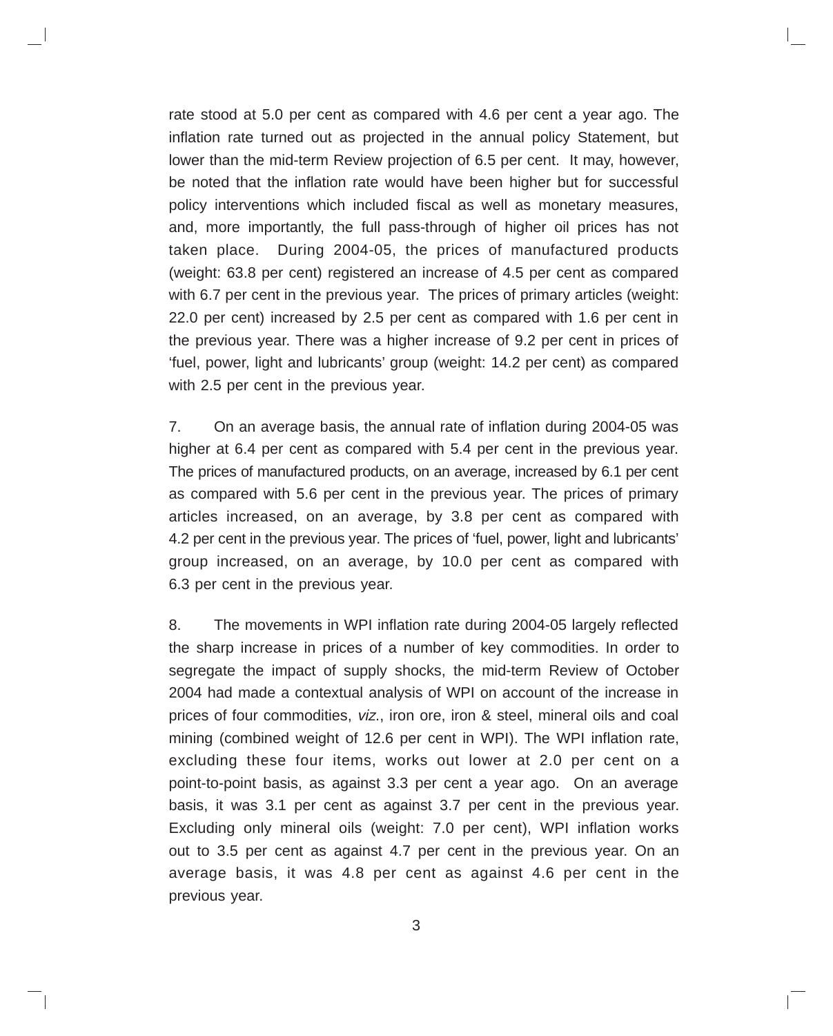rate stood at 5.0 per cent as compared with 4.6 per cent a year ago. The inflation rate turned out as projected in the annual policy Statement, but lower than the mid-term Review projection of 6.5 per cent. It may, however, be noted that the inflation rate would have been higher but for successful policy interventions which included fiscal as well as monetary measures, and, more importantly, the full pass-through of higher oil prices has not taken place. During 2004-05, the prices of manufactured products (weight: 63.8 per cent) registered an increase of 4.5 per cent as compared with 6.7 per cent in the previous year. The prices of primary articles (weight: 22.0 per cent) increased by 2.5 per cent as compared with 1.6 per cent in the previous year. There was a higher increase of 9.2 per cent in prices of 'fuel, power, light and lubricants' group (weight: 14.2 per cent) as compared with 2.5 per cent in the previous year.

7. On an average basis, the annual rate of inflation during 2004-05 was higher at 6.4 per cent as compared with 5.4 per cent in the previous year. The prices of manufactured products, on an average, increased by 6.1 per cent as compared with 5.6 per cent in the previous year. The prices of primary articles increased, on an average, by 3.8 per cent as compared with 4.2 per cent in the previous year. The prices of 'fuel, power, light and lubricants' group increased, on an average, by 10.0 per cent as compared with 6.3 per cent in the previous year.

8. The movements in WPI inflation rate during 2004-05 largely reflected the sharp increase in prices of a number of key commodities. In order to segregate the impact of supply shocks, the mid-term Review of October 2004 had made a contextual analysis of WPI on account of the increase in prices of four commodities, *viz*., iron ore, iron & steel, mineral oils and coal mining (combined weight of 12.6 per cent in WPI). The WPI inflation rate, excluding these four items, works out lower at 2.0 per cent on a point-to-point basis, as against 3.3 per cent a year ago. On an average basis, it was 3.1 per cent as against 3.7 per cent in the previous year. Excluding only mineral oils (weight: 7.0 per cent), WPI inflation works out to 3.5 per cent as against 4.7 per cent in the previous year. On an average basis, it was 4.8 per cent as against 4.6 per cent in the previous year.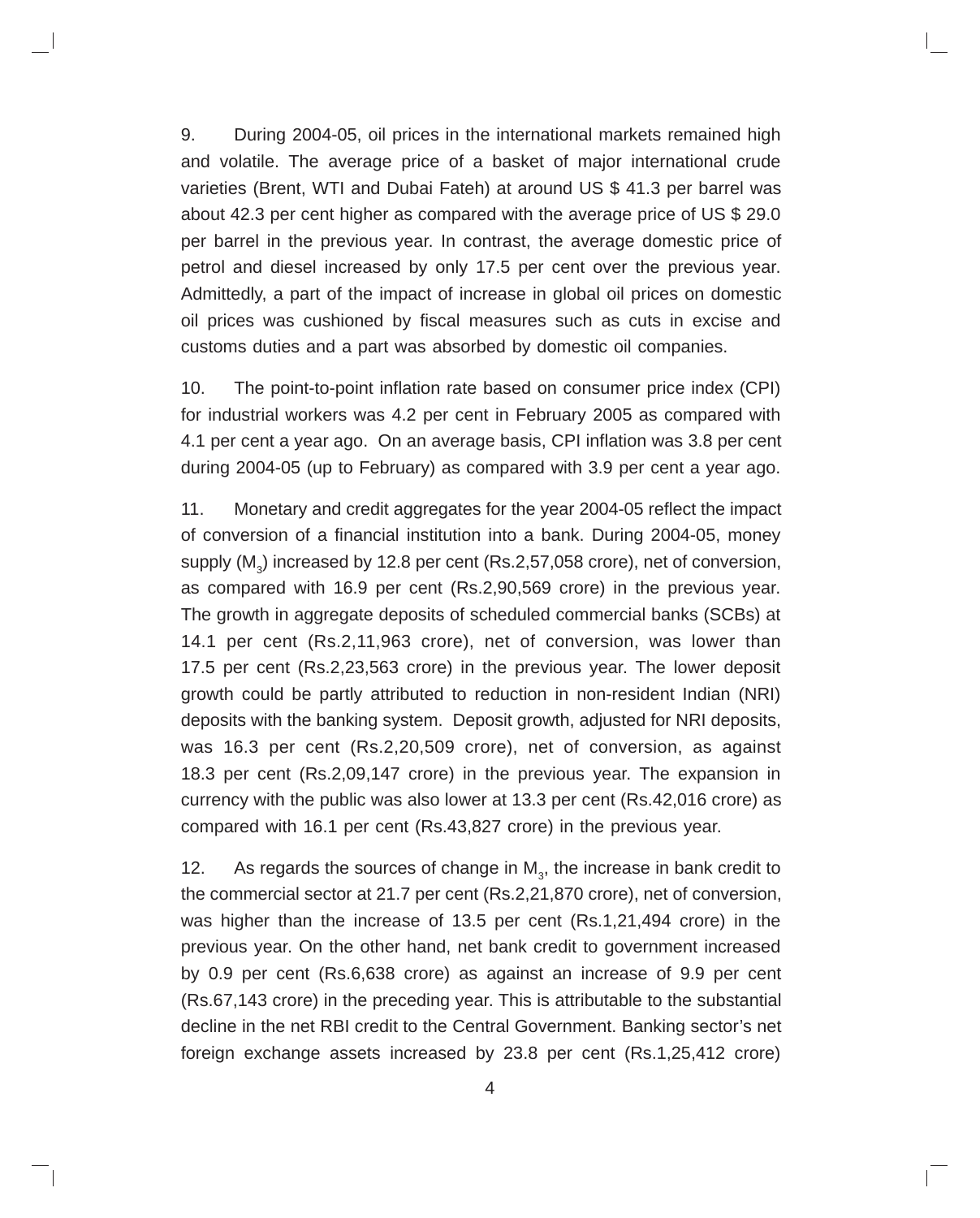9. During 2004-05, oil prices in the international markets remained high and volatile. The average price of a basket of major international crude varieties (Brent, WTI and Dubai Fateh) at around US $ 41.3 per barrel was about 42.3 per cent higher as compared with the average price of US $ 29.0 per barrel in the previous year. In contrast, the average domestic price of petrol and diesel increased by only 17.5 per cent over the previous year. Admittedly, a part of the impact of increase in global oil prices on domestic oil prices was cushioned by fiscal measures such as cuts in excise and customs duties and a part was absorbed by domestic oil companies.

10. The point-to-point inflation rate based on consumer price index (CPI) for industrial workers was 4.2 per cent in February 2005 as compared with 4.1 per cent a year ago. On an average basis, CPI inflation was 3.8 per cent during 2004-05 (up to February) as compared with 3.9 per cent a year ago.

11. Monetary and credit aggregates for the year 2004-05 reflect the impact of conversion of a financial institution into a bank. During 2004-05, money supply ($M_3$) increased by 12.8 per cent (Rs.2,57,058 crore), net of conversion, as compared with 16.9 per cent (Rs.2,90,569 crore) in the previous year. The growth in aggregate deposits of scheduled commercial banks (SCBs) at 14.1 per cent (Rs.2,11,963 crore), net of conversion, was lower than 17.5 per cent (Rs.2,23,563 crore) in the previous year. The lower deposit growth could be partly attributed to reduction in non-resident Indian (NRI) deposits with the banking system. Deposit growth, adjusted for NRI deposits, was 16.3 per cent (Rs.2,20,509 crore), net of conversion, as against 18.3 per cent (Rs.2,09,147 crore) in the previous year. The expansion in currency with the public was also lower at 13.3 per cent (Rs.42,016 crore) as compared with 16.1 per cent (Rs.43,827 crore) in the previous year.

12. As regards the sources of change in $M_3$, the increase in bank credit to the commercial sector at 21.7 per cent (Rs.2,21,870 crore), net of conversion, was higher than the increase of 13.5 per cent (Rs.1,21,494 crore) in the previous year. On the other hand, net bank credit to government increased by 0.9 per cent (Rs.6,638 crore) as against an increase of 9.9 per cent (Rs.67,143 crore) in the preceding year. This is attributable to the substantial decline in the net RBI credit to the Central Government. Banking sector's net foreign exchange assets increased by 23.8 per cent (Rs.1,25,412 crore)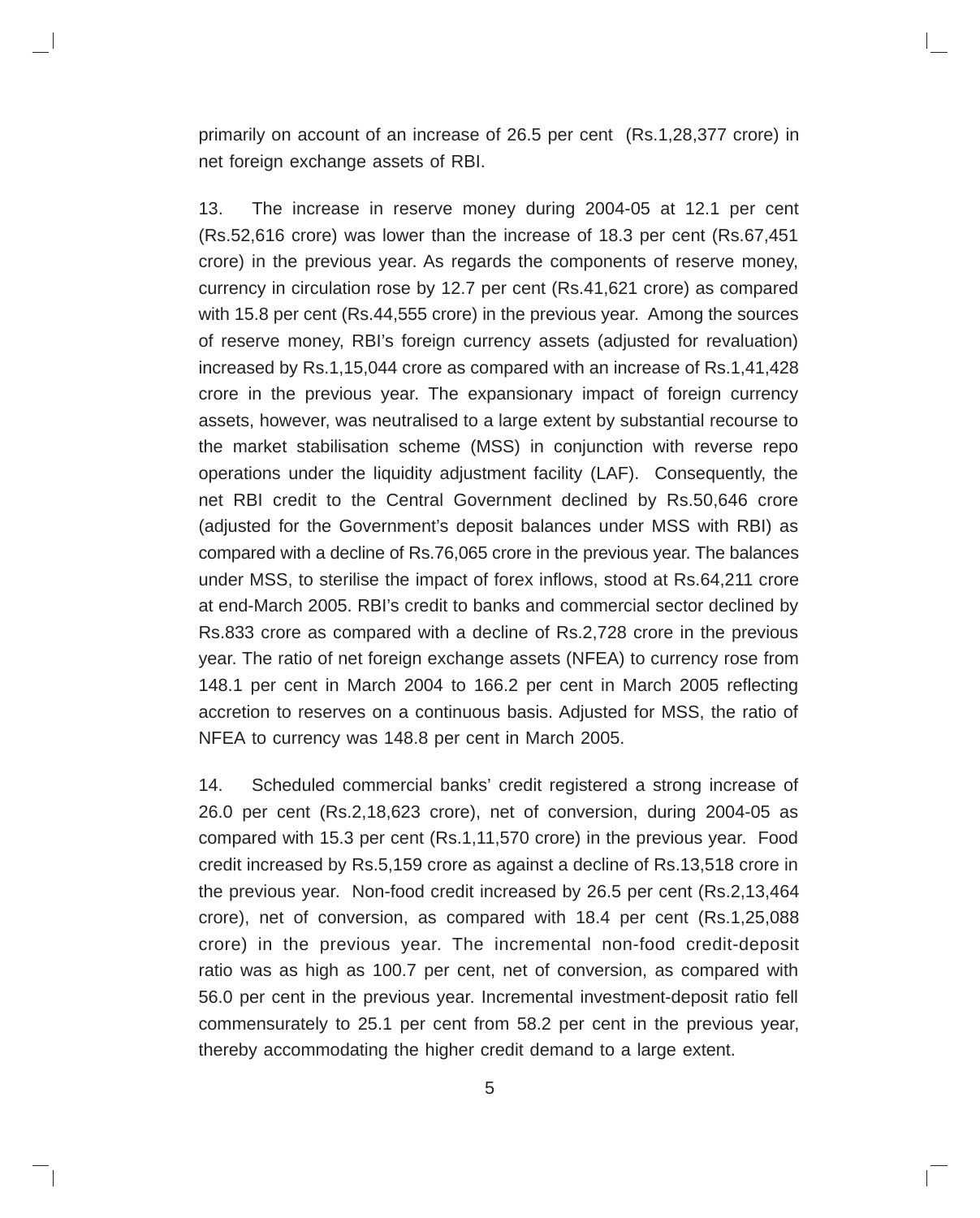primarily on account of an increase of 26.5 per cent (Rs.1,28,377 crore) in net foreign exchange assets of RBI.

13. The increase in reserve money during 2004-05 at 12.1 per cent (Rs.52,616 crore) was lower than the increase of 18.3 per cent (Rs.67,451 crore) in the previous year. As regards the components of reserve money, currency in circulation rose by 12.7 per cent (Rs.41,621 crore) as compared with 15.8 per cent (Rs.44,555 crore) in the previous year. Among the sources of reserve money, RBI's foreign currency assets (adjusted for revaluation) increased by Rs.1,15,044 crore as compared with an increase of Rs.1,41,428 crore in the previous year. The expansionary impact of foreign currency assets, however, was neutralised to a large extent by substantial recourse to the market stabilisation scheme (MSS) in conjunction with reverse repo operations under the liquidity adjustment facility (LAF). Consequently, the net RBI credit to the Central Government declined by Rs.50,646 crore (adjusted for the Government's deposit balances under MSS with RBI) as compared with a decline of Rs.76,065 crore in the previous year. The balances under MSS, to sterilise the impact of forex inflows, stood at Rs.64,211 crore at end-March 2005. RBI's credit to banks and commercial sector declined by Rs.833 crore as compared with a decline of Rs.2,728 crore in the previous year. The ratio of net foreign exchange assets (NFEA) to currency rose from 148.1 per cent in March 2004 to 166.2 per cent in March 2005 reflecting accretion to reserves on a continuous basis. Adjusted for MSS, the ratio of NFEA to currency was 148.8 per cent in March 2005.

14. Scheduled commercial banks' credit registered a strong increase of 26.0 per cent (Rs.2,18,623 crore), net of conversion, during 2004-05 as compared with 15.3 per cent (Rs.1,11,570 crore) in the previous year. Food credit increased by Rs.5,159 crore as against a decline of Rs.13,518 crore in the previous year. Non-food credit increased by 26.5 per cent (Rs.2,13,464 crore), net of conversion, as compared with 18.4 per cent (Rs.1,25,088 crore) in the previous year. The incremental non-food credit-deposit ratio was as high as 100.7 per cent, net of conversion, as compared with 56.0 per cent in the previous year. Incremental investment-deposit ratio fell commensurately to 25.1 per cent from 58.2 per cent in the previous year, thereby accommodating the higher credit demand to a large extent.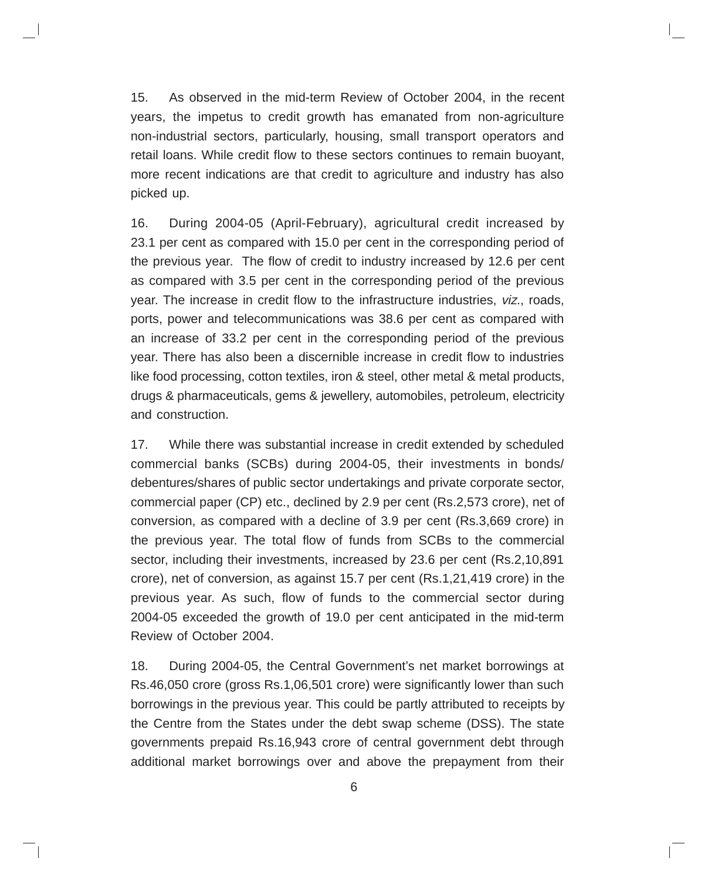15. As observed in the mid-term Review of October 2004, in the recent years, the impetus to credit growth has emanated from non-agriculture non-industrial sectors, particularly, housing, small transport operators and retail loans. While credit flow to these sectors continues to remain buoyant, more recent indications are that credit to agriculture and industry has also picked up.

16. During 2004-05 (April-February), agricultural credit increased by 23.1 per cent as compared with 15.0 per cent in the corresponding period of the previous year. The flow of credit to industry increased by 12.6 per cent as compared with 3.5 per cent in the corresponding period of the previous year. The increase in credit flow to the infrastructure industries, *viz.*, roads, ports, power and telecommunications was 38.6 per cent as compared with an increase of 33.2 per cent in the corresponding period of the previous year. There has also been a discernible increase in credit flow to industries like food processing, cotton textiles, iron & steel, other metal & metal products, drugs & pharmaceuticals, gems & jewellery, automobiles, petroleum, electricity and construction.

17. While there was substantial increase in credit extended by scheduled commercial banks (SCBs) during 2004-05, their investments in bonds/ debentures/shares of public sector undertakings and private corporate sector, commercial paper (CP) etc., declined by 2.9 per cent (Rs.2,573 crore), net of conversion, as compared with a decline of 3.9 per cent (Rs.3,669 crore) in the previous year. The total flow of funds from SCBs to the commercial sector, including their investments, increased by 23.6 per cent (Rs.2,10,891 crore), net of conversion, as against 15.7 per cent (Rs.1,21,419 crore) in the previous year. As such, flow of funds to the commercial sector during 2004-05 exceeded the growth of 19.0 per cent anticipated in the mid-term Review of October 2004.

18. During 2004-05, the Central Government's net market borrowings at Rs.46,050 crore (gross Rs.1,06,501 crore) were significantly lower than such borrowings in the previous year. This could be partly attributed to receipts by the Centre from the States under the debt swap scheme (DSS). The state governments prepaid Rs.16,943 crore of central government debt through additional market borrowings over and above the prepayment from their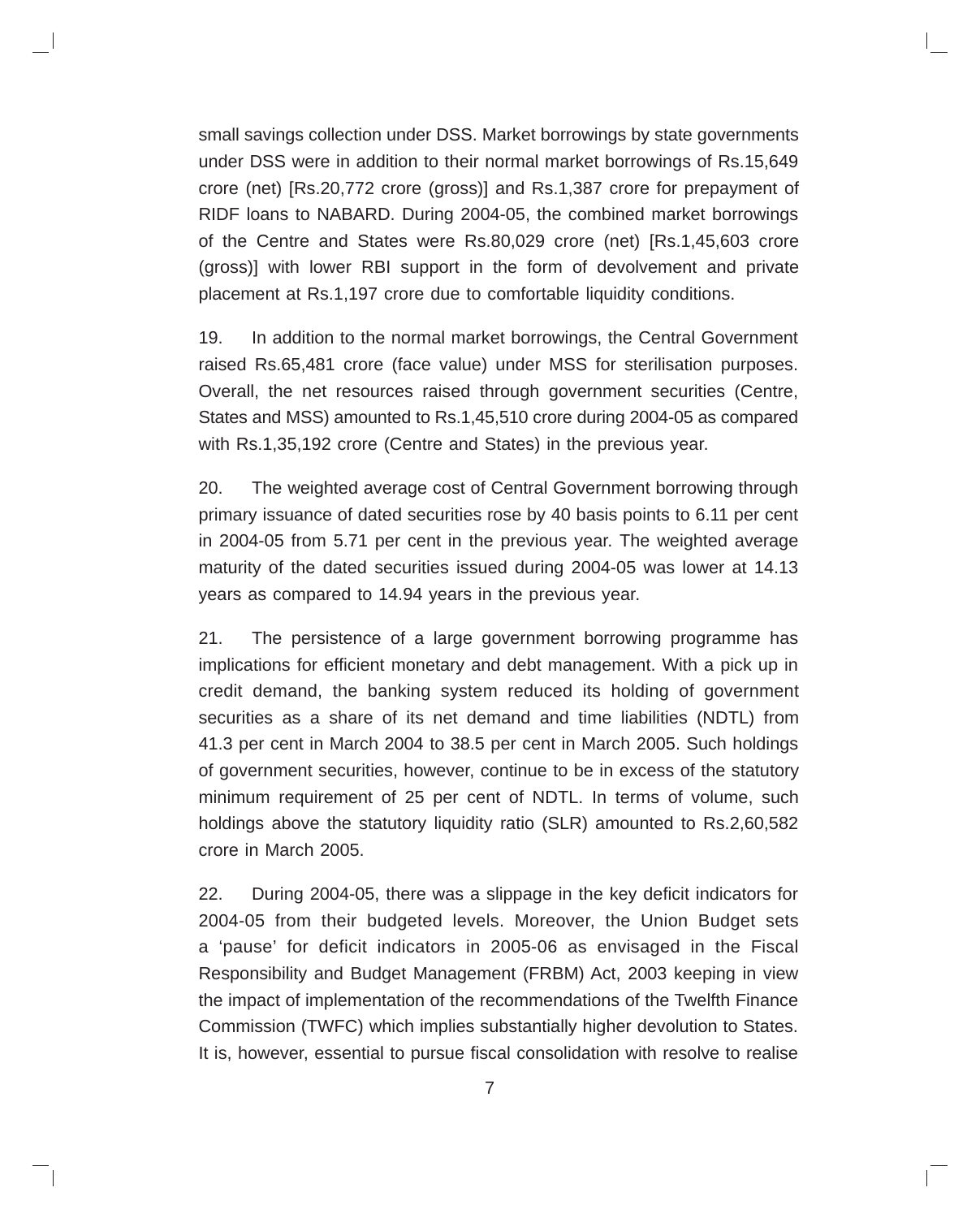small savings collection under DSS. Market borrowings by state governments under DSS were in addition to their normal market borrowings of Rs.15,649 crore (net) [Rs.20,772 crore (gross)] and Rs.1,387 crore for prepayment of RIDF loans to NABARD. During 2004-05, the combined market borrowings of the Centre and States were Rs.80,029 crore (net) [Rs.1,45,603 crore (gross)] with lower RBI support in the form of devolvement and private placement at Rs.1,197 crore due to comfortable liquidity conditions.

19. In addition to the normal market borrowings, the Central Government raised Rs.65,481 crore (face value) under MSS for sterilisation purposes. Overall, the net resources raised through government securities (Centre, States and MSS) amounted to Rs.1,45,510 crore during 2004-05 as compared with Rs.1,35,192 crore (Centre and States) in the previous year.

20. The weighted average cost of Central Government borrowing through primary issuance of dated securities rose by 40 basis points to 6.11 per cent in 2004-05 from 5.71 per cent in the previous year. The weighted average maturity of the dated securities issued during 2004-05 was lower at 14.13 years as compared to 14.94 years in the previous year.

21. The persistence of a large government borrowing programme has implications for efficient monetary and debt management. With a pick up in credit demand, the banking system reduced its holding of government securities as a share of its net demand and time liabilities (NDTL) from 41.3 per cent in March 2004 to 38.5 per cent in March 2005. Such holdings of government securities, however, continue to be in excess of the statutory minimum requirement of 25 per cent of NDTL. In terms of volume, such holdings above the statutory liquidity ratio (SLR) amounted to Rs.2,60,582 crore in March 2005.

22. During 2004-05, there was a slippage in the key deficit indicators for 2004-05 from their budgeted levels. Moreover, the Union Budget sets a 'pause' for deficit indicators in 2005-06 as envisaged in the Fiscal Responsibility and Budget Management (FRBM) Act, 2003 keeping in view the impact of implementation of the recommendations of the Twelfth Finance Commission (TWFC) which implies substantially higher devolution to States. It is, however, essential to pursue fiscal consolidation with resolve to realise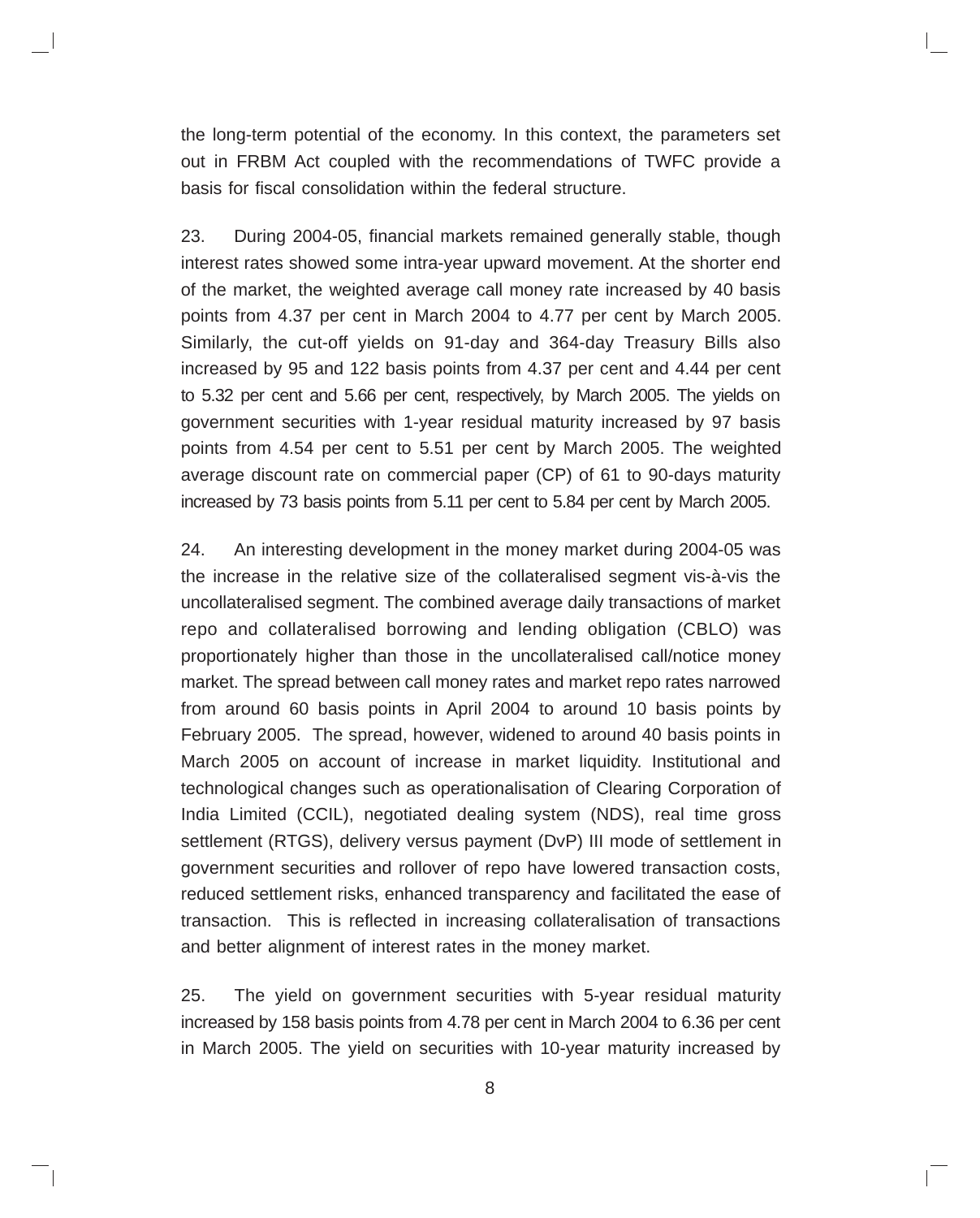the long-term potential of the economy. In this context, the parameters set out in FRBM Act coupled with the recommendations of TWFC provide a basis for fiscal consolidation within the federal structure.

23. During 2004-05, financial markets remained generally stable, though interest rates showed some intra-year upward movement. At the shorter end of the market, the weighted average call money rate increased by 40 basis points from 4.37 per cent in March 2004 to 4.77 per cent by March 2005. Similarly, the cut-off yields on 91-day and 364-day Treasury Bills also increased by 95 and 122 basis points from 4.37 per cent and 4.44 per cent to 5.32 per cent and 5.66 per cent, respectively, by March 2005. The yields on government securities with 1-year residual maturity increased by 97 basis points from 4.54 per cent to 5.51 per cent by March 2005. The weighted average discount rate on commercial paper (CP) of 61 to 90-days maturity increased by 73 basis points from 5.11 per cent to 5.84 per cent by March 2005.

24. An interesting development in the money market during 2004-05 was the increase in the relative size of the collateralised segment vis-à-vis the uncollateralised segment. The combined average daily transactions of market repo and collateralised borrowing and lending obligation (CBLO) was proportionately higher than those in the uncollateralised call/notice money market. The spread between call money rates and market repo rates narrowed from around 60 basis points in April 2004 to around 10 basis points by February 2005. The spread, however, widened to around 40 basis points in March 2005 on account of increase in market liquidity. Institutional and technological changes such as operationalisation of Clearing Corporation of India Limited (CCIL), negotiated dealing system (NDS), real time gross settlement (RTGS), delivery versus payment (DvP) III mode of settlement in government securities and rollover of repo have lowered transaction costs, reduced settlement risks, enhanced transparency and facilitated the ease of transaction. This is reflected in increasing collateralisation of transactions and better alignment of interest rates in the money market.

25. The yield on government securities with 5-year residual maturity increased by 158 basis points from 4.78 per cent in March 2004 to 6.36 per cent in March 2005. The yield on securities with 10-year maturity increased by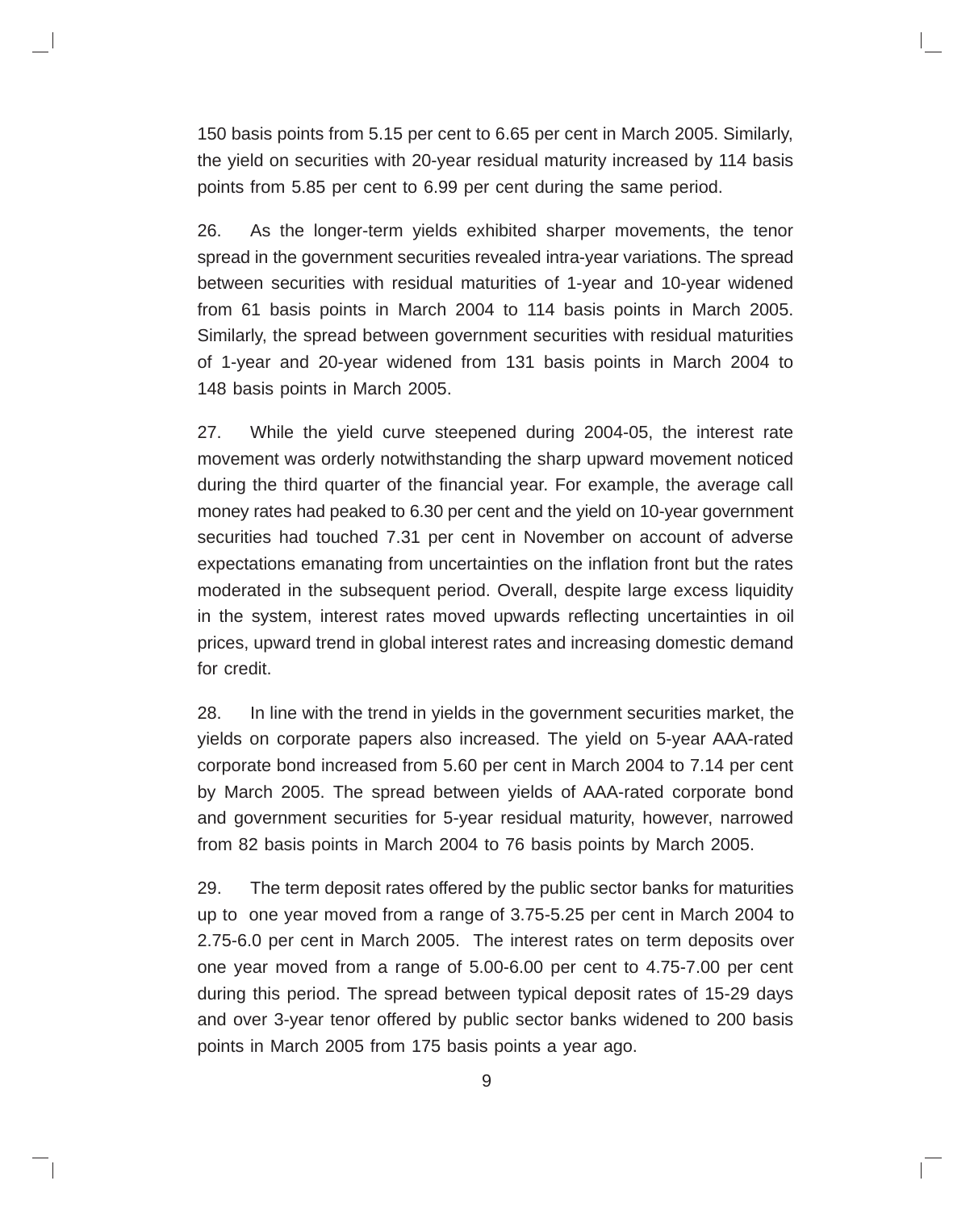150 basis points from 5.15 per cent to 6.65 per cent in March 2005. Similarly, the yield on securities with 20-year residual maturity increased by 114 basis points from 5.85 per cent to 6.99 per cent during the same period.

26. As the longer-term yields exhibited sharper movements, the tenor spread in the government securities revealed intra-year variations. The spread between securities with residual maturities of 1-year and 10-year widened from 61 basis points in March 2004 to 114 basis points in March 2005. Similarly, the spread between government securities with residual maturities of 1-year and 20-year widened from 131 basis points in March 2004 to 148 basis points in March 2005.

27. While the yield curve steepened during 2004-05, the interest rate movement was orderly notwithstanding the sharp upward movement noticed during the third quarter of the financial year. For example, the average call money rates had peaked to 6.30 per cent and the yield on 10-year government securities had touched 7.31 per cent in November on account of adverse expectations emanating from uncertainties on the inflation front but the rates moderated in the subsequent period. Overall, despite large excess liquidity in the system, interest rates moved upwards reflecting uncertainties in oil prices, upward trend in global interest rates and increasing domestic demand for credit.

28. In line with the trend in yields in the government securities market, the yields on corporate papers also increased. The yield on 5-year AAA-rated corporate bond increased from 5.60 per cent in March 2004 to 7.14 per cent by March 2005. The spread between yields of AAA-rated corporate bond and government securities for 5-year residual maturity, however, narrowed from 82 basis points in March 2004 to 76 basis points by March 2005.

29. The term deposit rates offered by the public sector banks for maturities up to one year moved from a range of 3.75-5.25 per cent in March 2004 to 2.75-6.0 per cent in March 2005. The interest rates on term deposits over one year moved from a range of 5.00-6.00 per cent to 4.75-7.00 per cent during this period. The spread between typical deposit rates of 15-29 days and over 3-year tenor offered by public sector banks widened to 200 basis points in March 2005 from 175 basis points a year ago.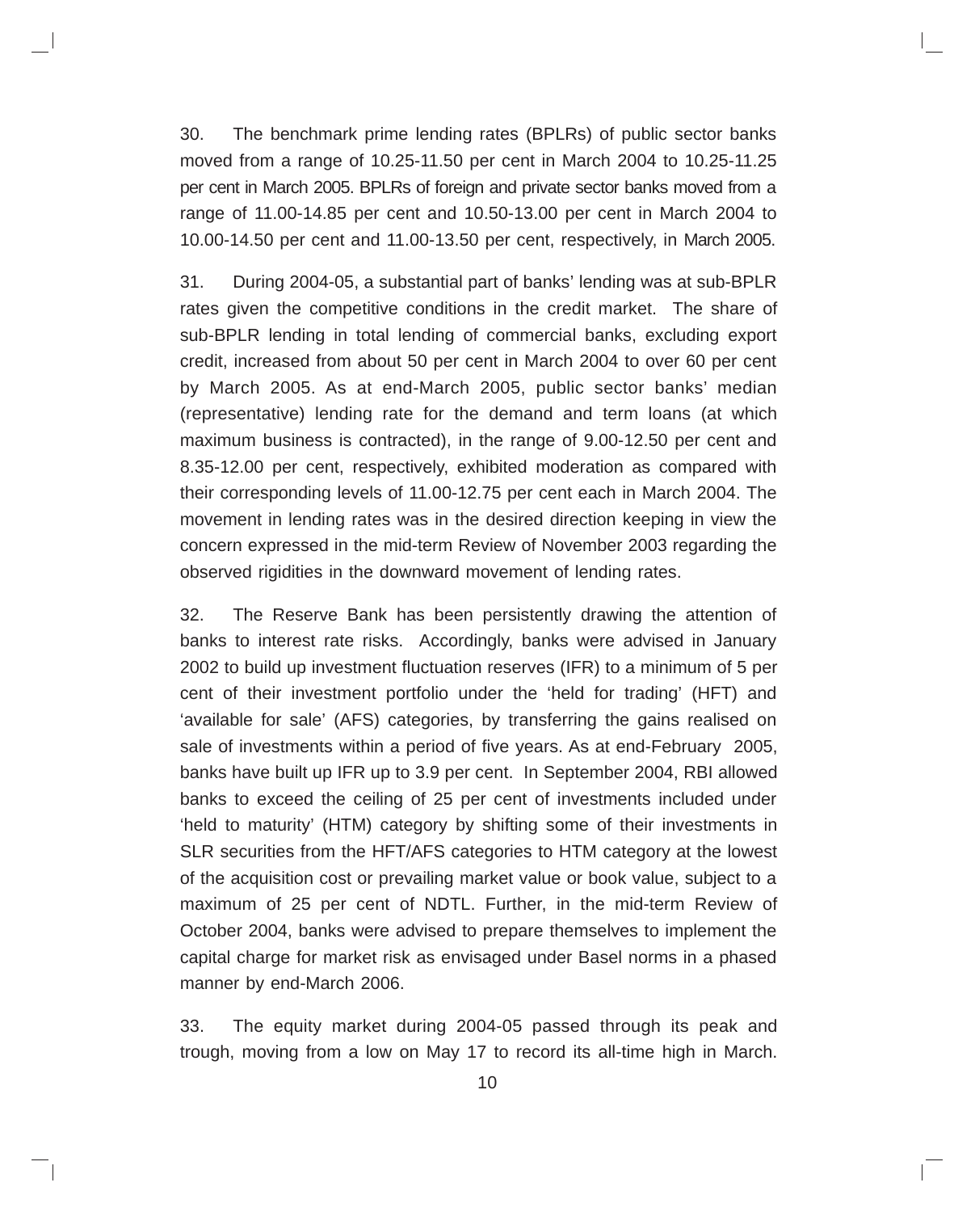30. The benchmark prime lending rates (BPLRs) of public sector banks moved from a range of 10.25-11.50 per cent in March 2004 to 10.25-11.25 per cent in March 2005. BPLRs of foreign and private sector banks moved from a range of 11.00-14.85 per cent and 10.50-13.00 per cent in March 2004 to 10.00-14.50 per cent and 11.00-13.50 per cent, respectively, in March 2005.

31. During 2004-05, a substantial part of banks' lending was at sub-BPLR rates given the competitive conditions in the credit market. The share of sub-BPLR lending in total lending of commercial banks, excluding export credit, increased from about 50 per cent in March 2004 to over 60 per cent by March 2005. As at end-March 2005, public sector banks' median (representative) lending rate for the demand and term loans (at which maximum business is contracted), in the range of 9.00-12.50 per cent and 8.35-12.00 per cent, respectively, exhibited moderation as compared with their corresponding levels of 11.00-12.75 per cent each in March 2004. The movement in lending rates was in the desired direction keeping in view the concern expressed in the mid-term Review of November 2003 regarding the observed rigidities in the downward movement of lending rates.

32. The Reserve Bank has been persistently drawing the attention of banks to interest rate risks. Accordingly, banks were advised in January 2002 to build up investment fluctuation reserves (IFR) to a minimum of 5 per cent of their investment portfolio under the 'held for trading' (HFT) and 'available for sale' (AFS) categories, by transferring the gains realised on sale of investments within a period of five years. As at end-February 2005, banks have built up IFR up to 3.9 per cent. In September 2004, RBI allowed banks to exceed the ceiling of 25 per cent of investments included under 'held to maturity' (HTM) category by shifting some of their investments in SLR securities from the HFT/AFS categories to HTM category at the lowest of the acquisition cost or prevailing market value or book value, subject to a maximum of 25 per cent of NDTL. Further, in the mid-term Review of October 2004, banks were advised to prepare themselves to implement the capital charge for market risk as envisaged under Basel norms in a phased manner by end-March 2006.

33. The equity market during 2004-05 passed through its peak and trough, moving from a low on May 17 to record its all-time high in March.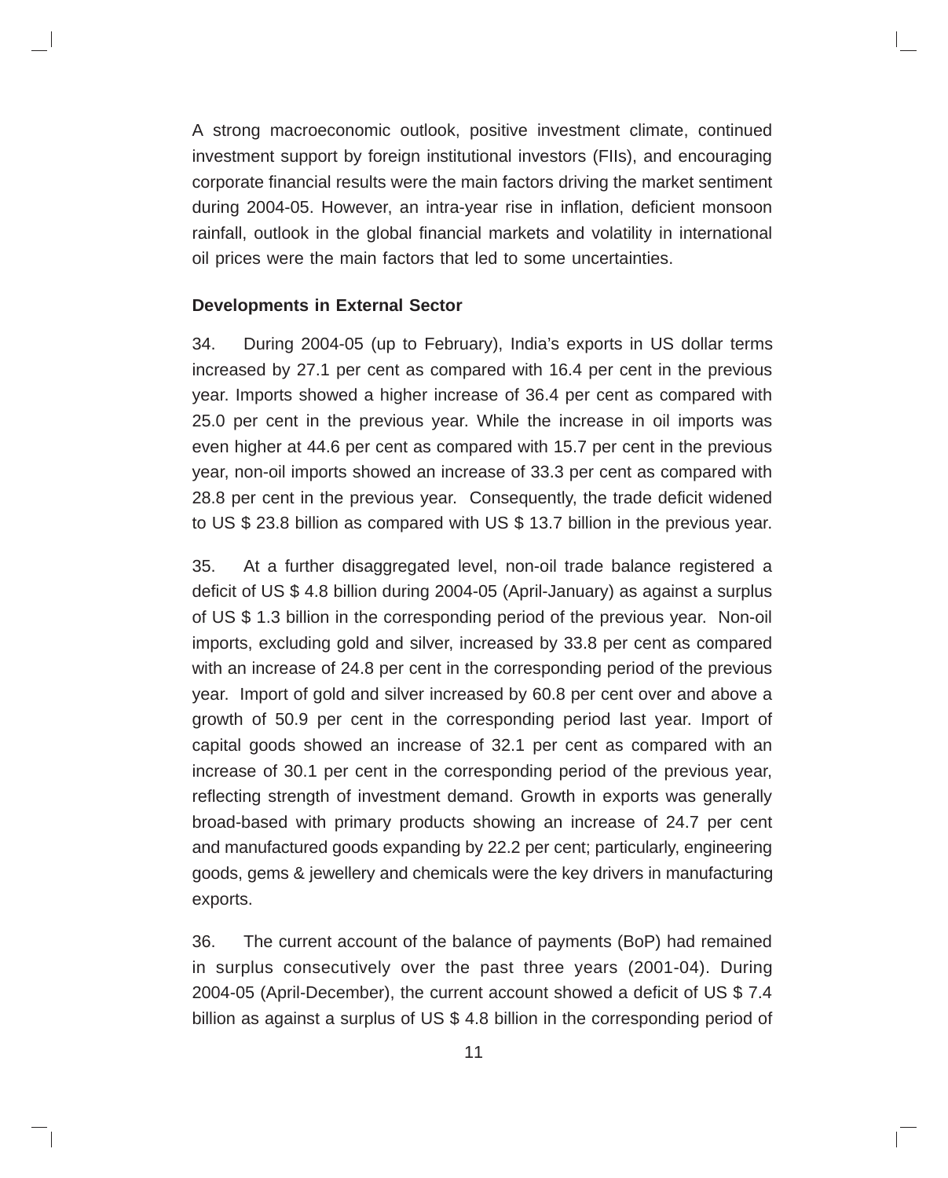A strong macroeconomic outlook, positive investment climate, continued investment support by foreign institutional investors (FIIs), and encouraging corporate financial results were the main factors driving the market sentiment during 2004-05. However, an intra-year rise in inflation, deficient monsoon rainfall, outlook in the global financial markets and volatility in international oil prices were the main factors that led to some uncertainties.

**Developments in External Sector**

34. During 2004-05 (up to February), India's exports in US dollar terms increased by 27.1 per cent as compared with 16.4 per cent in the previous year. Imports showed a higher increase of 36.4 per cent as compared with 25.0 per cent in the previous year. While the increase in oil imports was even higher at 44.6 per cent as compared with 15.7 per cent in the previous year, non-oil imports showed an increase of 33.3 per cent as compared with 28.8 per cent in the previous year. Consequently, the trade deficit widened to US $ 23.8 billion as compared with US $ 13.7 billion in the previous year.

35. At a further disaggregated level, non-oil trade balance registered a deficit of US $ 4.8 billion during 2004-05 (April-January) as against a surplus of US $ 1.3 billion in the corresponding period of the previous year. Non-oil imports, excluding gold and silver, increased by 33.8 per cent as compared with an increase of 24.8 per cent in the corresponding period of the previous year. Import of gold and silver increased by 60.8 per cent over and above a growth of 50.9 per cent in the corresponding period last year. Import of capital goods showed an increase of 32.1 per cent as compared with an increase of 30.1 per cent in the corresponding period of the previous year, reflecting strength of investment demand. Growth in exports was generally broad-based with primary products showing an increase of 24.7 per cent and manufactured goods expanding by 22.2 per cent; particularly, engineering goods, gems & jewellery and chemicals were the key drivers in manufacturing exports.

36. The current account of the balance of payments (BoP) had remained in surplus consecutively over the past three years (2001-04). During 2004-05 (April-December), the current account showed a deficit of US $ 7.4 billion as against a surplus of US $ 4.8 billion in the corresponding period of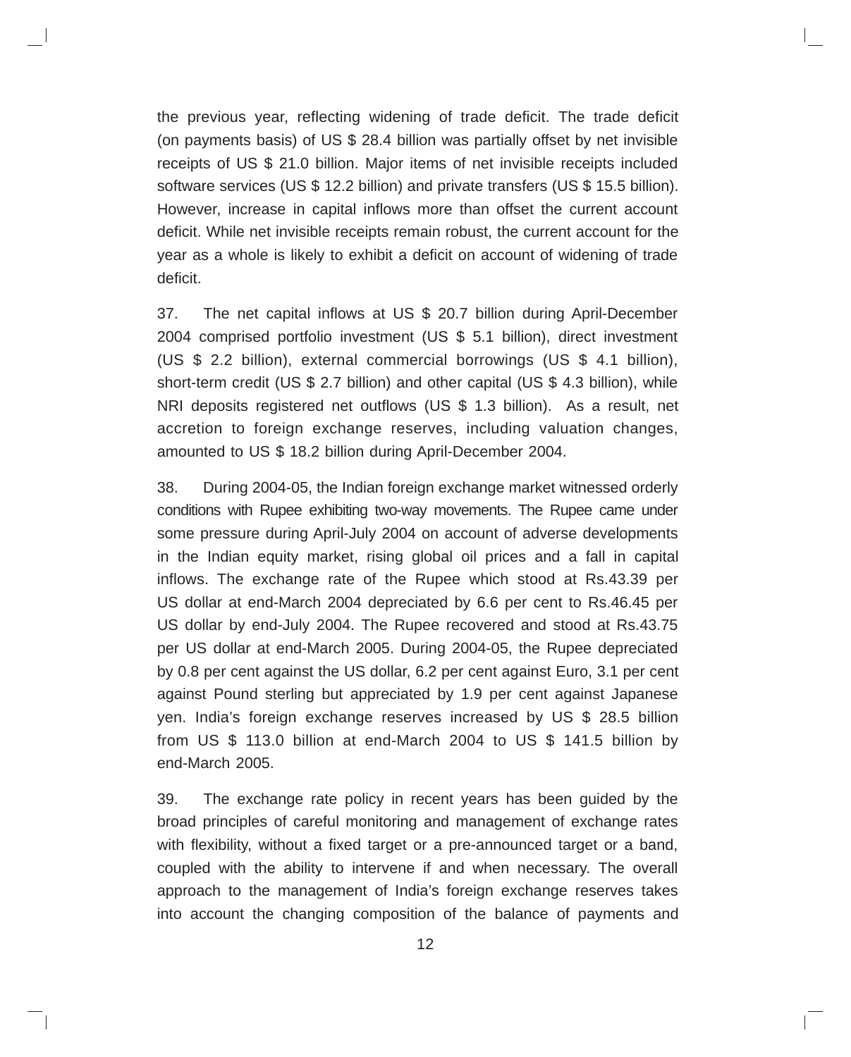the previous year, reflecting widening of trade deficit. The trade deficit (on payments basis) of US $ 28.4 billion was partially offset by net invisible receipts of US $ 21.0 billion. Major items of net invisible receipts included software services (US $ 12.2 billion) and private transfers (US $ 15.5 billion). However, increase in capital inflows more than offset the current account deficit. While net invisible receipts remain robust, the current account for the year as a whole is likely to exhibit a deficit on account of widening of trade deficit.

37. The net capital inflows at US $ 20.7 billion during April-December 2004 comprised portfolio investment (US $ 5.1 billion), direct investment (US $ 2.2 billion), external commercial borrowings (US $ 4.1 billion), short-term credit (US $ 2.7 billion) and other capital (US $ 4.3 billion), while NRI deposits registered net outflows (US $ 1.3 billion). As a result, net accretion to foreign exchange reserves, including valuation changes, amounted to US $ 18.2 billion during April-December 2004.

38. During 2004-05, the Indian foreign exchange market witnessed orderly conditions with Rupee exhibiting two-way movements. The Rupee came under some pressure during April-July 2004 on account of adverse developments in the Indian equity market, rising global oil prices and a fall in capital inflows. The exchange rate of the Rupee which stood at Rs.43.39 per US dollar at end-March 2004 depreciated by 6.6 per cent to Rs.46.45 per US dollar by end-July 2004. The Rupee recovered and stood at Rs.43.75 per US dollar at end-March 2005. During 2004-05, the Rupee depreciated by 0.8 per cent against the US dollar, 6.2 per cent against Euro, 3.1 per cent against Pound sterling but appreciated by 1.9 per cent against Japanese yen. India's foreign exchange reserves increased by US $ 28.5 billion from US $ 113.0 billion at end-March 2004 to US $ 141.5 billion by end-March 2005.

39. The exchange rate policy in recent years has been guided by the broad principles of careful monitoring and management of exchange rates with flexibility, without a fixed target or a pre-announced target or a band, coupled with the ability to intervene if and when necessary. The overall approach to the management of India's foreign exchange reserves takes into account the changing composition of the balance of payments and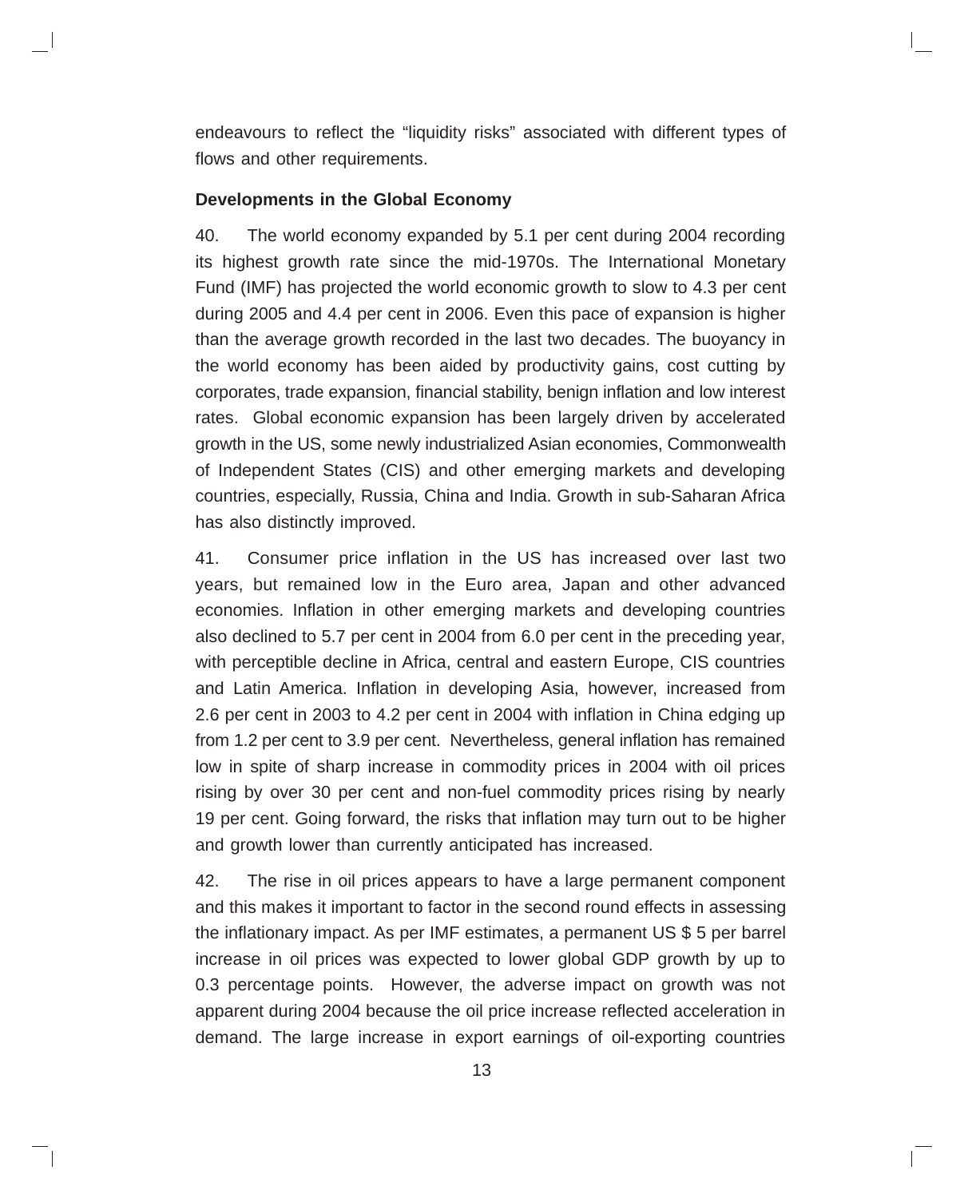endeavours to reflect the "liquidity risks" associated with different types of flows and other requirements.

**Developments in the Global Economy**

40. The world economy expanded by 5.1 per cent during 2004 recording its highest growth rate since the mid-1970s. The International Monetary Fund (IMF) has projected the world economic growth to slow to 4.3 per cent during 2005 and 4.4 per cent in 2006. Even this pace of expansion is higher than the average growth recorded in the last two decades. The buoyancy in the world economy has been aided by productivity gains, cost cutting by corporates, trade expansion, financial stability, benign inflation and low interest rates. Global economic expansion has been largely driven by accelerated growth in the US, some newly industrialized Asian economies, Commonwealth of Independent States (CIS) and other emerging markets and developing countries, especially, Russia, China and India. Growth in sub-Saharan Africa has also distinctly improved.

41. Consumer price inflation in the US has increased over last two years, but remained low in the Euro area, Japan and other advanced economies. Inflation in other emerging markets and developing countries also declined to 5.7 per cent in 2004 from 6.0 per cent in the preceding year, with perceptible decline in Africa, central and eastern Europe, CIS countries and Latin America. Inflation in developing Asia, however, increased from 2.6 per cent in 2003 to 4.2 per cent in 2004 with inflation in China edging up from 1.2 per cent to 3.9 per cent. Nevertheless, general inflation has remained low in spite of sharp increase in commodity prices in 2004 with oil prices rising by over 30 per cent and non-fuel commodity prices rising by nearly 19 per cent. Going forward, the risks that inflation may turn out to be higher and growth lower than currently anticipated has increased.

42. The rise in oil prices appears to have a large permanent component and this makes it important to factor in the second round effects in assessing the inflationary impact. As per IMF estimates, a permanent US $ 5 per barrel increase in oil prices was expected to lower global GDP growth by up to 0.3 percentage points. However, the adverse impact on growth was not apparent during 2004 because the oil price increase reflected acceleration in demand. The large increase in export earnings of oil-exporting countries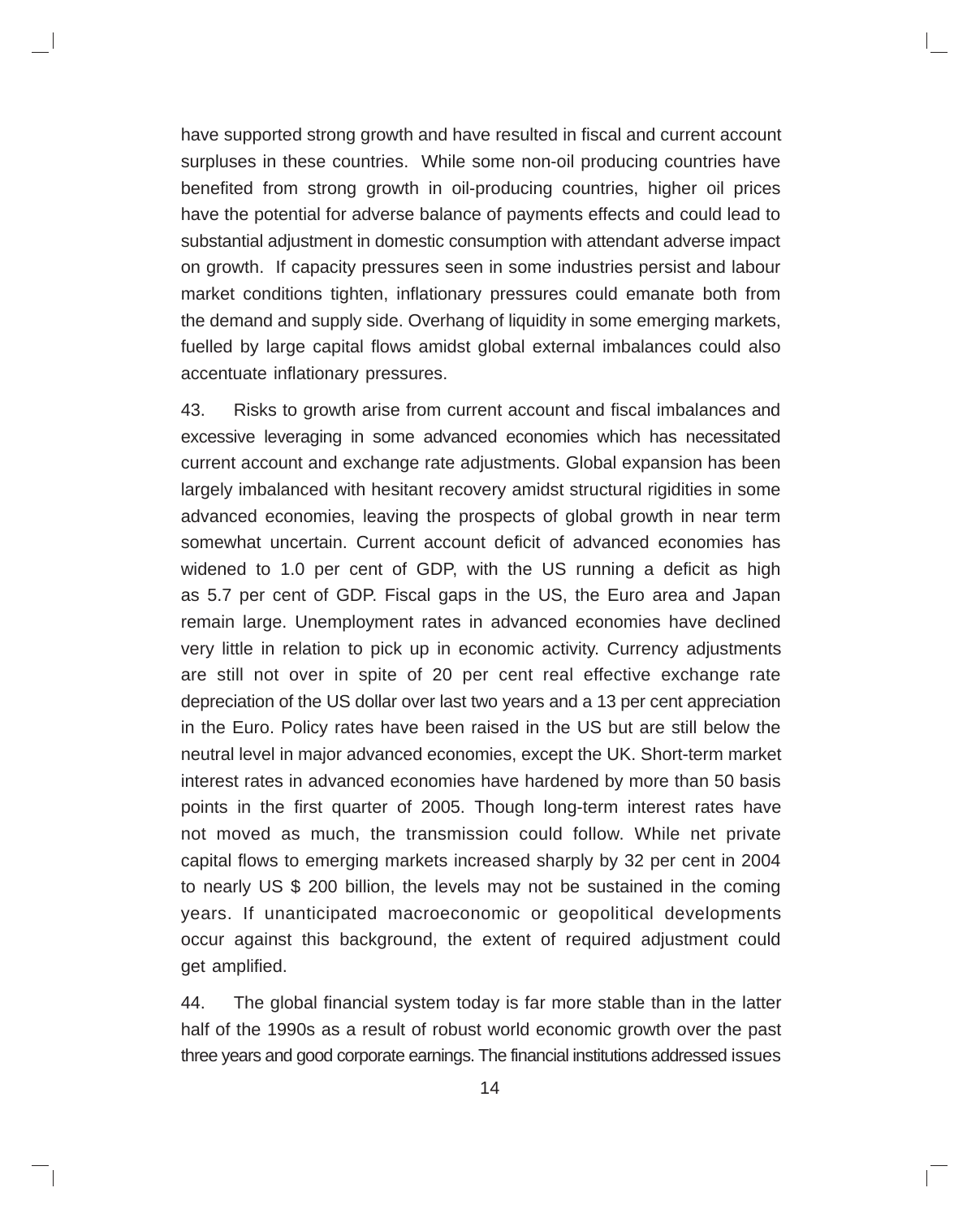have supported strong growth and have resulted in fiscal and current account surpluses in these countries. While some non-oil producing countries have benefited from strong growth in oil-producing countries, higher oil prices have the potential for adverse balance of payments effects and could lead to substantial adjustment in domestic consumption with attendant adverse impact on growth. If capacity pressures seen in some industries persist and labour market conditions tighten, inflationary pressures could emanate both from the demand and supply side. Overhang of liquidity in some emerging markets, fuelled by large capital flows amidst global external imbalances could also accentuate inflationary pressures.

43. Risks to growth arise from current account and fiscal imbalances and excessive leveraging in some advanced economies which has necessitated current account and exchange rate adjustments. Global expansion has been largely imbalanced with hesitant recovery amidst structural rigidities in some advanced economies, leaving the prospects of global growth in near term somewhat uncertain. Current account deficit of advanced economies has widened to 1.0 per cent of GDP, with the US running a deficit as high as 5.7 per cent of GDP. Fiscal gaps in the US, the Euro area and Japan remain large. Unemployment rates in advanced economies have declined very little in relation to pick up in economic activity. Currency adjustments are still not over in spite of 20 per cent real effective exchange rate depreciation of the US dollar over last two years and a 13 per cent appreciation in the Euro. Policy rates have been raised in the US but are still below the neutral level in major advanced economies, except the UK. Short-term market interest rates in advanced economies have hardened by more than 50 basis points in the first quarter of 2005. Though long-term interest rates have not moved as much, the transmission could follow. While net private capital flows to emerging markets increased sharply by 32 per cent in 2004 to nearly US $ 200 billion, the levels may not be sustained in the coming years. If unanticipated macroeconomic or geopolitical developments occur against this background, the extent of required adjustment could get amplified.

44. The global financial system today is far more stable than in the latter half of the 1990s as a result of robust world economic growth over the past three years and good corporate earnings. The financial institutions addressed issues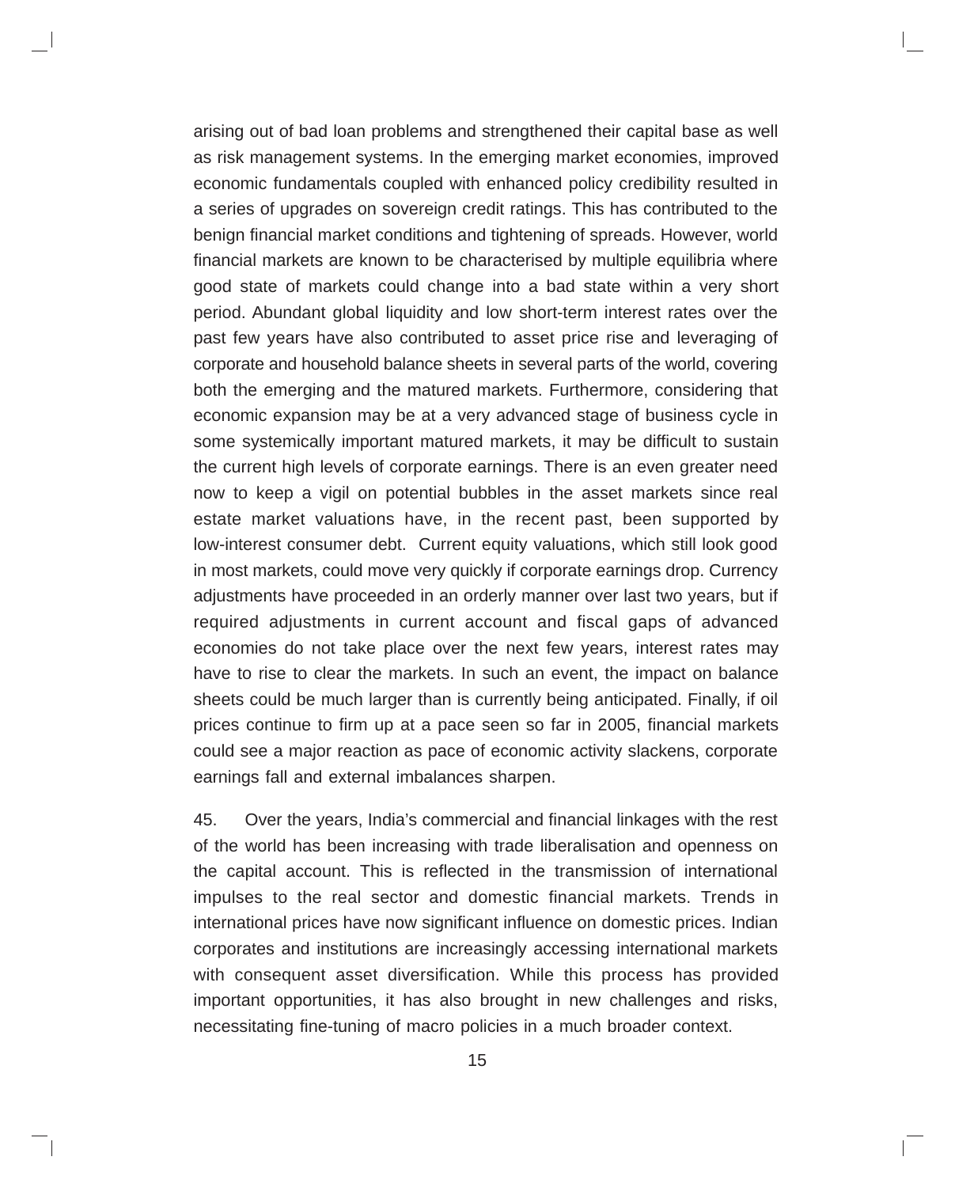arising out of bad loan problems and strengthened their capital base as well as risk management systems. In the emerging market economies, improved economic fundamentals coupled with enhanced policy credibility resulted in a series of upgrades on sovereign credit ratings. This has contributed to the benign financial market conditions and tightening of spreads. However, world financial markets are known to be characterised by multiple equilibria where good state of markets could change into a bad state within a very short period. Abundant global liquidity and low short-term interest rates over the past few years have also contributed to asset price rise and leveraging of corporate and household balance sheets in several parts of the world, covering both the emerging and the matured markets. Furthermore, considering that economic expansion may be at a very advanced stage of business cycle in some systemically important matured markets, it may be difficult to sustain the current high levels of corporate earnings. There is an even greater need now to keep a vigil on potential bubbles in the asset markets since real estate market valuations have, in the recent past, been supported by low-interest consumer debt. Current equity valuations, which still look good in most markets, could move very quickly if corporate earnings drop. Currency adjustments have proceeded in an orderly manner over last two years, but if required adjustments in current account and fiscal gaps of advanced economies do not take place over the next few years, interest rates may have to rise to clear the markets. In such an event, the impact on balance sheets could be much larger than is currently being anticipated. Finally, if oil prices continue to firm up at a pace seen so far in 2005, financial markets could see a major reaction as pace of economic activity slackens, corporate earnings fall and external imbalances sharpen.

45. Over the years, India's commercial and financial linkages with the rest of the world has been increasing with trade liberalisation and openness on the capital account. This is reflected in the transmission of international impulses to the real sector and domestic financial markets. Trends in international prices have now significant influence on domestic prices. Indian corporates and institutions are increasingly accessing international markets with consequent asset diversification. While this process has provided important opportunities, it has also brought in new challenges and risks, necessitating fine-tuning of macro policies in a much broader context.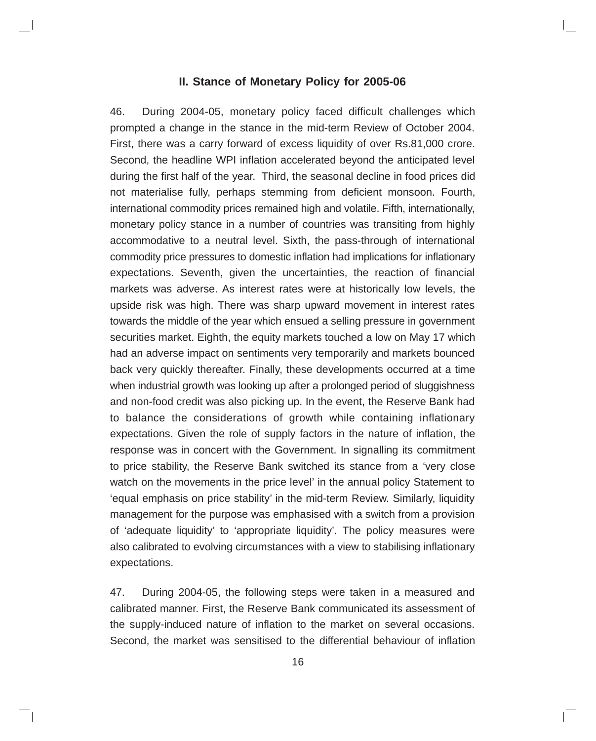## II. Stance of Monetary Policy for 2005-06

46. During 2004-05, monetary policy faced difficult challenges which prompted a change in the stance in the mid-term Review of October 2004. First, there was a carry forward of excess liquidity of over Rs.81,000 crore. Second, the headline WPI inflation accelerated beyond the anticipated level during the first half of the year. Third, the seasonal decline in food prices did not materialise fully, perhaps stemming from deficient monsoon. Fourth, international commodity prices remained high and volatile. Fifth, internationally, monetary policy stance in a number of countries was transiting from highly accommodative to a neutral level. Sixth, the pass-through of international commodity price pressures to domestic inflation had implications for inflationary expectations. Seventh, given the uncertainties, the reaction of financial markets was adverse. As interest rates were at historically low levels, the upside risk was high. There was sharp upward movement in interest rates towards the middle of the year which ensued a selling pressure in government securities market. Eighth, the equity markets touched a low on May 17 which had an adverse impact on sentiments very temporarily and markets bounced back very quickly thereafter. Finally, these developments occurred at a time when industrial growth was looking up after a prolonged period of sluggishness and non-food credit was also picking up. In the event, the Reserve Bank had to balance the considerations of growth while containing inflationary expectations. Given the role of supply factors in the nature of inflation, the response was in concert with the Government. In signalling its commitment to price stability, the Reserve Bank switched its stance from a 'very close watch on the movements in the price level' in the annual policy Statement to 'equal emphasis on price stability' in the mid-term Review. Similarly, liquidity management for the purpose was emphasised with a switch from a provision of 'adequate liquidity' to 'appropriate liquidity'. The policy measures were also calibrated to evolving circumstances with a view to stabilising inflationary expectations.

47. During 2004-05, the following steps were taken in a measured and calibrated manner. First, the Reserve Bank communicated its assessment of the supply-induced nature of inflation to the market on several occasions. Second, the market was sensitised to the differential behaviour of inflation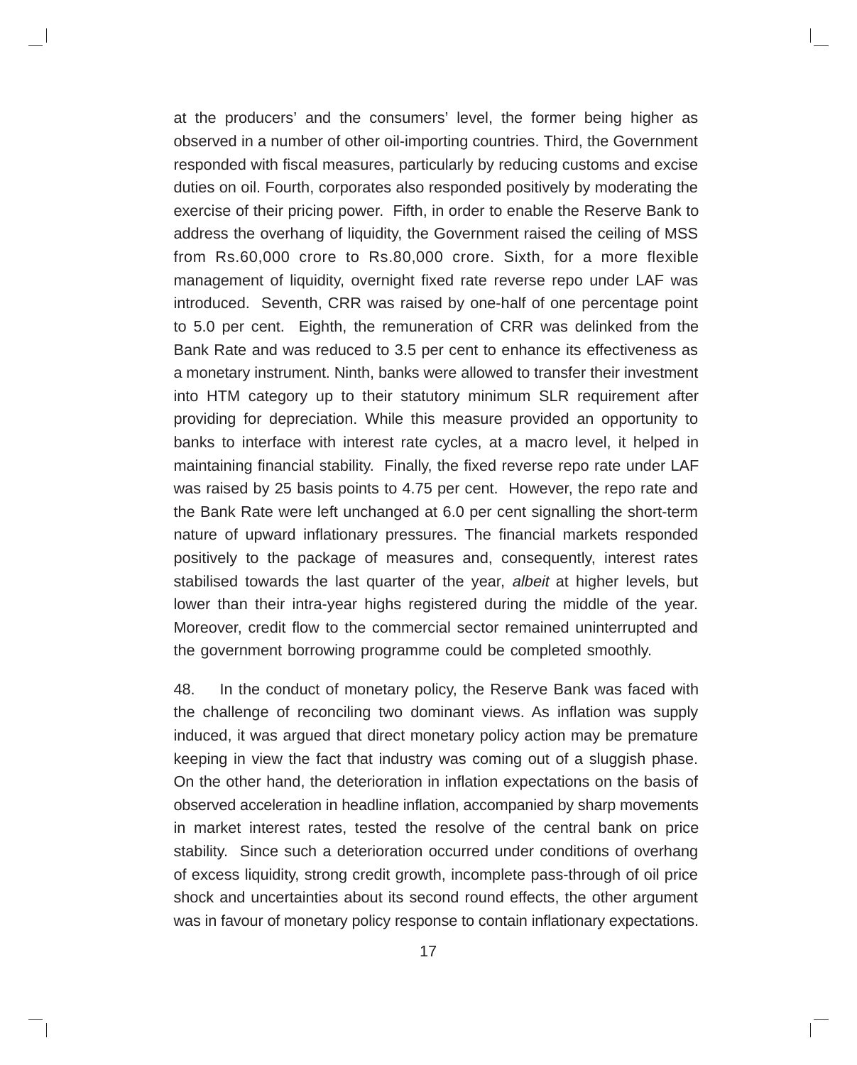at the producers' and the consumers' level, the former being higher as observed in a number of other oil-importing countries. Third, the Government responded with fiscal measures, particularly by reducing customs and excise duties on oil. Fourth, corporates also responded positively by moderating the exercise of their pricing power. Fifth, in order to enable the Reserve Bank to address the overhang of liquidity, the Government raised the ceiling of MSS from Rs.60,000 crore to Rs.80,000 crore. Sixth, for a more flexible management of liquidity, overnight fixed rate reverse repo under LAF was introduced. Seventh, CRR was raised by one-half of one percentage point to 5.0 per cent. Eighth, the remuneration of CRR was delinked from the Bank Rate and was reduced to 3.5 per cent to enhance its effectiveness as a monetary instrument. Ninth, banks were allowed to transfer their investment into HTM category up to their statutory minimum SLR requirement after providing for depreciation. While this measure provided an opportunity to banks to interface with interest rate cycles, at a macro level, it helped in maintaining financial stability. Finally, the fixed reverse repo rate under LAF was raised by 25 basis points to 4.75 per cent. However, the repo rate and the Bank Rate were left unchanged at 6.0 per cent signalling the short-term nature of upward inflationary pressures. The financial markets responded positively to the package of measures and, consequently, interest rates stabilised towards the last quarter of the year, *albeit* at higher levels, but lower than their intra-year highs registered during the middle of the year. Moreover, credit flow to the commercial sector remained uninterrupted and the government borrowing programme could be completed smoothly.

48. In the conduct of monetary policy, the Reserve Bank was faced with the challenge of reconciling two dominant views. As inflation was supply induced, it was argued that direct monetary policy action may be premature keeping in view the fact that industry was coming out of a sluggish phase. On the other hand, the deterioration in inflation expectations on the basis of observed acceleration in headline inflation, accompanied by sharp movements in market interest rates, tested the resolve of the central bank on price stability. Since such a deterioration occurred under conditions of overhang of excess liquidity, strong credit growth, incomplete pass-through of oil price shock and uncertainties about its second round effects, the other argument was in favour of monetary policy response to contain inflationary expectations.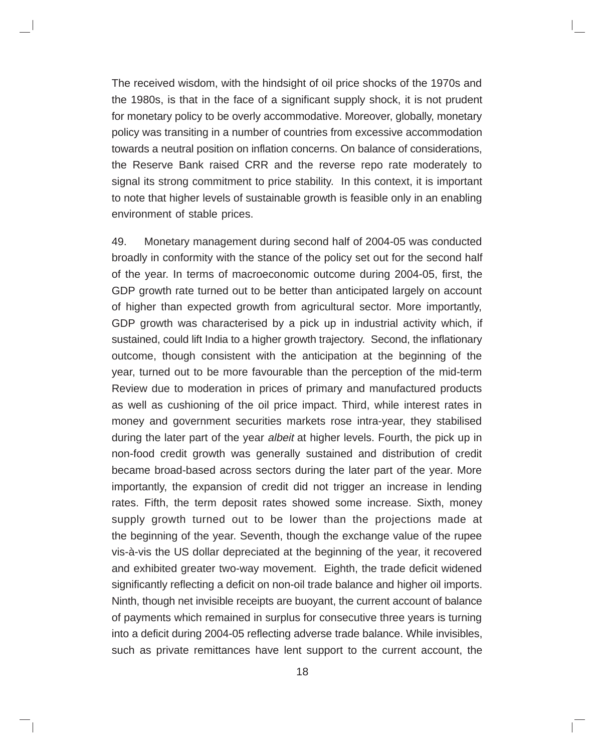The received wisdom, with the hindsight of oil price shocks of the 1970s and the 1980s, is that in the face of a significant supply shock, it is not prudent for monetary policy to be overly accommodative. Moreover, globally, monetary policy was transiting in a number of countries from excessive accommodation towards a neutral position on inflation concerns. On balance of considerations, the Reserve Bank raised CRR and the reverse repo rate moderately to signal its strong commitment to price stability. In this context, it is important to note that higher levels of sustainable growth is feasible only in an enabling environment of stable prices.

49. Monetary management during second half of 2004-05 was conducted broadly in conformity with the stance of the policy set out for the second half of the year. In terms of macroeconomic outcome during 2004-05, first, the GDP growth rate turned out to be better than anticipated largely on account of higher than expected growth from agricultural sector. More importantly, GDP growth was characterised by a pick up in industrial activity which, if sustained, could lift India to a higher growth trajectory. Second, the inflationary outcome, though consistent with the anticipation at the beginning of the year, turned out to be more favourable than the perception of the mid-term Review due to moderation in prices of primary and manufactured products as well as cushioning of the oil price impact. Third, while interest rates in money and government securities markets rose intra-year, they stabilised during the later part of the year *albeit* at higher levels. Fourth, the pick up in non-food credit growth was generally sustained and distribution of credit became broad-based across sectors during the later part of the year. More importantly, the expansion of credit did not trigger an increase in lending rates. Fifth, the term deposit rates showed some increase. Sixth, money supply growth turned out to be lower than the projections made at the beginning of the year. Seventh, though the exchange value of the rupee vis-à-vis the US dollar depreciated at the beginning of the year, it recovered and exhibited greater two-way movement. Eighth, the trade deficit widened significantly reflecting a deficit on non-oil trade balance and higher oil imports. Ninth, though net invisible receipts are buoyant, the current account of balance of payments which remained in surplus for consecutive three years is turning into a deficit during 2004-05 reflecting adverse trade balance. While invisibles, such as private remittances have lent support to the current account, the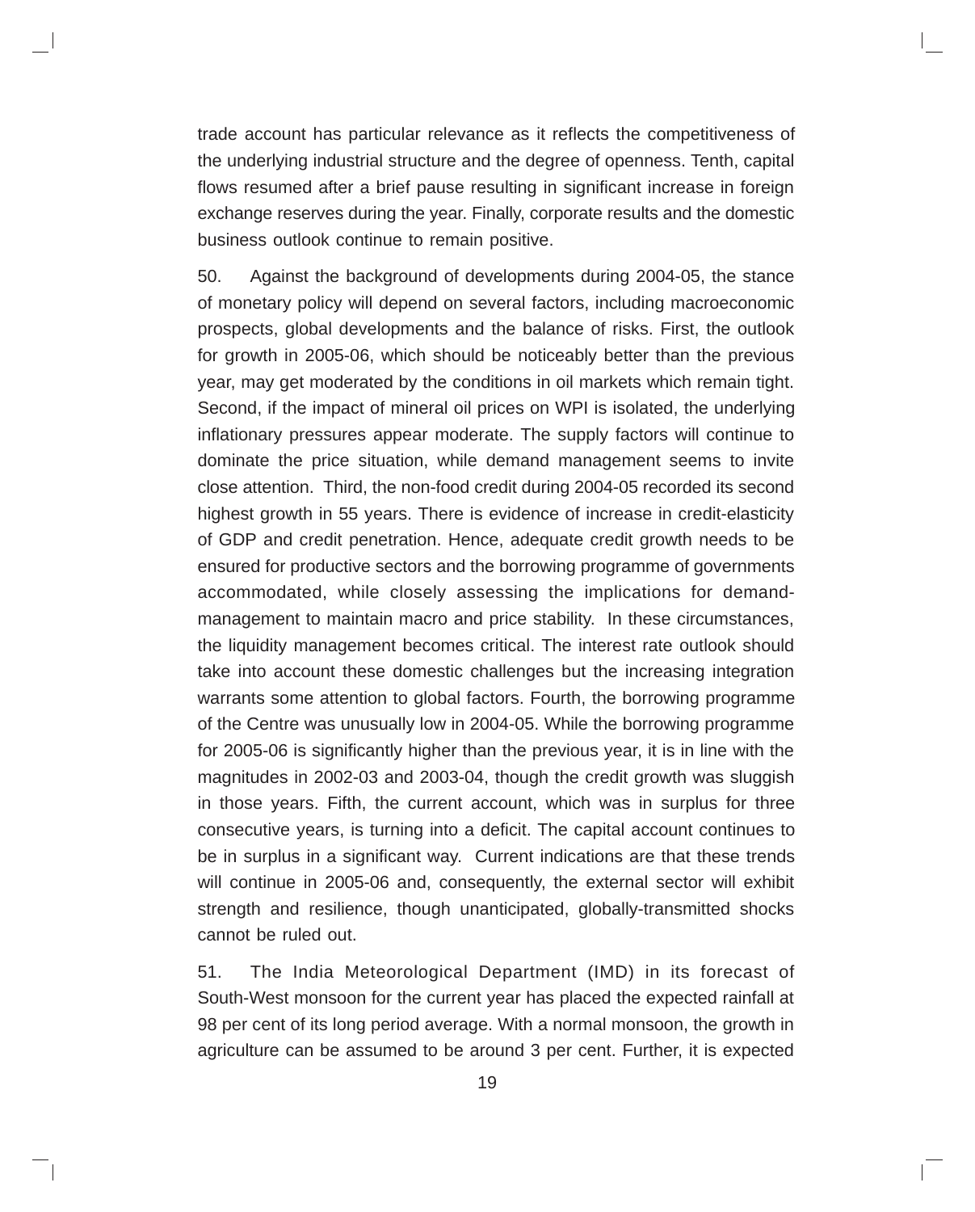trade account has particular relevance as it reflects the competitiveness of the underlying industrial structure and the degree of openness. Tenth, capital flows resumed after a brief pause resulting in significant increase in foreign exchange reserves during the year. Finally, corporate results and the domestic business outlook continue to remain positive.

50. Against the background of developments during 2004-05, the stance of monetary policy will depend on several factors, including macroeconomic prospects, global developments and the balance of risks. First, the outlook for growth in 2005-06, which should be noticeably better than the previous year, may get moderated by the conditions in oil markets which remain tight. Second, if the impact of mineral oil prices on WPI is isolated, the underlying inflationary pressures appear moderate. The supply factors will continue to dominate the price situation, while demand management seems to invite close attention. Third, the non-food credit during 2004-05 recorded its second highest growth in 55 years. There is evidence of increase in credit-elasticity of GDP and credit penetration. Hence, adequate credit growth needs to be ensured for productive sectors and the borrowing programme of governments accommodated, while closely assessing the implications for demand-management to maintain macro and price stability. In these circumstances, the liquidity management becomes critical. The interest rate outlook should take into account these domestic challenges but the increasing integration warrants some attention to global factors. Fourth, the borrowing programme of the Centre was unusually low in 2004-05. While the borrowing programme for 2005-06 is significantly higher than the previous year, it is in line with the magnitudes in 2002-03 and 2003-04, though the credit growth was sluggish in those years. Fifth, the current account, which was in surplus for three consecutive years, is turning into a deficit. The capital account continues to be in surplus in a significant way. Current indications are that these trends will continue in 2005-06 and, consequently, the external sector will exhibit strength and resilience, though unanticipated, globally-transmitted shocks cannot be ruled out.

51. The India Meteorological Department (IMD) in its forecast of South-West monsoon for the current year has placed the expected rainfall at 98 per cent of its long period average. With a normal monsoon, the growth in agriculture can be assumed to be around 3 per cent. Further, it is expected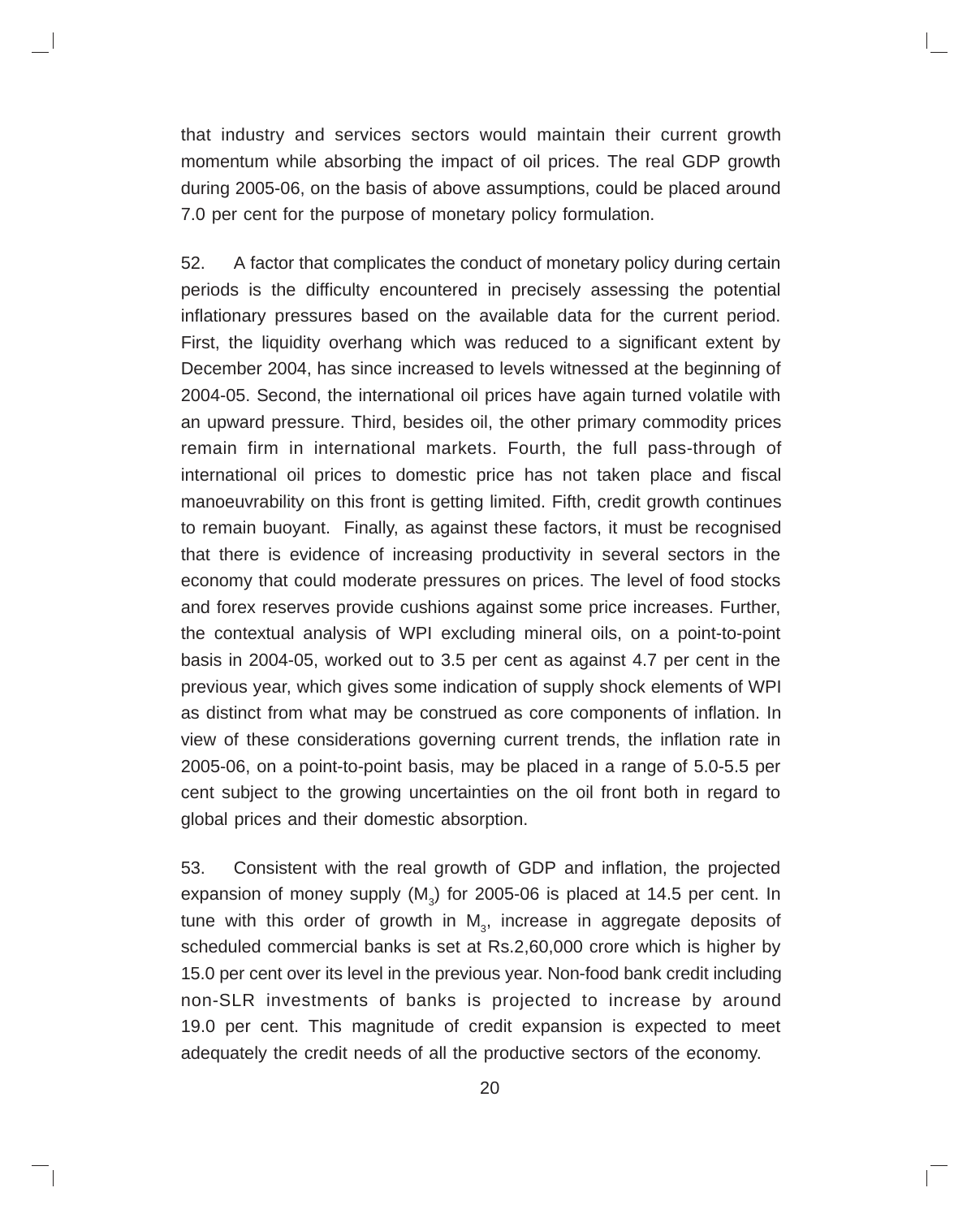that industry and services sectors would maintain their current growth momentum while absorbing the impact of oil prices. The real GDP growth during 2005-06, on the basis of above assumptions, could be placed around 7.0 per cent for the purpose of monetary policy formulation.

52. A factor that complicates the conduct of monetary policy during certain periods is the difficulty encountered in precisely assessing the potential inflationary pressures based on the available data for the current period. First, the liquidity overhang which was reduced to a significant extent by December 2004, has since increased to levels witnessed at the beginning of 2004-05. Second, the international oil prices have again turned volatile with an upward pressure. Third, besides oil, the other primary commodity prices remain firm in international markets. Fourth, the full pass-through of international oil prices to domestic price has not taken place and fiscal manoeuvrability on this front is getting limited. Fifth, credit growth continues to remain buoyant. Finally, as against these factors, it must be recognised that there is evidence of increasing productivity in several sectors in the economy that could moderate pressures on prices. The level of food stocks and forex reserves provide cushions against some price increases. Further, the contextual analysis of WPI excluding mineral oils, on a point-to-point basis in 2004-05, worked out to 3.5 per cent as against 4.7 per cent in the previous year, which gives some indication of supply shock elements of WPI as distinct from what may be construed as core components of inflation. In view of these considerations governing current trends, the inflation rate in 2005-06, on a point-to-point basis, may be placed in a range of 5.0-5.5 per cent subject to the growing uncertainties on the oil front both in regard to global prices and their domestic absorption.

53. Consistent with the real growth of GDP and inflation, the projected expansion of money supply ($M_3$) for 2005-06 is placed at 14.5 per cent. In tune with this order of growth in $M_3$, increase in aggregate deposits of scheduled commercial banks is set at Rs.2,60,000 crore which is higher by 15.0 per cent over its level in the previous year. Non-food bank credit including non-SLR investments of banks is projected to increase by around 19.0 per cent. This magnitude of credit expansion is expected to meet adequately the credit needs of all the productive sectors of the economy.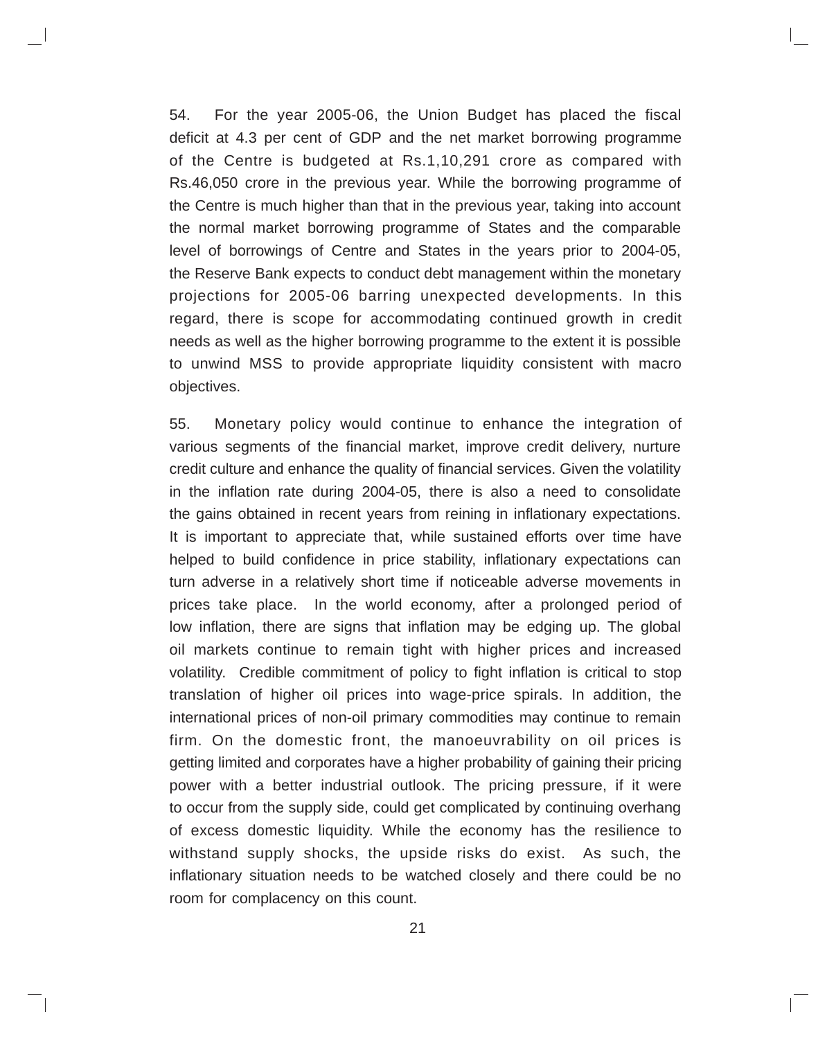54. For the year 2005-06, the Union Budget has placed the fiscal deficit at 4.3 per cent of GDP and the net market borrowing programme of the Centre is budgeted at Rs.1,10,291 crore as compared with Rs.46,050 crore in the previous year. While the borrowing programme of the Centre is much higher than that in the previous year, taking into account the normal market borrowing programme of States and the comparable level of borrowings of Centre and States in the years prior to 2004-05, the Reserve Bank expects to conduct debt management within the monetary projections for 2005-06 barring unexpected developments. In this regard, there is scope for accommodating continued growth in credit needs as well as the higher borrowing programme to the extent it is possible to unwind MSS to provide appropriate liquidity consistent with macro objectives.

55. Monetary policy would continue to enhance the integration of various segments of the financial market, improve credit delivery, nurture credit culture and enhance the quality of financial services. Given the volatility in the inflation rate during 2004-05, there is also a need to consolidate the gains obtained in recent years from reining in inflationary expectations. It is important to appreciate that, while sustained efforts over time have helped to build confidence in price stability, inflationary expectations can turn adverse in a relatively short time if noticeable adverse movements in prices take place. In the world economy, after a prolonged period of low inflation, there are signs that inflation may be edging up. The global oil markets continue to remain tight with higher prices and increased volatility. Credible commitment of policy to fight inflation is critical to stop translation of higher oil prices into wage-price spirals. In addition, the international prices of non-oil primary commodities may continue to remain firm. On the domestic front, the manoeuvrability on oil prices is getting limited and corporates have a higher probability of gaining their pricing power with a better industrial outlook. The pricing pressure, if it were to occur from the supply side, could get complicated by continuing overhang of excess domestic liquidity. While the economy has the resilience to withstand supply shocks, the upside risks do exist. As such, the inflationary situation needs to be watched closely and there could be no room for complacency on this count.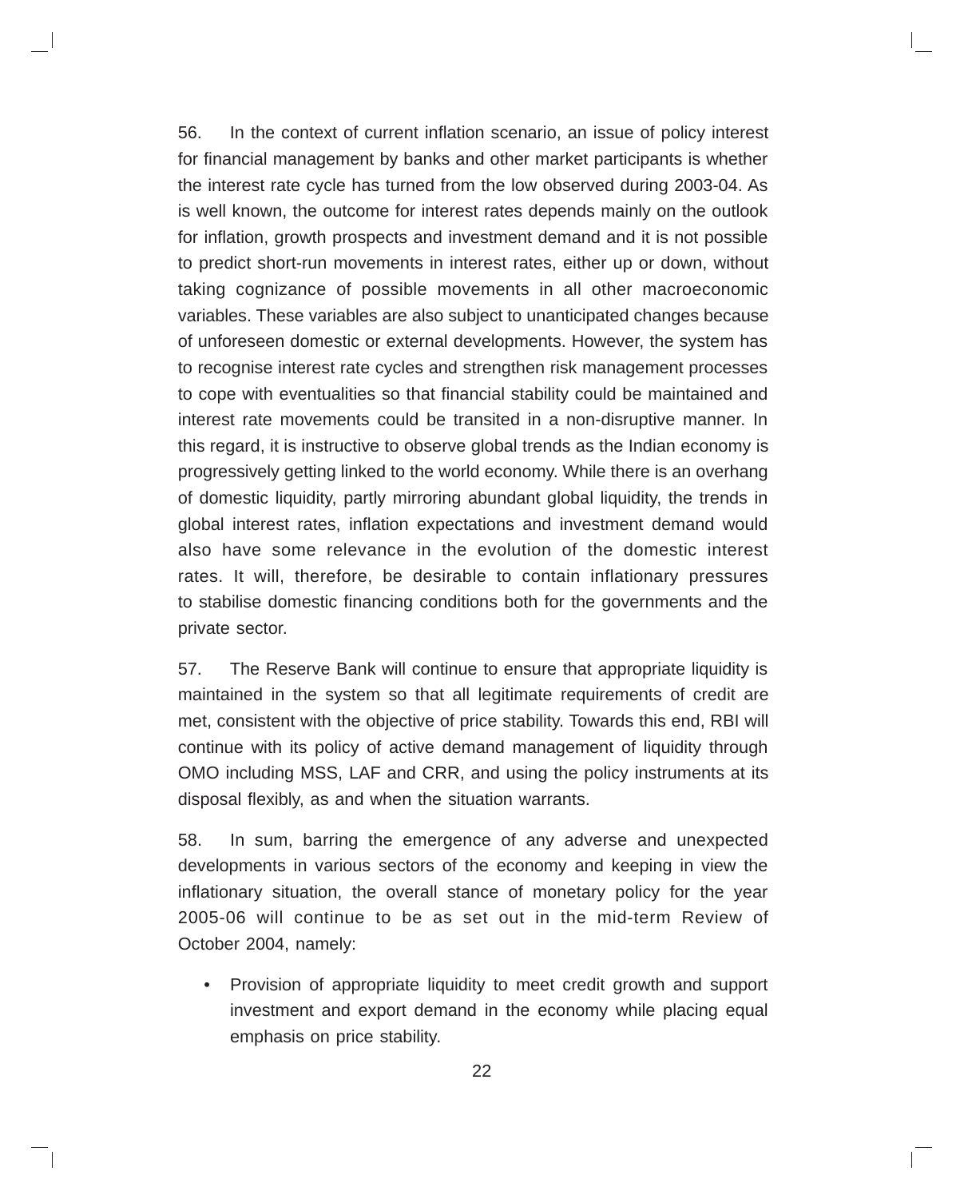56. In the context of current inflation scenario, an issue of policy interest for financial management by banks and other market participants is whether the interest rate cycle has turned from the low observed during 2003-04. As is well known, the outcome for interest rates depends mainly on the outlook for inflation, growth prospects and investment demand and it is not possible to predict short-run movements in interest rates, either up or down, without taking cognizance of possible movements in all other macroeconomic variables. These variables are also subject to unanticipated changes because of unforeseen domestic or external developments. However, the system has to recognise interest rate cycles and strengthen risk management processes to cope with eventualities so that financial stability could be maintained and interest rate movements could be transited in a non-disruptive manner. In this regard, it is instructive to observe global trends as the Indian economy is progressively getting linked to the world economy. While there is an overhang of domestic liquidity, partly mirroring abundant global liquidity, the trends in global interest rates, inflation expectations and investment demand would also have some relevance in the evolution of the domestic interest rates. It will, therefore, be desirable to contain inflationary pressures to stabilise domestic financing conditions both for the governments and the private sector.

57. The Reserve Bank will continue to ensure that appropriate liquidity is maintained in the system so that all legitimate requirements of credit are met, consistent with the objective of price stability. Towards this end, RBI will continue with its policy of active demand management of liquidity through OMO including MSS, LAF and CRR, and using the policy instruments at its disposal flexibly, as and when the situation warrants.

58. In sum, barring the emergence of any adverse and unexpected developments in various sectors of the economy and keeping in view the inflationary situation, the overall stance of monetary policy for the year 2005-06 will continue to be as set out in the mid-term Review of October 2004, namely:

- Provision of appropriate liquidity to meet credit growth and support investment and export demand in the economy while placing equal emphasis on price stability.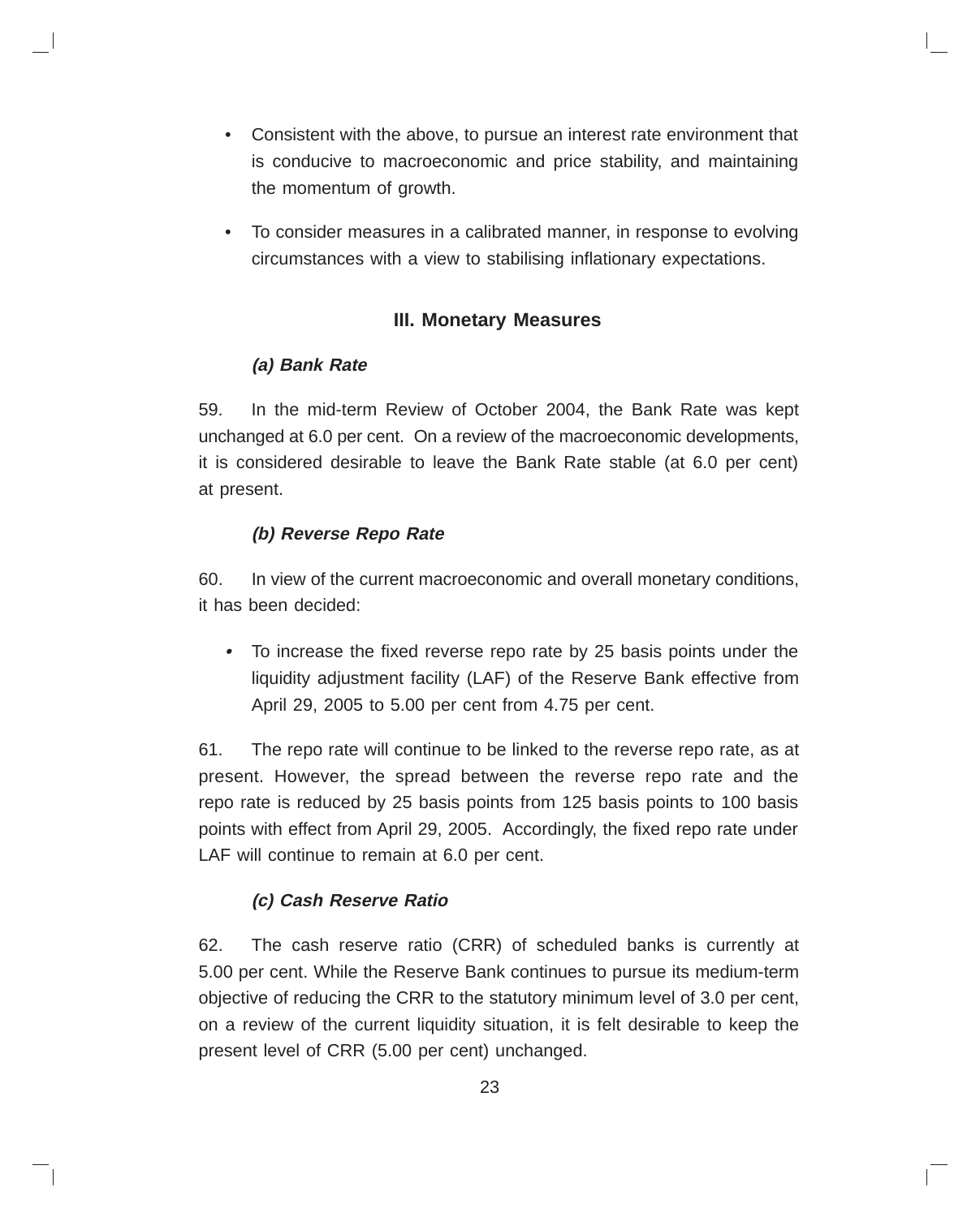- Consistent with the above, to pursue an interest rate environment that is conducive to macroeconomic and price stability, and maintaining the momentum of growth.
- To consider measures in a calibrated manner, in response to evolving circumstances with a view to stabilising inflationary expectations.

## III. Monetary Measures

### *(a) Bank Rate*

59. In the mid-term Review of October 2004, the Bank Rate was kept unchanged at 6.0 per cent. On a review of the macroeconomic developments, it is considered desirable to leave the Bank Rate stable (at 6.0 per cent) at present.

### *(b) Reverse Repo Rate*

60. In view of the current macroeconomic and overall monetary conditions, it has been decided:

- To increase the fixed reverse repo rate by 25 basis points under the liquidity adjustment facility (LAF) of the Reserve Bank effective from April 29, 2005 to 5.00 per cent from 4.75 per cent.

61. The repo rate will continue to be linked to the reverse repo rate, as at present. However, the spread between the reverse repo rate and the repo rate is reduced by 25 basis points from 125 basis points to 100 basis points with effect from April 29, 2005. Accordingly, the fixed repo rate under LAF will continue to remain at 6.0 per cent.

### *(c) Cash Reserve Ratio*

62. The cash reserve ratio (CRR) of scheduled banks is currently at 5.00 per cent. While the Reserve Bank continues to pursue its medium-term objective of reducing the CRR to the statutory minimum level of 3.0 per cent, on a review of the current liquidity situation, it is felt desirable to keep the present level of CRR (5.00 per cent) unchanged.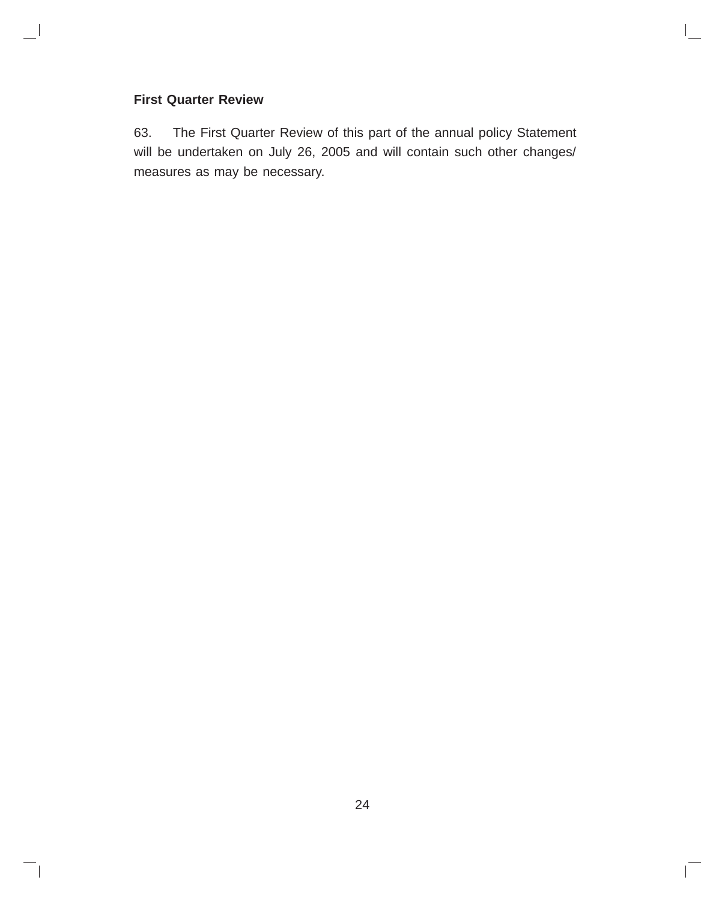### First Quarter Review

63. The First Quarter Review of this part of the annual policy Statement will be undertaken on July 26, 2005 and will contain such other changes/ measures as may be necessary.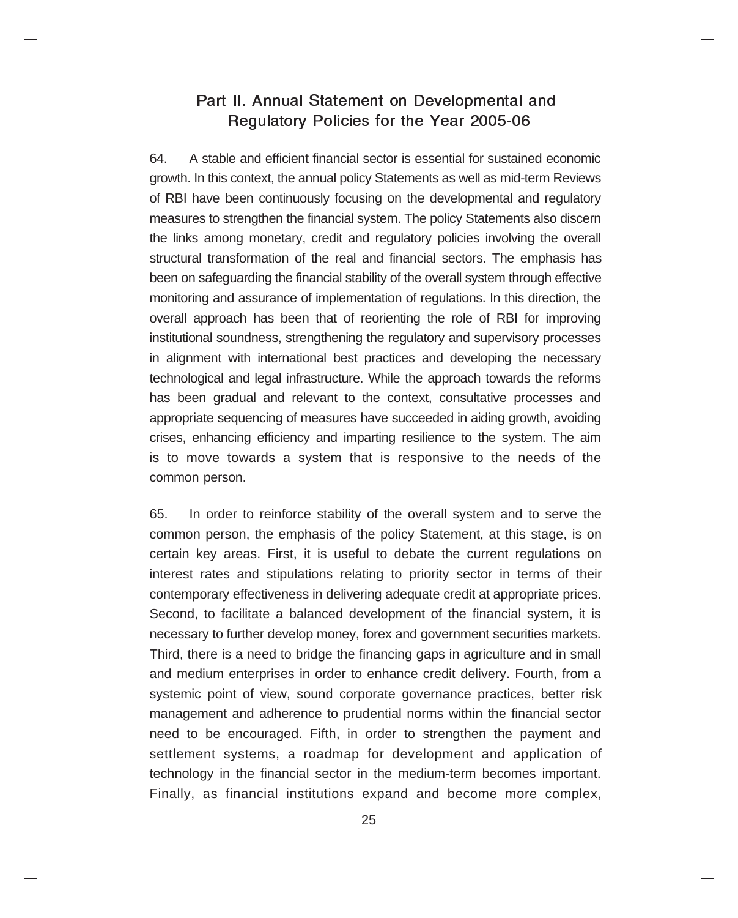## Part II. Annual Statement on Developmental and Regulatory Policies for the Year 2005-06

64. A stable and efficient financial sector is essential for sustained economic growth. In this context, the annual policy Statements as well as mid-term Reviews of RBI have been continuously focusing on the developmental and regulatory measures to strengthen the financial system. The policy Statements also discern the links among monetary, credit and regulatory policies involving the overall structural transformation of the real and financial sectors. The emphasis has been on safeguarding the financial stability of the overall system through effective monitoring and assurance of implementation of regulations. In this direction, the overall approach has been that of reorienting the role of RBI for improving institutional soundness, strengthening the regulatory and supervisory processes in alignment with international best practices and developing the necessary technological and legal infrastructure. While the approach towards the reforms has been gradual and relevant to the context, consultative processes and appropriate sequencing of measures have succeeded in aiding growth, avoiding crises, enhancing efficiency and imparting resilience to the system. The aim is to move towards a system that is responsive to the needs of the common person.

65. In order to reinforce stability of the overall system and to serve the common person, the emphasis of the policy Statement, at this stage, is on certain key areas. First, it is useful to debate the current regulations on interest rates and stipulations relating to priority sector in terms of their contemporary effectiveness in delivering adequate credit at appropriate prices. Second, to facilitate a balanced development of the financial system, it is necessary to further develop money, forex and government securities markets. Third, there is a need to bridge the financing gaps in agriculture and in small and medium enterprises in order to enhance credit delivery. Fourth, from a systemic point of view, sound corporate governance practices, better risk management and adherence to prudential norms within the financial sector need to be encouraged. Fifth, in order to strengthen the payment and settlement systems, a roadmap for development and application of technology in the financial sector in the medium-term becomes important. Finally, as financial institutions expand and become more complex,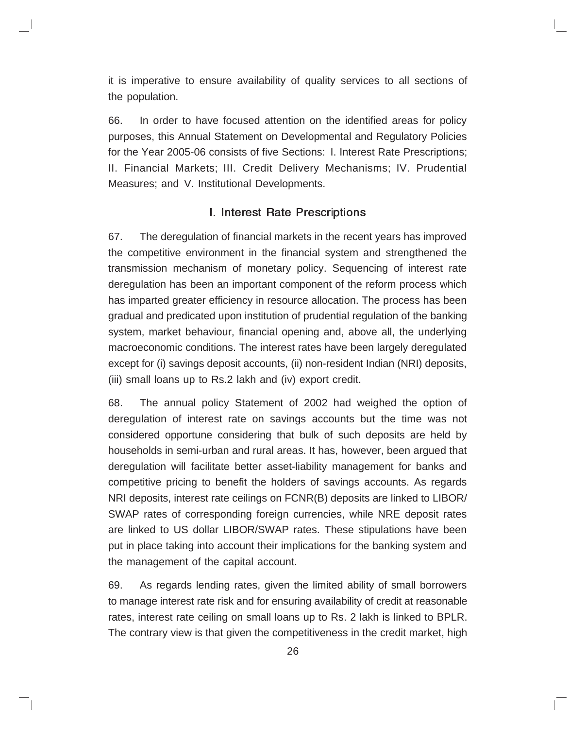it is imperative to ensure availability of quality services to all sections of the population.

66. In order to have focused attention on the identified areas for policy purposes, this Annual Statement on Developmental and Regulatory Policies for the Year 2005-06 consists of five Sections: I. Interest Rate Prescriptions; II. Financial Markets; III. Credit Delivery Mechanisms; IV. Prudential Measures; and V. Institutional Developments.

## I. Interest Rate Prescriptions

67. The deregulation of financial markets in the recent years has improved the competitive environment in the financial system and strengthened the transmission mechanism of monetary policy. Sequencing of interest rate deregulation has been an important component of the reform process which has imparted greater efficiency in resource allocation. The process has been gradual and predicated upon institution of prudential regulation of the banking system, market behaviour, financial opening and, above all, the underlying macroeconomic conditions. The interest rates have been largely deregulated except for (i) savings deposit accounts, (ii) non-resident Indian (NRI) deposits, (iii) small loans up to Rs.2 lakh and (iv) export credit.

68. The annual policy Statement of 2002 had weighed the option of deregulation of interest rate on savings accounts but the time was not considered opportune considering that bulk of such deposits are held by households in semi-urban and rural areas. It has, however, been argued that deregulation will facilitate better asset-liability management for banks and competitive pricing to benefit the holders of savings accounts. As regards NRI deposits, interest rate ceilings on FCNR(B) deposits are linked to LIBOR/SWAP rates of corresponding foreign currencies, while NRE deposit rates are linked to US dollar LIBOR/SWAP rates. These stipulations have been put in place taking into account their implications for the banking system and the management of the capital account.

69. As regards lending rates, given the limited ability of small borrowers to manage interest rate risk and for ensuring availability of credit at reasonable rates, interest rate ceiling on small loans up to Rs. 2 lakh is linked to BPLR. The contrary view is that given the competitiveness in the credit market, high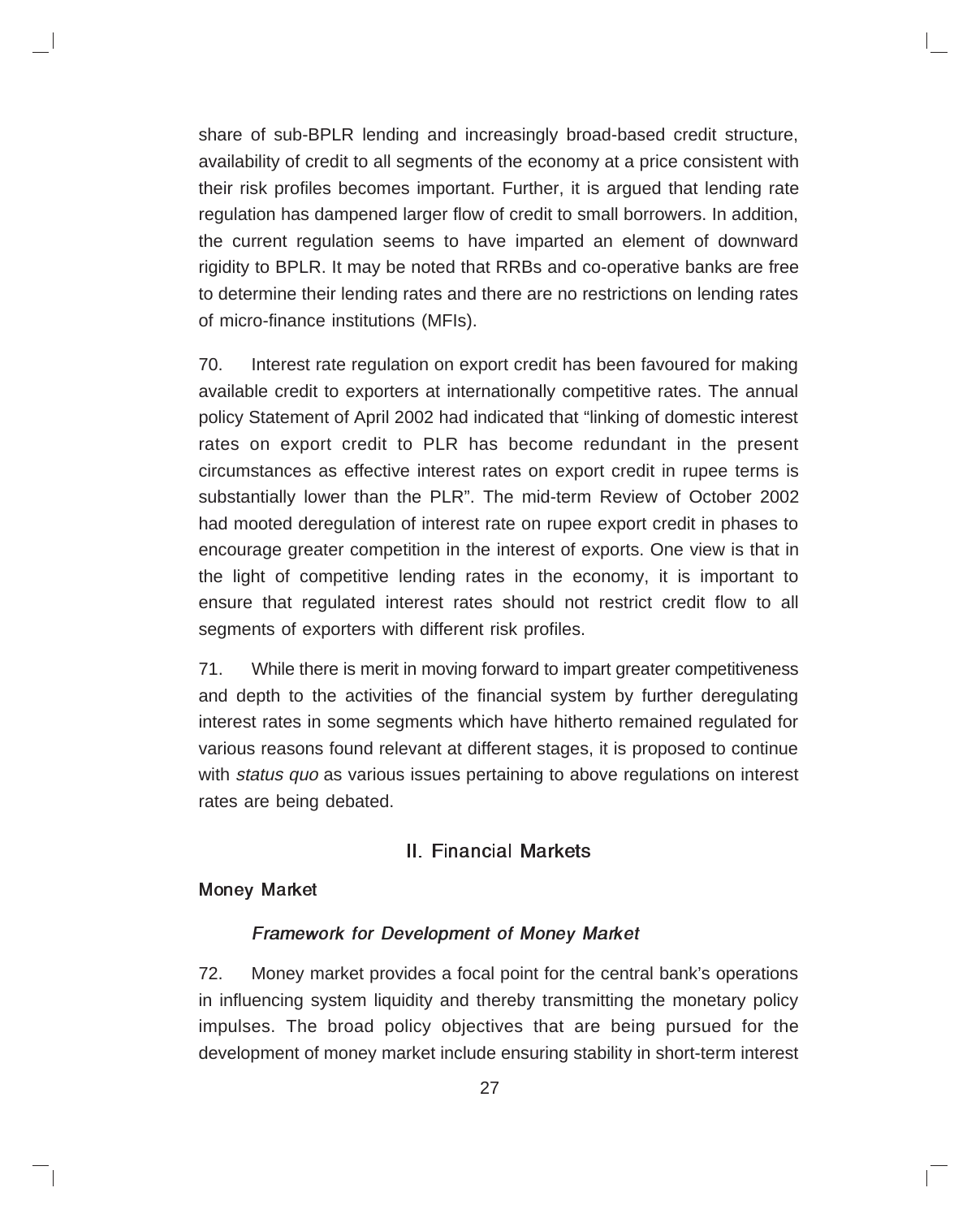share of sub-BPLR lending and increasingly broad-based credit structure, availability of credit to all segments of the economy at a price consistent with their risk profiles becomes important. Further, it is argued that lending rate regulation has dampened larger flow of credit to small borrowers. In addition, the current regulation seems to have imparted an element of downward rigidity to BPLR. It may be noted that RRBs and co-operative banks are free to determine their lending rates and there are no restrictions on lending rates of micro-finance institutions (MFIs).

70. Interest rate regulation on export credit has been favoured for making available credit to exporters at internationally competitive rates. The annual policy Statement of April 2002 had indicated that "linking of domestic interest rates on export credit to PLR has become redundant in the present circumstances as effective interest rates on export credit in rupee terms is substantially lower than the PLR". The mid-term Review of October 2002 had mooted deregulation of interest rate on rupee export credit in phases to encourage greater competition in the interest of exports. One view is that in the light of competitive lending rates in the economy, it is important to ensure that regulated interest rates should not restrict credit flow to all segments of exporters with different risk profiles.

71. While there is merit in moving forward to impart greater competitiveness and depth to the activities of the financial system by further deregulating interest rates in some segments which have hitherto remained regulated for various reasons found relevant at different stages, it is proposed to continue with *status quo* as various issues pertaining to above regulations on interest rates are being debated.

## II. Financial Markets

### Money Market

#### *Framework for Development of Money Market*

72. Money market provides a focal point for the central bank's operations in influencing system liquidity and thereby transmitting the monetary policy impulses. The broad policy objectives that are being pursued for the development of money market include ensuring stability in short-term interest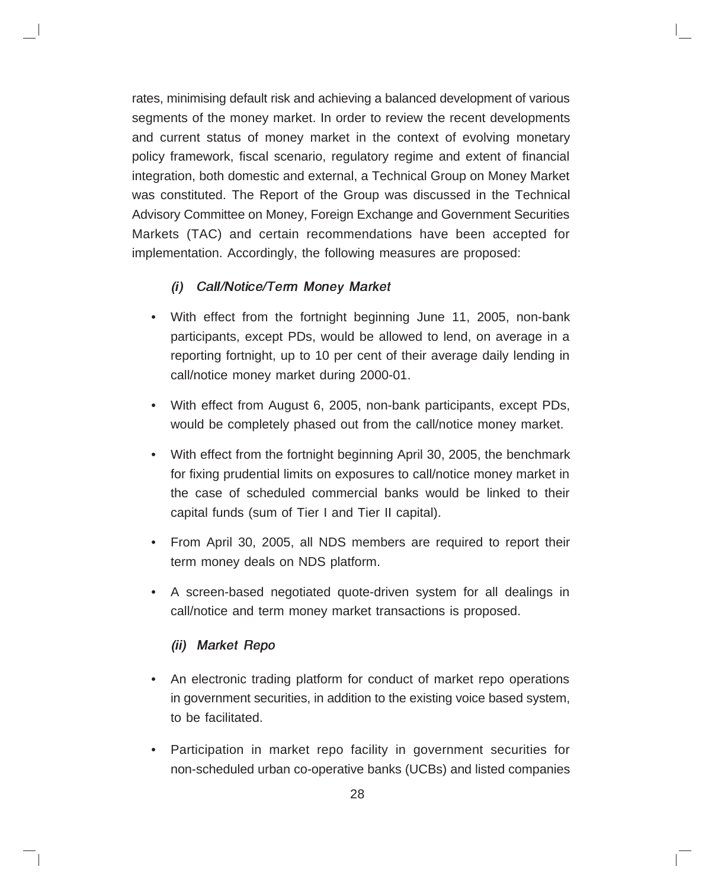rates, minimising default risk and achieving a balanced development of various segments of the money market. In order to review the recent developments and current status of money market in the context of evolving monetary policy framework, fiscal scenario, regulatory regime and extent of financial integration, both domestic and external, a Technical Group on Money Market was constituted. The Report of the Group was discussed in the Technical Advisory Committee on Money, Foreign Exchange and Government Securities Markets (TAC) and certain recommendations have been accepted for implementation. Accordingly, the following measures are proposed:

***(i) Call/Notice/Term Money Market***

- With effect from the fortnight beginning June 11, 2005, non-bank participants, except PDs, would be allowed to lend, on average in a reporting fortnight, up to 10 per cent of their average daily lending in call/notice money market during 2000-01.
- With effect from August 6, 2005, non-bank participants, except PDs, would be completely phased out from the call/notice money market.
- With effect from the fortnight beginning April 30, 2005, the benchmark for fixing prudential limits on exposures to call/notice money market in the case of scheduled commercial banks would be linked to their capital funds (sum of Tier I and Tier II capital).
- From April 30, 2005, all NDS members are required to report their term money deals on NDS platform.
- A screen-based negotiated quote-driven system for all dealings in call/notice and term money market transactions is proposed.

***(ii) Market Repo***

- An electronic trading platform for conduct of market repo operations in government securities, in addition to the existing voice based system, to be facilitated.
- Participation in market repo facility in government securities for non-scheduled urban co-operative banks (UCBs) and listed companies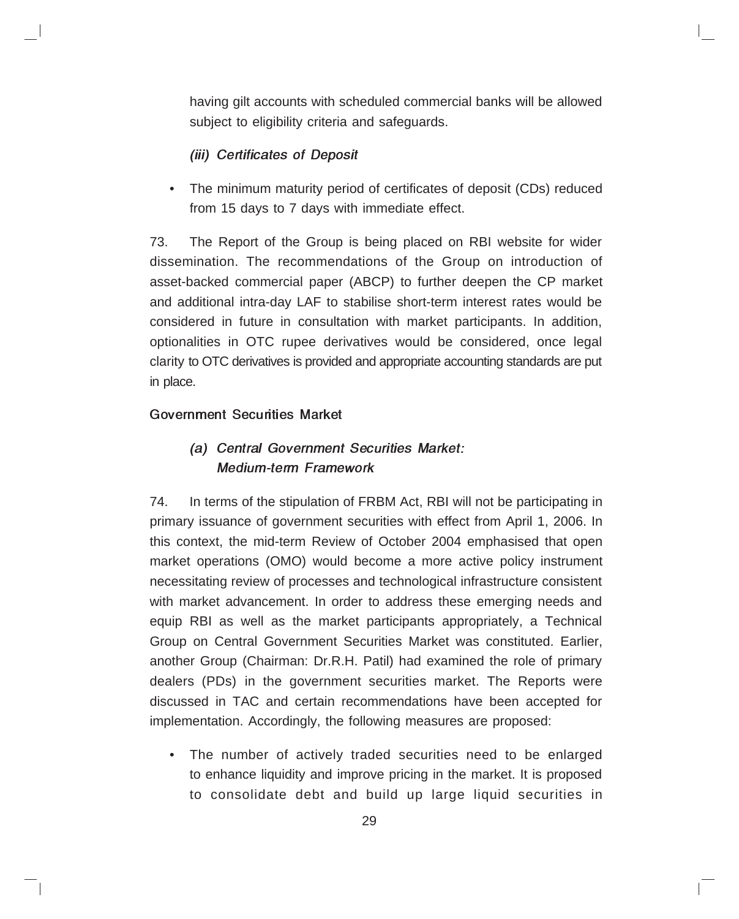having gilt accounts with scheduled commercial banks will be allowed subject to eligibility criteria and safeguards.

*(iii) Certificates of Deposit*

- The minimum maturity period of certificates of deposit (CDs) reduced from 15 days to 7 days with immediate effect.

73. The Report of the Group is being placed on RBI website for wider dissemination. The recommendations of the Group on introduction of asset-backed commercial paper (ABCP) to further deepen the CP market and additional intra-day LAF to stabilise short-term interest rates would be considered in future in consultation with market participants. In addition, optionalities in OTC rupee derivatives would be considered, once legal clarity to OTC derivatives is provided and appropriate accounting standards are put in place.

### Government Securities Market

#### *(a) Central Government Securities Market: Medium-term Framework*

74. In terms of the stipulation of FRBM Act, RBI will not be participating in primary issuance of government securities with effect from April 1, 2006. In this context, the mid-term Review of October 2004 emphasised that open market operations (OMO) would become a more active policy instrument necessitating review of processes and technological infrastructure consistent with market advancement. In order to address these emerging needs and equip RBI as well as the market participants appropriately, a Technical Group on Central Government Securities Market was constituted. Earlier, another Group (Chairman: Dr.R.H. Patil) had examined the role of primary dealers (PDs) in the government securities market. The Reports were discussed in TAC and certain recommendations have been accepted for implementation. Accordingly, the following measures are proposed:

- The number of actively traded securities need to be enlarged to enhance liquidity and improve pricing in the market. It is proposed to consolidate debt and build up large liquid securities in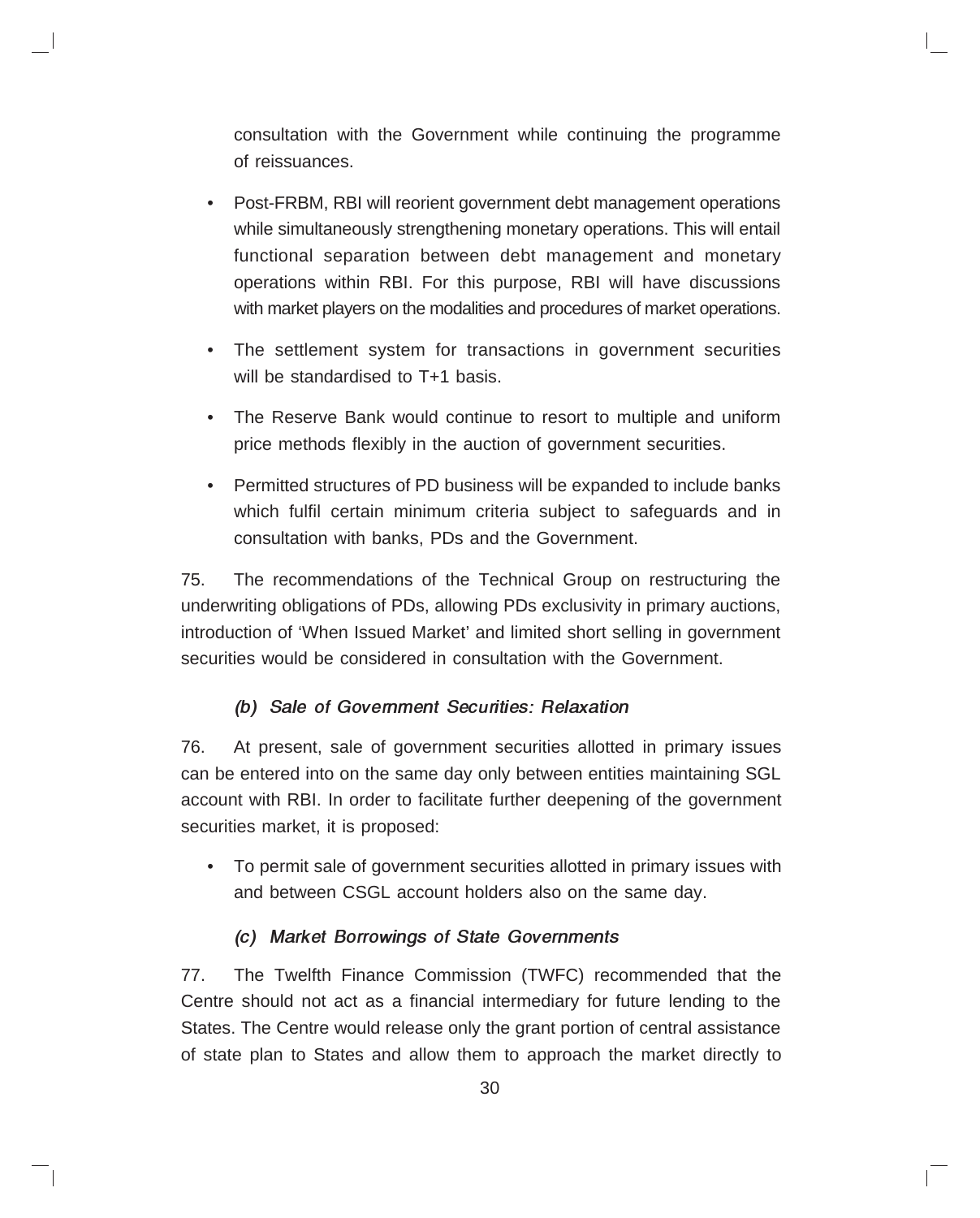consultation with the Government while continuing the programme of reissuances.

- Post-FRBM, RBI will reorient government debt management operations while simultaneously strengthening monetary operations. This will entail functional separation between debt management and monetary operations within RBI. For this purpose, RBI will have discussions with market players on the modalities and procedures of market operations.

- The settlement system for transactions in government securities will be standardised to T+1 basis.

- The Reserve Bank would continue to resort to multiple and uniform price methods flexibly in the auction of government securities.

- Permitted structures of PD business will be expanded to include banks which fulfil certain minimum criteria subject to safeguards and in consultation with banks, PDs and the Government.

75. The recommendations of the Technical Group on restructuring the underwriting obligations of PDs, allowing PDs exclusivity in primary auctions, introduction of 'When Issued Market' and limited short selling in government securities would be considered in consultation with the Government.

### *(b) Sale of Government Securities: Relaxation*

76. At present, sale of government securities allotted in primary issues can be entered into on the same day only between entities maintaining SGL account with RBI. In order to facilitate further deepening of the government securities market, it is proposed:

- To permit sale of government securities allotted in primary issues with and between CSGL account holders also on the same day.

### *(c) Market Borrowings of State Governments*

77. The Twelfth Finance Commission (TWFC) recommended that the Centre should not act as a financial intermediary for future lending to the States. The Centre would release only the grant portion of central assistance of state plan to States and allow them to approach the market directly to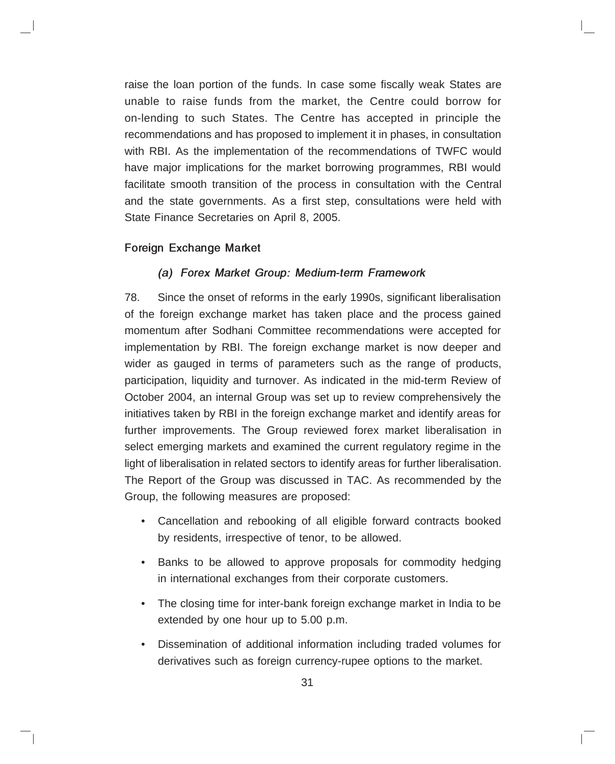raise the loan portion of the funds. In case some fiscally weak States are unable to raise funds from the market, the Centre could borrow for on-lending to such States. The Centre has accepted in principle the recommendations and has proposed to implement it in phases, in consultation with RBI. As the implementation of the recommendations of TWFC would have major implications for the market borrowing programmes, RBI would facilitate smooth transition of the process in consultation with the Central and the state governments. As a first step, consultations were held with State Finance Secretaries on April 8, 2005.

### Foreign Exchange Market

#### *(a) Forex Market Group: Medium-term Framework*

78. Since the onset of reforms in the early 1990s, significant liberalisation of the foreign exchange market has taken place and the process gained momentum after Sodhani Committee recommendations were accepted for implementation by RBI. The foreign exchange market is now deeper and wider as gauged in terms of parameters such as the range of products, participation, liquidity and turnover. As indicated in the mid-term Review of October 2004, an internal Group was set up to review comprehensively the initiatives taken by RBI in the foreign exchange market and identify areas for further improvements. The Group reviewed forex market liberalisation in select emerging markets and examined the current regulatory regime in the light of liberalisation in related sectors to identify areas for further liberalisation. The Report of the Group was discussed in TAC. As recommended by the Group, the following measures are proposed:

- Cancellation and rebooking of all eligible forward contracts booked by residents, irrespective of tenor, to be allowed.
- Banks to be allowed to approve proposals for commodity hedging in international exchanges from their corporate customers.
- The closing time for inter-bank foreign exchange market in India to be extended by one hour up to 5.00 p.m.
- Dissemination of additional information including traded volumes for derivatives such as foreign currency-rupee options to the market.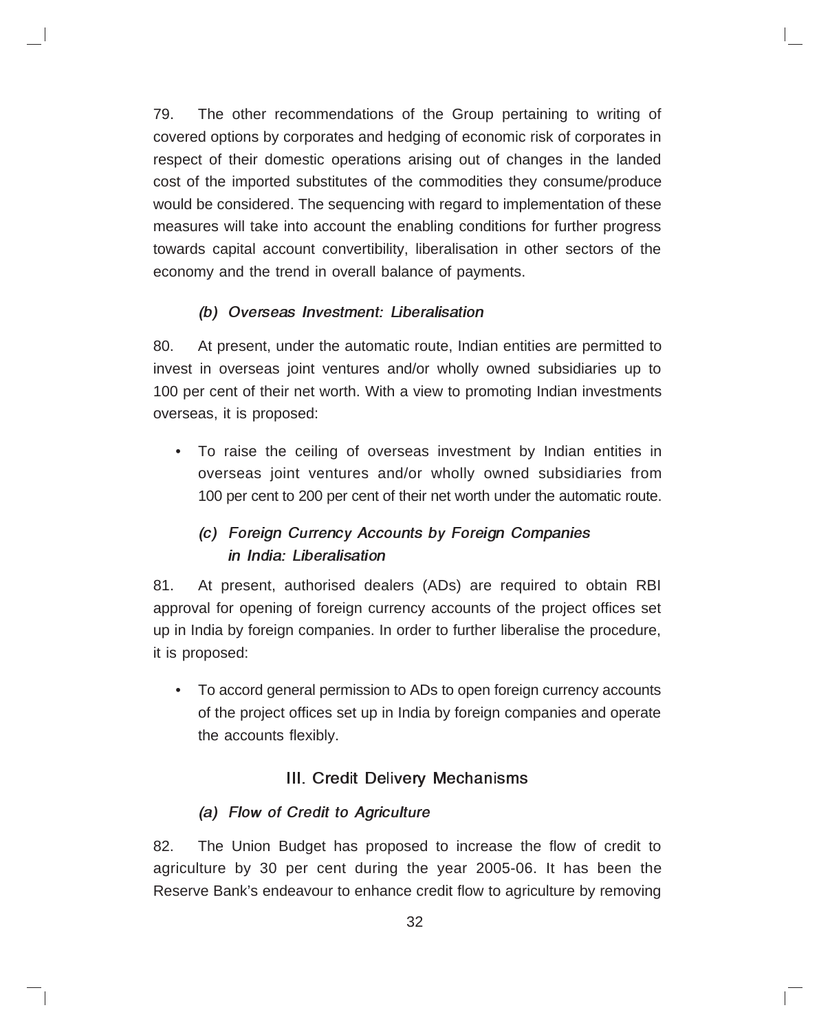79. The other recommendations of the Group pertaining to writing of covered options by corporates and hedging of economic risk of corporates in respect of their domestic operations arising out of changes in the landed cost of the imported substitutes of the commodities they consume/produce would be considered. The sequencing with regard to implementation of these measures will take into account the enabling conditions for further progress towards capital account convertibility, liberalisation in other sectors of the economy and the trend in overall balance of payments.

### *(b) Overseas Investment: Liberalisation*

80. At present, under the automatic route, Indian entities are permitted to invest in overseas joint ventures and/or wholly owned subsidiaries up to 100 per cent of their net worth. With a view to promoting Indian investments overseas, it is proposed:

- To raise the ceiling of overseas investment by Indian entities in overseas joint ventures and/or wholly owned subsidiaries from 100 per cent to 200 per cent of their net worth under the automatic route.

### *(c) Foreign Currency Accounts by Foreign Companies in India: Liberalisation*

81. At present, authorised dealers (ADs) are required to obtain RBI approval for opening of foreign currency accounts of the project offices set up in India by foreign companies. In order to further liberalise the procedure, it is proposed:

- To accord general permission to ADs to open foreign currency accounts of the project offices set up in India by foreign companies and operate the accounts flexibly.

## III. Credit Delivery Mechanisms

### *(a) Flow of Credit to Agriculture*

82. The Union Budget has proposed to increase the flow of credit to agriculture by 30 per cent during the year 2005-06. It has been the Reserve Bank's endeavour to enhance credit flow to agriculture by removing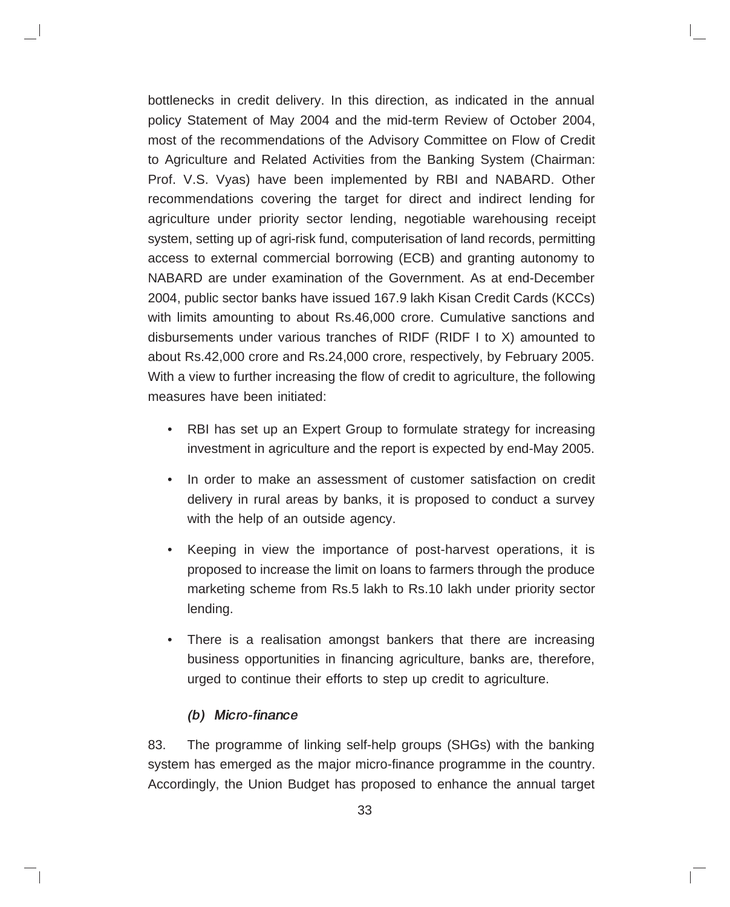bottlenecks in credit delivery. In this direction, as indicated in the annual policy Statement of May 2004 and the mid-term Review of October 2004, most of the recommendations of the Advisory Committee on Flow of Credit to Agriculture and Related Activities from the Banking System (Chairman: Prof. V.S. Vyas) have been implemented by RBI and NABARD. Other recommendations covering the target for direct and indirect lending for agriculture under priority sector lending, negotiable warehousing receipt system, setting up of agri-risk fund, computerisation of land records, permitting access to external commercial borrowing (ECB) and granting autonomy to NABARD are under examination of the Government. As at end-December 2004, public sector banks have issued 167.9 lakh Kisan Credit Cards (KCCs) with limits amounting to about Rs.46,000 crore. Cumulative sanctions and disbursements under various tranches of RIDF (RIDF I to X) amounted to about Rs.42,000 crore and Rs.24,000 crore, respectively, by February 2005. With a view to further increasing the flow of credit to agriculture, the following measures have been initiated:

- RBI has set up an Expert Group to formulate strategy for increasing investment in agriculture and the report is expected by end-May 2005.
- In order to make an assessment of customer satisfaction on credit delivery in rural areas by banks, it is proposed to conduct a survey with the help of an outside agency.
- Keeping in view the importance of post-harvest operations, it is proposed to increase the limit on loans to farmers through the produce marketing scheme from Rs.5 lakh to Rs.10 lakh under priority sector lending.
- There is a realisation amongst bankers that there are increasing business opportunities in financing agriculture, banks are, therefore, urged to continue their efforts to step up credit to agriculture.

### *(b) Micro-finance*

83. The programme of linking self-help groups (SHGs) with the banking system has emerged as the major micro-finance programme in the country. Accordingly, the Union Budget has proposed to enhance the annual target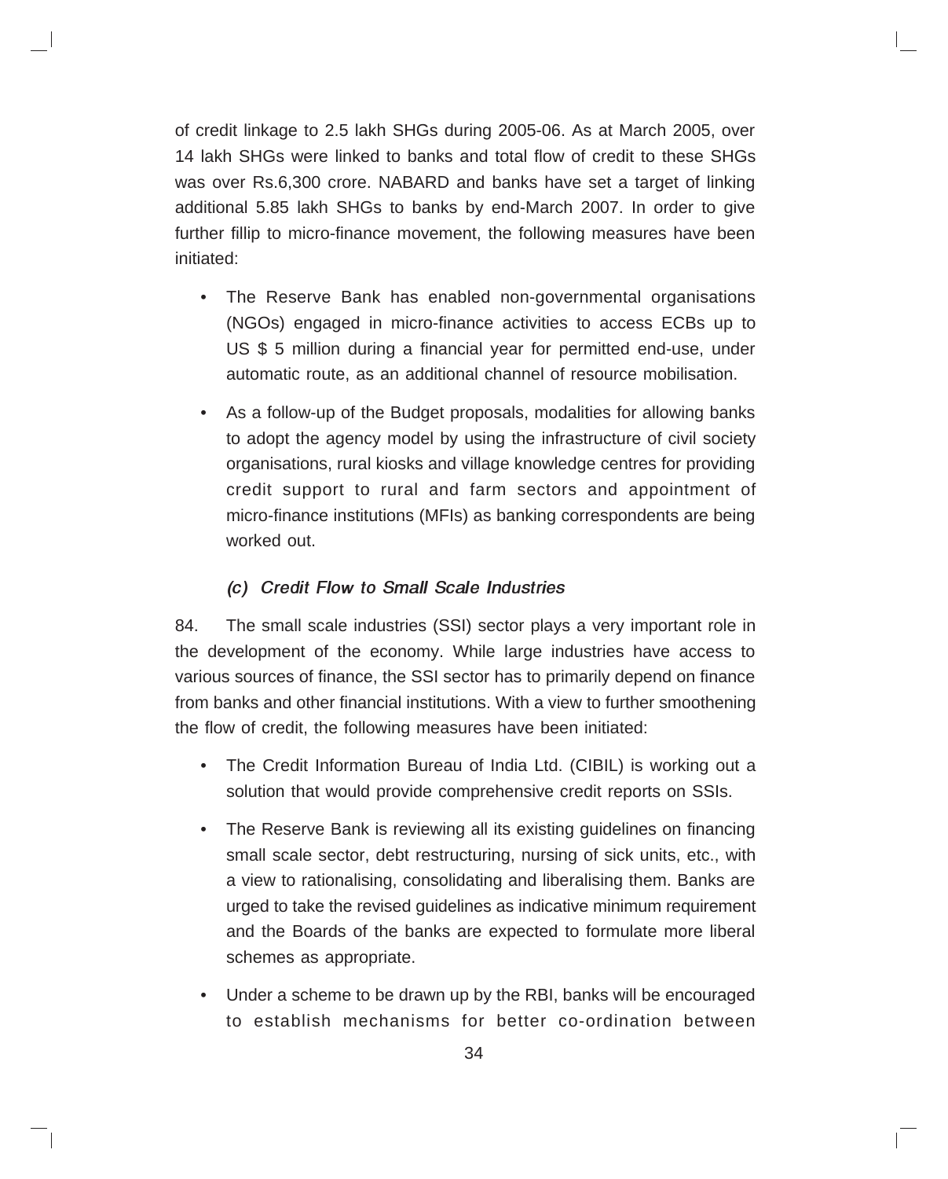of credit linkage to 2.5 lakh SHGs during 2005-06. As at March 2005, over 14 lakh SHGs were linked to banks and total flow of credit to these SHGs was over Rs.6,300 crore. NABARD and banks have set a target of linking additional 5.85 lakh SHGs to banks by end-March 2007. In order to give further fillip to micro-finance movement, the following measures have been initiated:

- The Reserve Bank has enabled non-governmental organisations (NGOs) engaged in micro-finance activities to access ECBs up to US $ 5 million during a financial year for permitted end-use, under automatic route, as an additional channel of resource mobilisation.
- As a follow-up of the Budget proposals, modalities for allowing banks to adopt the agency model by using the infrastructure of civil society organisations, rural kiosks and village knowledge centres for providing credit support to rural and farm sectors and appointment of micro-finance institutions (MFIs) as banking correspondents are being worked out.

### *(c) Credit Flow to Small Scale Industries*

84. The small scale industries (SSI) sector plays a very important role in the development of the economy. While large industries have access to various sources of finance, the SSI sector has to primarily depend on finance from banks and other financial institutions. With a view to further smoothening the flow of credit, the following measures have been initiated:

- The Credit Information Bureau of India Ltd. (CIBIL) is working out a solution that would provide comprehensive credit reports on SSIs.
- The Reserve Bank is reviewing all its existing guidelines on financing small scale sector, debt restructuring, nursing of sick units, etc., with a view to rationalising, consolidating and liberalising them. Banks are urged to take the revised guidelines as indicative minimum requirement and the Boards of the banks are expected to formulate more liberal schemes as appropriate.
- Under a scheme to be drawn up by the RBI, banks will be encouraged to establish mechanisms for better co-ordination between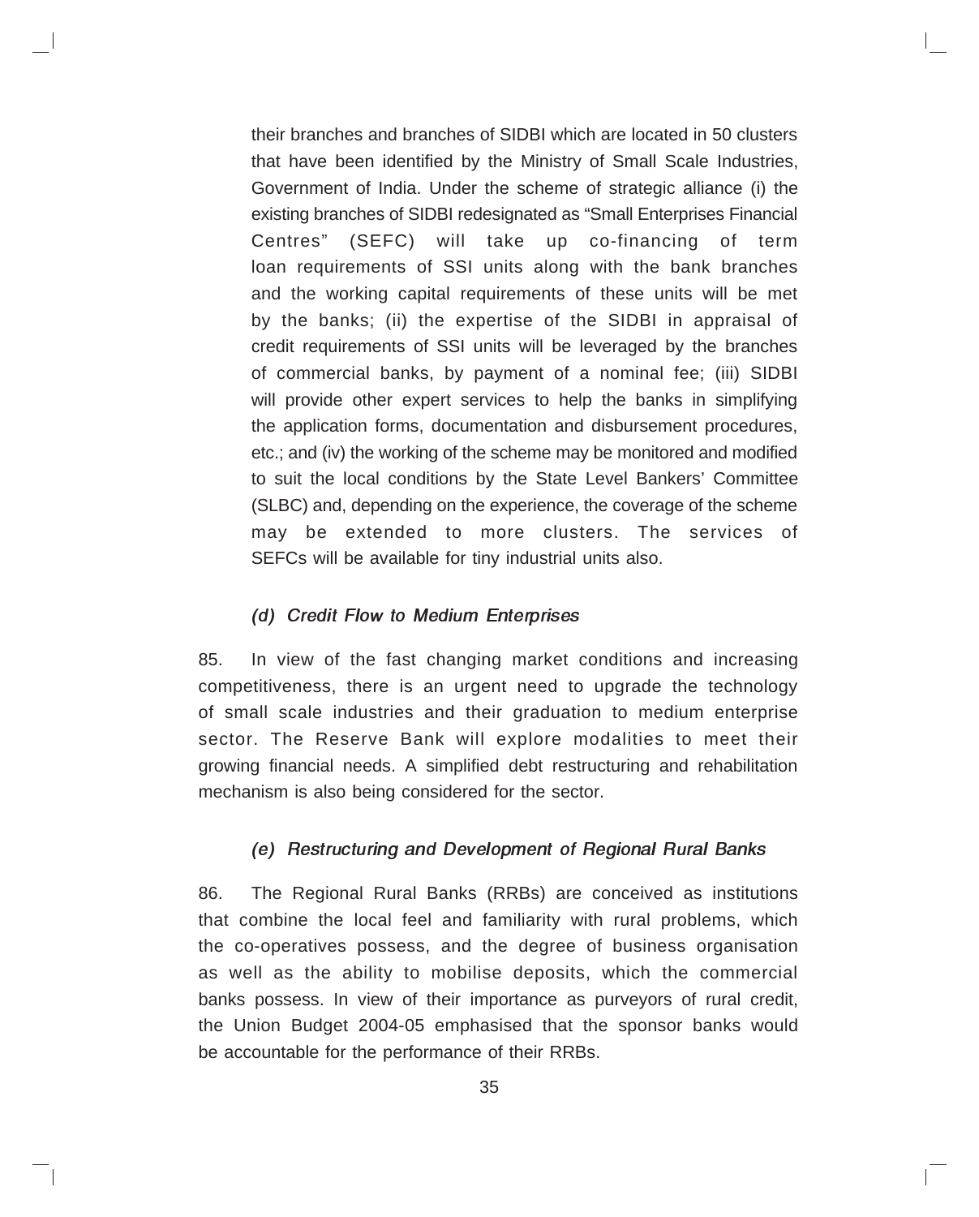their branches and branches of SIDBI which are located in 50 clusters that have been identified by the Ministry of Small Scale Industries, Government of India. Under the scheme of strategic alliance (i) the existing branches of SIDBI redesignated as “Small Enterprises Financial Centres” (SEFC) will take up co-financing of term loan requirements of SSI units along with the bank branches and the working capital requirements of these units will be met by the banks; (ii) the expertise of the SIDBI in appraisal of credit requirements of SSI units will be leveraged by the branches of commercial banks, by payment of a nominal fee; (iii) SIDBI will provide other expert services to help the banks in simplifying the application forms, documentation and disbursement procedures, etc.; and (iv) the working of the scheme may be monitored and modified to suit the local conditions by the State Level Bankers’ Committee (SLBC) and, depending on the experience, the coverage of the scheme may be extended to more clusters. The services of SEFCs will be available for tiny industrial units also.

### *(d) Credit Flow to Medium Enterprises*

85. In view of the fast changing market conditions and increasing competitiveness, there is an urgent need to upgrade the technology of small scale industries and their graduation to medium enterprise sector. The Reserve Bank will explore modalities to meet their growing financial needs. A simplified debt restructuring and rehabilitation mechanism is also being considered for the sector.

### *(e) Restructuring and Development of Regional Rural Banks*

86. The Regional Rural Banks (RRBs) are conceived as institutions that combine the local feel and familiarity with rural problems, which the co-operatives possess, and the degree of business organisation as well as the ability to mobilise deposits, which the commercial banks possess. In view of their importance as purveyors of rural credit, the Union Budget 2004-05 emphasised that the sponsor banks would be accountable for the performance of their RRBs.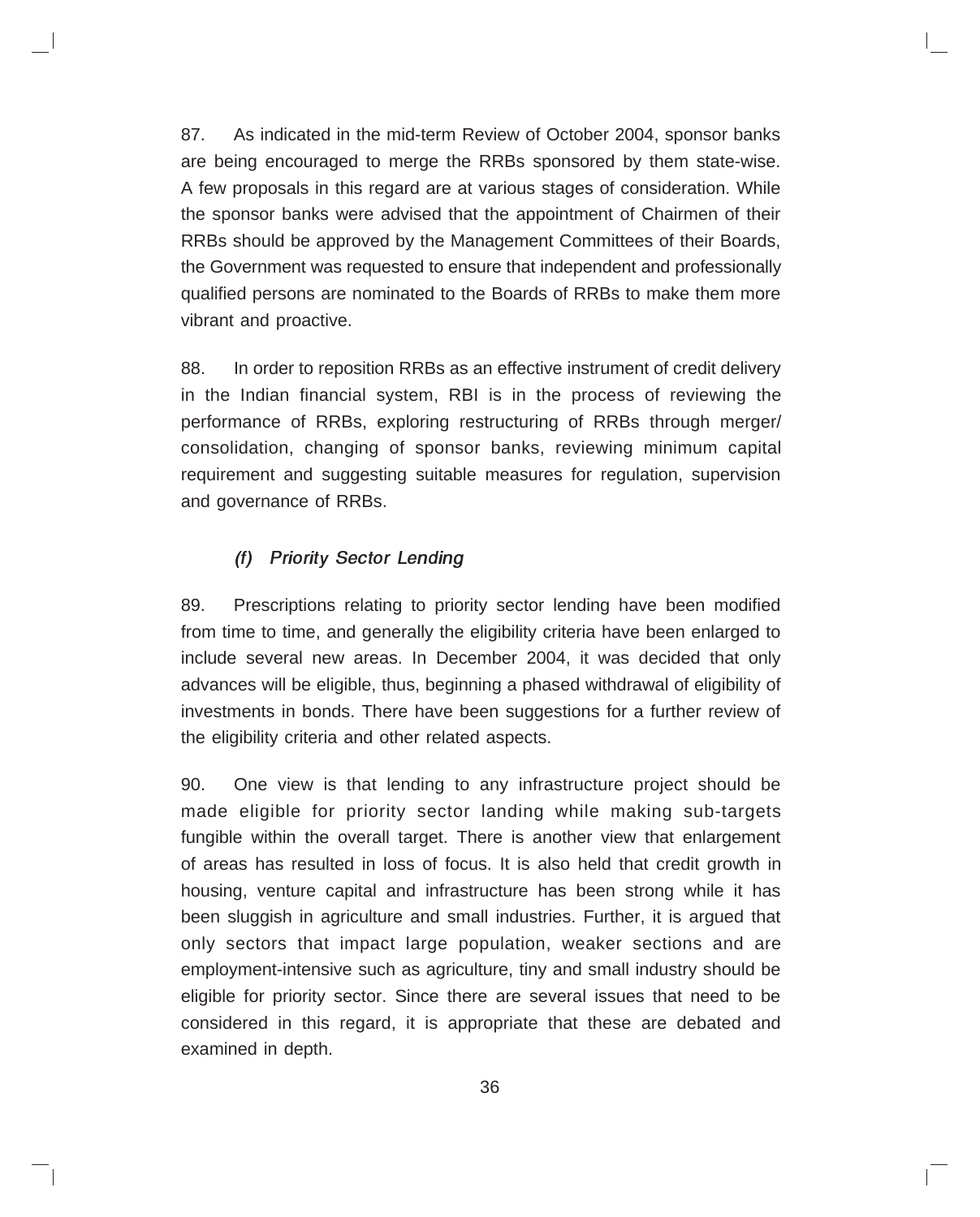87. As indicated in the mid-term Review of October 2004, sponsor banks are being encouraged to merge the RRBs sponsored by them state-wise. A few proposals in this regard are at various stages of consideration. While the sponsor banks were advised that the appointment of Chairmen of their RRBs should be approved by the Management Committees of their Boards, the Government was requested to ensure that independent and professionally qualified persons are nominated to the Boards of RRBs to make them more vibrant and proactive.

88. In order to reposition RRBs as an effective instrument of credit delivery in the Indian financial system, RBI is in the process of reviewing the performance of RRBs, exploring restructuring of RRBs through merger/ consolidation, changing of sponsor banks, reviewing minimum capital requirement and suggesting suitable measures for regulation, supervision and governance of RRBs.

### *(f) Priority Sector Lending*

89. Prescriptions relating to priority sector lending have been modified from time to time, and generally the eligibility criteria have been enlarged to include several new areas. In December 2004, it was decided that only advances will be eligible, thus, beginning a phased withdrawal of eligibility of investments in bonds. There have been suggestions for a further review of the eligibility criteria and other related aspects.

90. One view is that lending to any infrastructure project should be made eligible for priority sector landing while making sub-targets fungible within the overall target. There is another view that enlargement of areas has resulted in loss of focus. It is also held that credit growth in housing, venture capital and infrastructure has been strong while it has been sluggish in agriculture and small industries. Further, it is argued that only sectors that impact large population, weaker sections and are employment-intensive such as agriculture, tiny and small industry should be eligible for priority sector. Since there are several issues that need to be considered in this regard, it is appropriate that these are debated and examined in depth.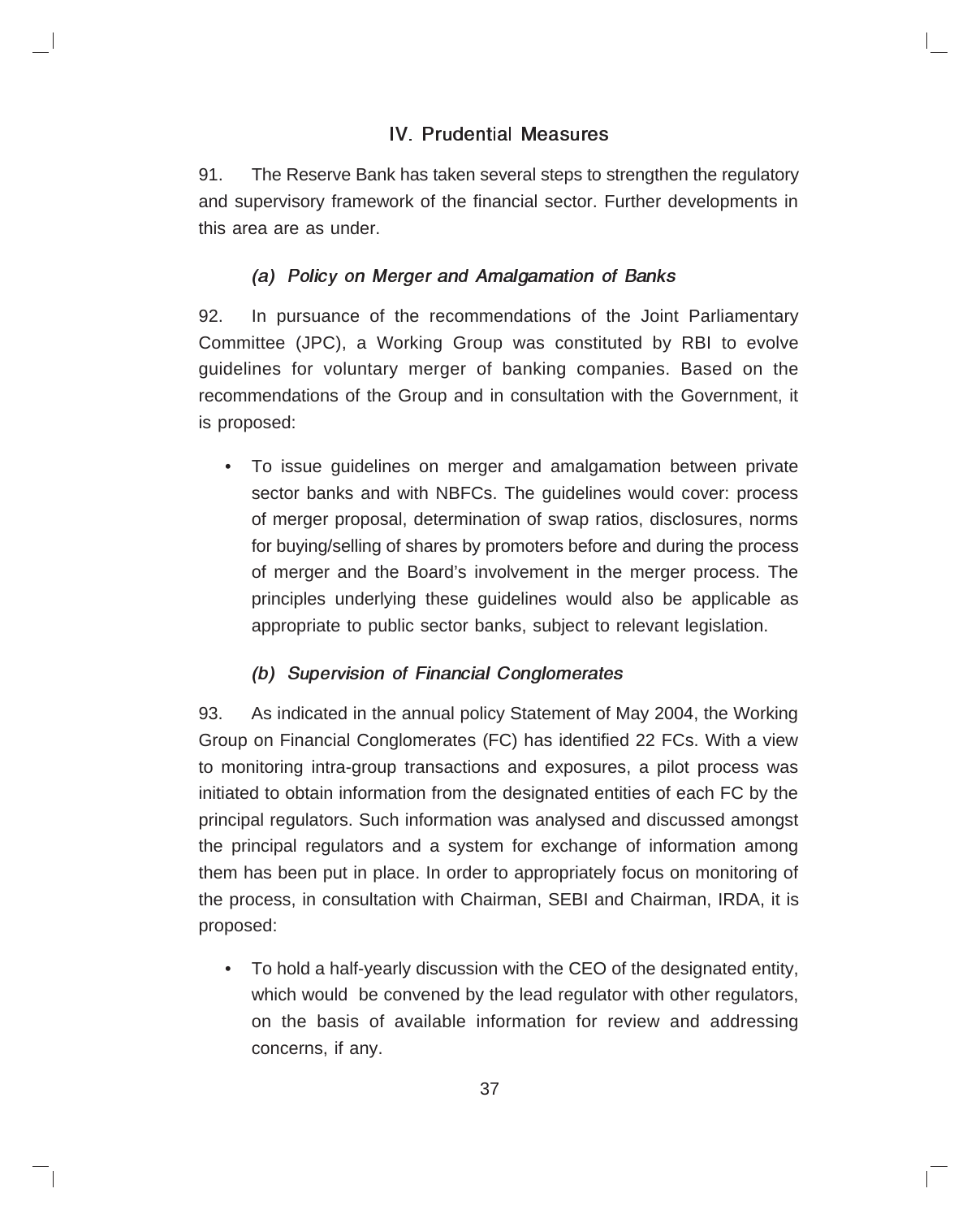## IV. Prudential Measures

91. The Reserve Bank has taken several steps to strengthen the regulatory and supervisory framework of the financial sector. Further developments in this area are as under.

### *(a) Policy on Merger and Amalgamation of Banks*

92. In pursuance of the recommendations of the Joint Parliamentary Committee (JPC), a Working Group was constituted by RBI to evolve guidelines for voluntary merger of banking companies. Based on the recommendations of the Group and in consultation with the Government, it is proposed:

- To issue guidelines on merger and amalgamation between private sector banks and with NBFCs. The guidelines would cover: process of merger proposal, determination of swap ratios, disclosures, norms for buying/selling of shares by promoters before and during the process of merger and the Board's involvement in the merger process. The principles underlying these guidelines would also be applicable as appropriate to public sector banks, subject to relevant legislation.

### *(b) Supervision of Financial Conglomerates*

93. As indicated in the annual policy Statement of May 2004, the Working Group on Financial Conglomerates (FC) has identified 22 FCs. With a view to monitoring intra-group transactions and exposures, a pilot process was initiated to obtain information from the designated entities of each FC by the principal regulators. Such information was analysed and discussed amongst the principal regulators and a system for exchange of information among them has been put in place. In order to appropriately focus on monitoring of the process, in consultation with Chairman, SEBI and Chairman, IRDA, it is proposed:

- To hold a half-yearly discussion with the CEO of the designated entity, which would be convened by the lead regulator with other regulators, on the basis of available information for review and addressing concerns, if any.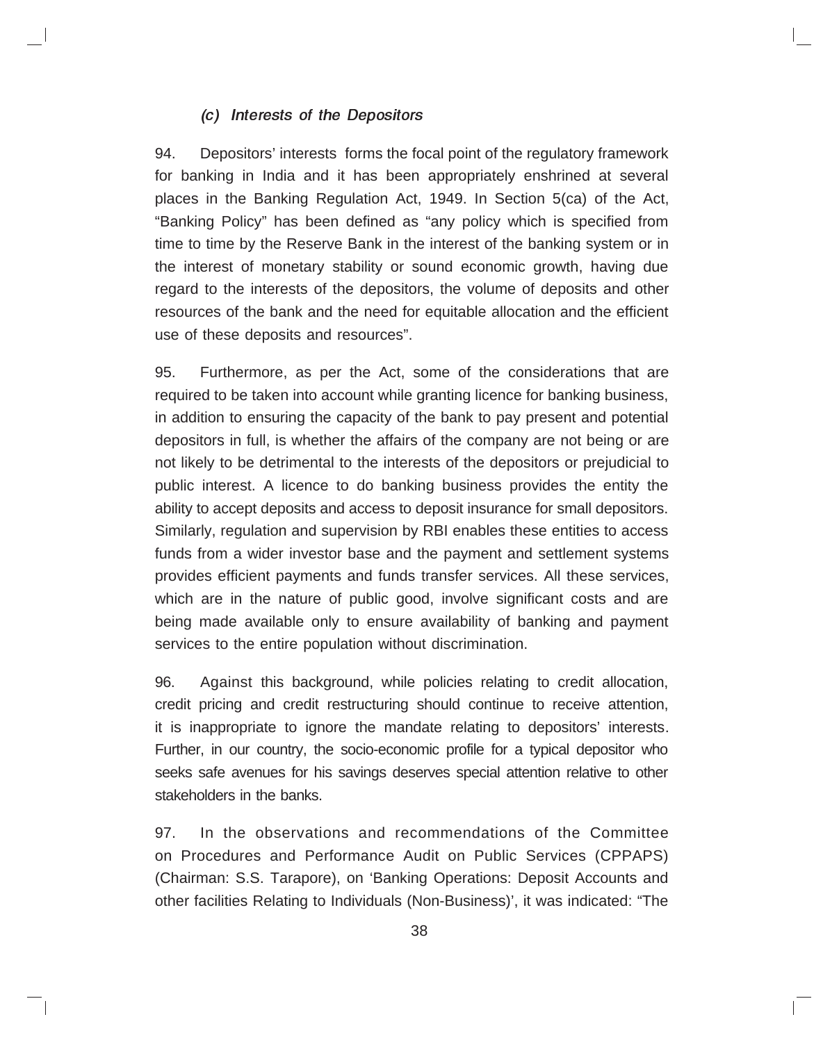### *(c) Interests of the Depositors*

94. Depositors' interests forms the focal point of the regulatory framework for banking in India and it has been appropriately enshrined at several places in the Banking Regulation Act, 1949. In Section 5(ca) of the Act, "Banking Policy" has been defined as "any policy which is specified from time to time by the Reserve Bank in the interest of the banking system or in the interest of monetary stability or sound economic growth, having due regard to the interests of the depositors, the volume of deposits and other resources of the bank and the need for equitable allocation and the efficient use of these deposits and resources".

95. Furthermore, as per the Act, some of the considerations that are required to be taken into account while granting licence for banking business, in addition to ensuring the capacity of the bank to pay present and potential depositors in full, is whether the affairs of the company are not being or are not likely to be detrimental to the interests of the depositors or prejudicial to public interest. A licence to do banking business provides the entity the ability to accept deposits and access to deposit insurance for small depositors. Similarly, regulation and supervision by RBI enables these entities to access funds from a wider investor base and the payment and settlement systems provides efficient payments and funds transfer services. All these services, which are in the nature of public good, involve significant costs and are being made available only to ensure availability of banking and payment services to the entire population without discrimination.

96. Against this background, while policies relating to credit allocation, credit pricing and credit restructuring should continue to receive attention, it is inappropriate to ignore the mandate relating to depositors' interests. Further, in our country, the socio-economic profile for a typical depositor who seeks safe avenues for his savings deserves special attention relative to other stakeholders in the banks.

97. In the observations and recommendations of the Committee on Procedures and Performance Audit on Public Services (CPPAPS) (Chairman: S.S. Tarapore), on 'Banking Operations: Deposit Accounts and other facilities Relating to Individuals (Non-Business)', it was indicated: "The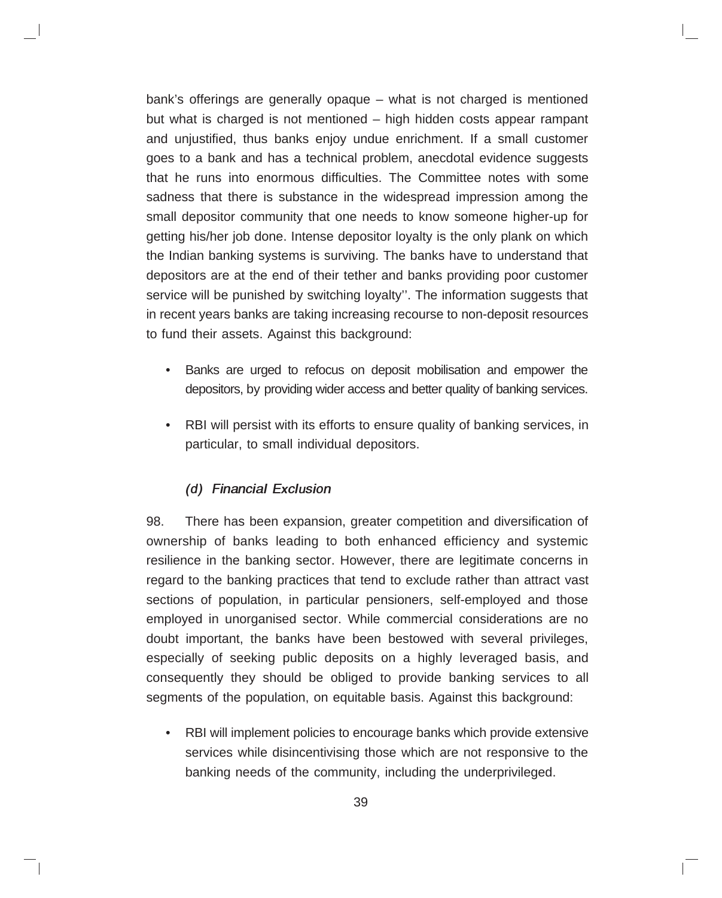bank's offerings are generally opaque – what is not charged is mentioned but what is charged is not mentioned – high hidden costs appear rampant and unjustified, thus banks enjoy undue enrichment. If a small customer goes to a bank and has a technical problem, anecdotal evidence suggests that he runs into enormous difficulties. The Committee notes with some sadness that there is substance in the widespread impression among the small depositor community that one needs to know someone higher-up for getting his/her job done. Intense depositor loyalty is the only plank on which the Indian banking systems is surviving. The banks have to understand that depositors are at the end of their tether and banks providing poor customer service will be punished by switching loyalty''. The information suggests that in recent years banks are taking increasing recourse to non-deposit resources to fund their assets. Against this background:

- Banks are urged to refocus on deposit mobilisation and empower the depositors, by providing wider access and better quality of banking services.
- RBI will persist with its efforts to ensure quality of banking services, in particular, to small individual depositors.

### *(d) Financial Exclusion*

98. There has been expansion, greater competition and diversification of ownership of banks leading to both enhanced efficiency and systemic resilience in the banking sector. However, there are legitimate concerns in regard to the banking practices that tend to exclude rather than attract vast sections of population, in particular pensioners, self-employed and those employed in unorganised sector. While commercial considerations are no doubt important, the banks have been bestowed with several privileges, especially of seeking public deposits on a highly leveraged basis, and consequently they should be obliged to provide banking services to all segments of the population, on equitable basis. Against this background:

- RBI will implement policies to encourage banks which provide extensive services while disincentivising those which are not responsive to the banking needs of the community, including the underprivileged.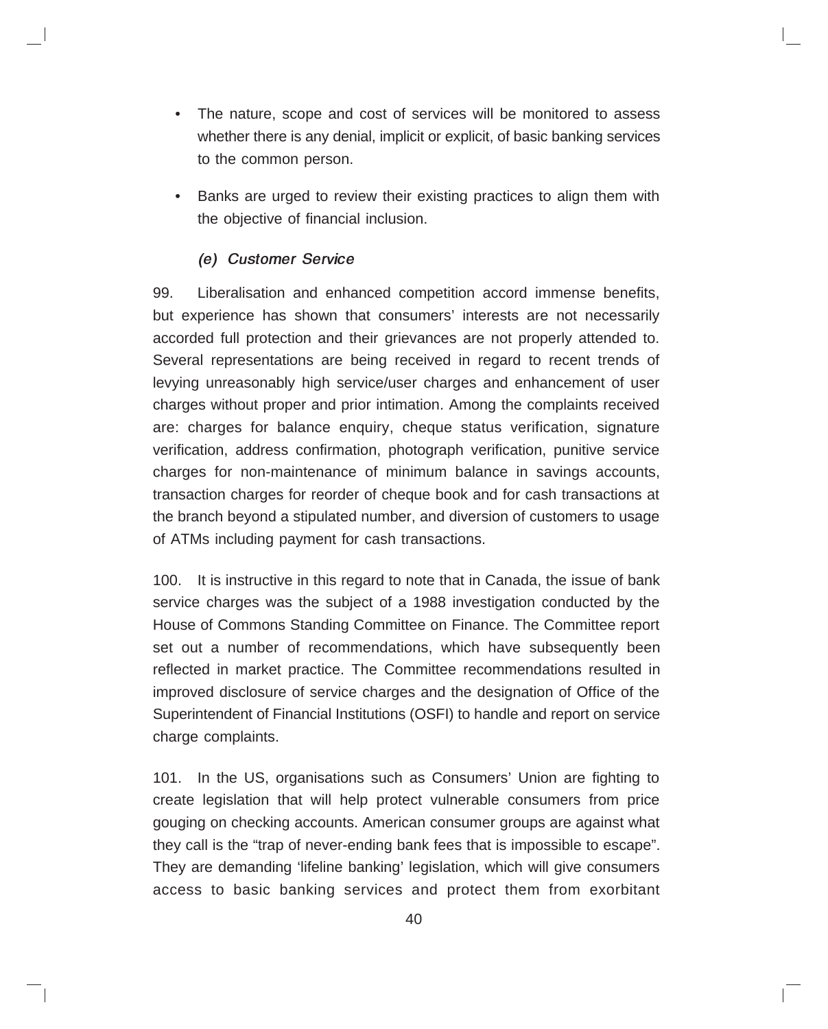- The nature, scope and cost of services will be monitored to assess whether there is any denial, implicit or explicit, of basic banking services to the common person.

- Banks are urged to review their existing practices to align them with the objective of financial inclusion.

### *(e) Customer Service*

99. Liberalisation and enhanced competition accord immense benefits, but experience has shown that consumers' interests are not necessarily accorded full protection and their grievances are not properly attended to. Several representations are being received in regard to recent trends of levying unreasonably high service/user charges and enhancement of user charges without proper and prior intimation. Among the complaints received are: charges for balance enquiry, cheque status verification, signature verification, address confirmation, photograph verification, punitive service charges for non-maintenance of minimum balance in savings accounts, transaction charges for reorder of cheque book and for cash transactions at the branch beyond a stipulated number, and diversion of customers to usage of ATMs including payment for cash transactions.

100. It is instructive in this regard to note that in Canada, the issue of bank service charges was the subject of a 1988 investigation conducted by the House of Commons Standing Committee on Finance. The Committee report set out a number of recommendations, which have subsequently been reflected in market practice. The Committee recommendations resulted in improved disclosure of service charges and the designation of Office of the Superintendent of Financial Institutions (OSFI) to handle and report on service charge complaints.

101. In the US, organisations such as Consumers' Union are fighting to create legislation that will help protect vulnerable consumers from price gouging on checking accounts. American consumer groups are against what they call is the "trap of never-ending bank fees that is impossible to escape". They are demanding 'lifeline banking' legislation, which will give consumers access to basic banking services and protect them from exorbitant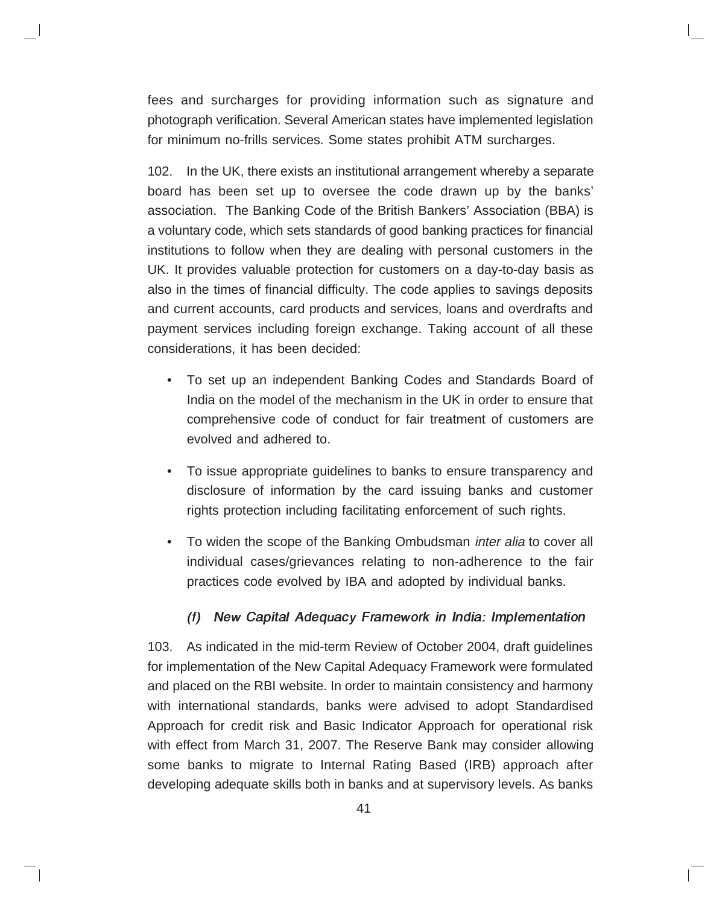fees and surcharges for providing information such as signature and photograph verification. Several American states have implemented legislation for minimum no-frills services. Some states prohibit ATM surcharges.

102. In the UK, there exists an institutional arrangement whereby a separate board has been set up to oversee the code drawn up by the banks' association. The Banking Code of the British Bankers' Association (BBA) is a voluntary code, which sets standards of good banking practices for financial institutions to follow when they are dealing with personal customers in the UK. It provides valuable protection for customers on a day-to-day basis as also in the times of financial difficulty. The code applies to savings deposits and current accounts, card products and services, loans and overdrafts and payment services including foreign exchange. Taking account of all these considerations, it has been decided:

- To set up an independent Banking Codes and Standards Board of India on the model of the mechanism in the UK in order to ensure that comprehensive code of conduct for fair treatment of customers are evolved and adhered to.
- To issue appropriate guidelines to banks to ensure transparency and disclosure of information by the card issuing banks and customer rights protection including facilitating enforcement of such rights.
- To widen the scope of the Banking Ombudsman *inter alia* to cover all individual cases/grievances relating to non-adherence to the fair practices code evolved by IBA and adopted by individual banks.

### *(f) New Capital Adequacy Framework in India: Implementation*

103. As indicated in the mid-term Review of October 2004, draft guidelines for implementation of the New Capital Adequacy Framework were formulated and placed on the RBI website. In order to maintain consistency and harmony with international standards, banks were advised to adopt Standardised Approach for credit risk and Basic Indicator Approach for operational risk with effect from March 31, 2007. The Reserve Bank may consider allowing some banks to migrate to Internal Rating Based (IRB) approach after developing adequate skills both in banks and at supervisory levels. As banks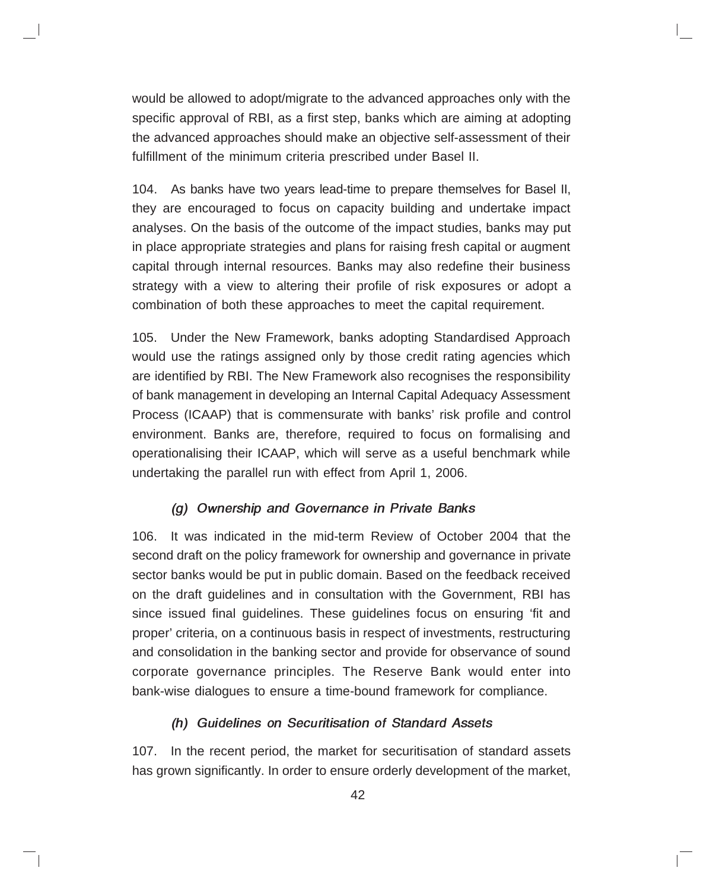would be allowed to adopt/migrate to the advanced approaches only with the specific approval of RBI, as a first step, banks which are aiming at adopting the advanced approaches should make an objective self-assessment of their fulfillment of the minimum criteria prescribed under Basel II.

104. As banks have two years lead-time to prepare themselves for Basel II, they are encouraged to focus on capacity building and undertake impact analyses. On the basis of the outcome of the impact studies, banks may put in place appropriate strategies and plans for raising fresh capital or augment capital through internal resources. Banks may also redefine their business strategy with a view to altering their profile of risk exposures or adopt a combination of both these approaches to meet the capital requirement.

105. Under the New Framework, banks adopting Standardised Approach would use the ratings assigned only by those credit rating agencies which are identified by RBI. The New Framework also recognises the responsibility of bank management in developing an Internal Capital Adequacy Assessment Process (ICAAP) that is commensurate with banks' risk profile and control environment. Banks are, therefore, required to focus on formalising and operationalising their ICAAP, which will serve as a useful benchmark while undertaking the parallel run with effect from April 1, 2006.

### *(g) Ownership and Governance in Private Banks*

106. It was indicated in the mid-term Review of October 2004 that the second draft on the policy framework for ownership and governance in private sector banks would be put in public domain. Based on the feedback received on the draft guidelines and in consultation with the Government, RBI has since issued final guidelines. These guidelines focus on ensuring 'fit and proper' criteria, on a continuous basis in respect of investments, restructuring and consolidation in the banking sector and provide for observance of sound corporate governance principles. The Reserve Bank would enter into bank-wise dialogues to ensure a time-bound framework for compliance.

### *(h) Guidelines on Securitisation of Standard Assets*

107. In the recent period, the market for securitisation of standard assets has grown significantly. In order to ensure orderly development of the market,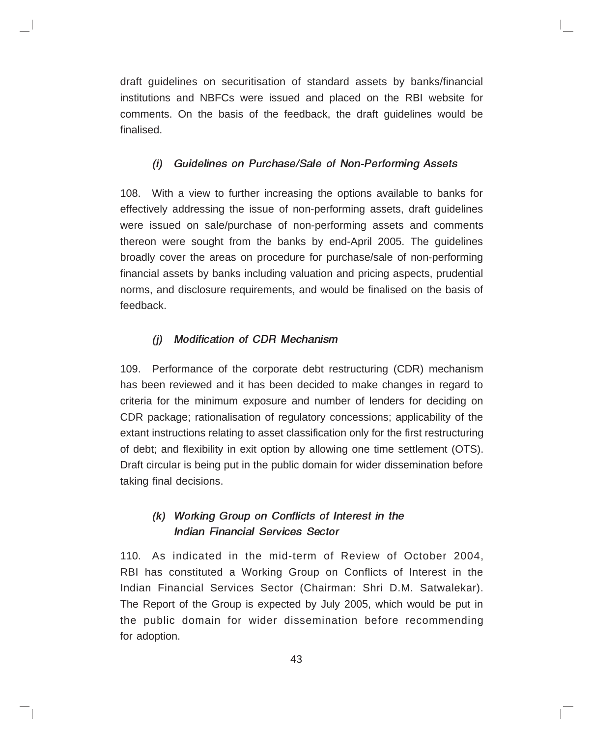draft guidelines on securitisation of standard assets by banks/financial institutions and NBFCs were issued and placed on the RBI website for comments. On the basis of the feedback, the draft guidelines would be finalised.

#### *(i) Guidelines on Purchase/Sale of Non-Performing Assets*

108. With a view to further increasing the options available to banks for effectively addressing the issue of non-performing assets, draft guidelines were issued on sale/purchase of non-performing assets and comments thereon were sought from the banks by end-April 2005. The guidelines broadly cover the areas on procedure for purchase/sale of non-performing financial assets by banks including valuation and pricing aspects, prudential norms, and disclosure requirements, and would be finalised on the basis of feedback.

#### *(j) Modification of CDR Mechanism*

109. Performance of the corporate debt restructuring (CDR) mechanism has been reviewed and it has been decided to make changes in regard to criteria for the minimum exposure and number of lenders for deciding on CDR package; rationalisation of regulatory concessions; applicability of the extant instructions relating to asset classification only for the first restructuring of debt; and flexibility in exit option by allowing one time settlement (OTS). Draft circular is being put in the public domain for wider dissemination before taking final decisions.

#### *(k) Working Group on Conflicts of Interest in the Indian Financial Services Sector*

110. As indicated in the mid-term of Review of October 2004, RBI has constituted a Working Group on Conflicts of Interest in the Indian Financial Services Sector (Chairman: Shri D.M. Satwalekar). The Report of the Group is expected by July 2005, which would be put in the public domain for wider dissemination before recommending for adoption.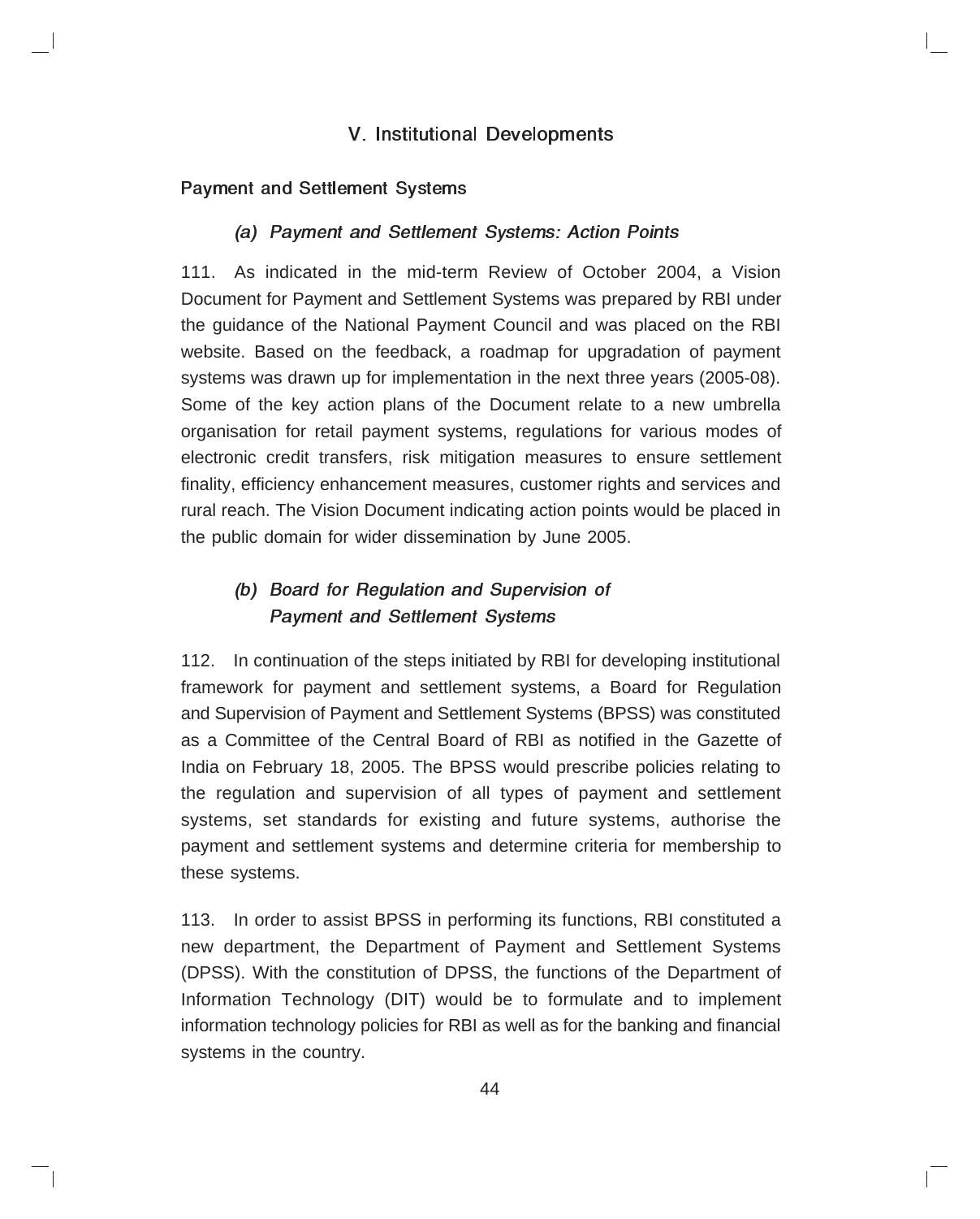## V. Institutional Developments

### Payment and Settlement Systems

#### *(a) Payment and Settlement Systems: Action Points*

111. As indicated in the mid-term Review of October 2004, a Vision Document for Payment and Settlement Systems was prepared by RBI under the guidance of the National Payment Council and was placed on the RBI website. Based on the feedback, a roadmap for upgradation of payment systems was drawn up for implementation in the next three years (2005-08). Some of the key action plans of the Document relate to a new umbrella organisation for retail payment systems, regulations for various modes of electronic credit transfers, risk mitigation measures to ensure settlement finality, efficiency enhancement measures, customer rights and services and rural reach. The Vision Document indicating action points would be placed in the public domain for wider dissemination by June 2005.

#### *(b) Board for Regulation and Supervision of Payment and Settlement Systems*

112. In continuation of the steps initiated by RBI for developing institutional framework for payment and settlement systems, a Board for Regulation and Supervision of Payment and Settlement Systems (BPSS) was constituted as a Committee of the Central Board of RBI as notified in the Gazette of India on February 18, 2005. The BPSS would prescribe policies relating to the regulation and supervision of all types of payment and settlement systems, set standards for existing and future systems, authorise the payment and settlement systems and determine criteria for membership to these systems.

113. In order to assist BPSS in performing its functions, RBI constituted a new department, the Department of Payment and Settlement Systems (DPSS). With the constitution of DPSS, the functions of the Department of Information Technology (DIT) would be to formulate and to implement information technology policies for RBI as well as for the banking and financial systems in the country.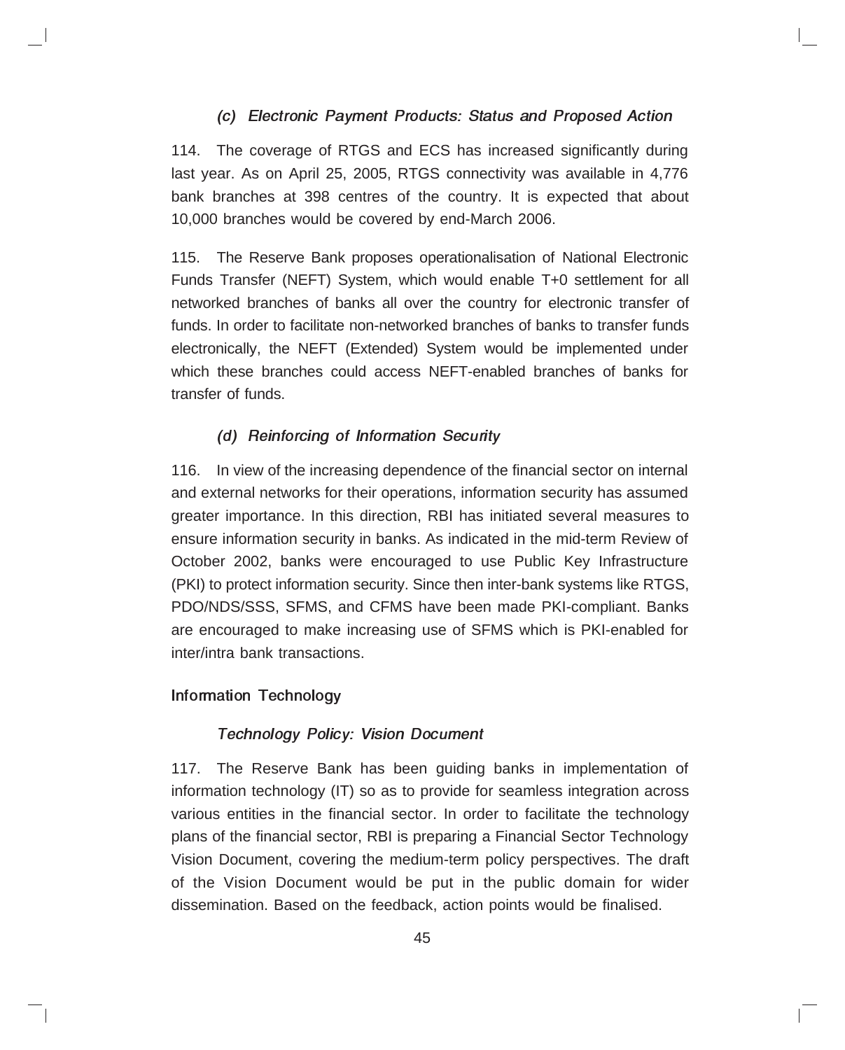#### *(c) Electronic Payment Products: Status and Proposed Action*

114. The coverage of RTGS and ECS has increased significantly during last year. As on April 25, 2005, RTGS connectivity was available in 4,776 bank branches at 398 centres of the country. It is expected that about 10,000 branches would be covered by end-March 2006.

115. The Reserve Bank proposes operationalisation of National Electronic Funds Transfer (NEFT) System, which would enable T+0 settlement for all networked branches of banks all over the country for electronic transfer of funds. In order to facilitate non-networked branches of banks to transfer funds electronically, the NEFT (Extended) System would be implemented under which these branches could access NEFT-enabled branches of banks for transfer of funds.

#### *(d) Reinforcing of Information Security*

116. In view of the increasing dependence of the financial sector on internal and external networks for their operations, information security has assumed greater importance. In this direction, RBI has initiated several measures to ensure information security in banks. As indicated in the mid-term Review of October 2002, banks were encouraged to use Public Key Infrastructure (PKI) to protect information security. Since then inter-bank systems like RTGS, PDO/NDS/SSS, SFMS, and CFMS have been made PKI-compliant. Banks are encouraged to make increasing use of SFMS which is PKI-enabled for inter/intra bank transactions.

### Information Technology

#### *Technology Policy: Vision Document*

117. The Reserve Bank has been guiding banks in implementation of information technology (IT) so as to provide for seamless integration across various entities in the financial sector. In order to facilitate the technology plans of the financial sector, RBI is preparing a Financial Sector Technology Vision Document, covering the medium-term policy perspectives. The draft of the Vision Document would be put in the public domain for wider dissemination. Based on the feedback, action points would be finalised.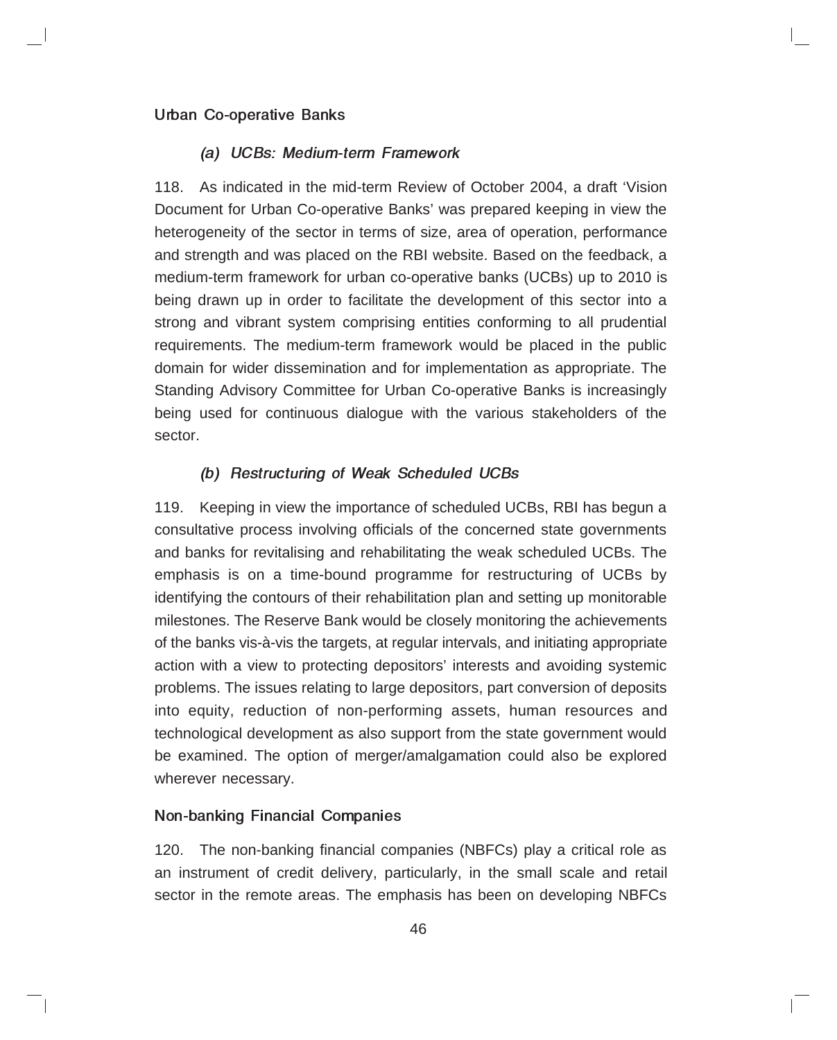### Urban Co-operative Banks

#### *(a) UCBs: Medium-term Framework*

118. As indicated in the mid-term Review of October 2004, a draft 'Vision Document for Urban Co-operative Banks' was prepared keeping in view the heterogeneity of the sector in terms of size, area of operation, performance and strength and was placed on the RBI website. Based on the feedback, a medium-term framework for urban co-operative banks (UCBs) up to 2010 is being drawn up in order to facilitate the development of this sector into a strong and vibrant system comprising entities conforming to all prudential requirements. The medium-term framework would be placed in the public domain for wider dissemination and for implementation as appropriate. The Standing Advisory Committee for Urban Co-operative Banks is increasingly being used for continuous dialogue with the various stakeholders of the sector.

#### *(b) Restructuring of Weak Scheduled UCBs*

119. Keeping in view the importance of scheduled UCBs, RBI has begun a consultative process involving officials of the concerned state governments and banks for revitalising and rehabilitating the weak scheduled UCBs. The emphasis is on a time-bound programme for restructuring of UCBs by identifying the contours of their rehabilitation plan and setting up monitorable milestones. The Reserve Bank would be closely monitoring the achievements of the banks vis-à-vis the targets, at regular intervals, and initiating appropriate action with a view to protecting depositors' interests and avoiding systemic problems. The issues relating to large depositors, part conversion of deposits into equity, reduction of non-performing assets, human resources and technological development as also support from the state government would be examined. The option of merger/amalgamation could also be explored wherever necessary.

### Non-banking Financial Companies

120. The non-banking financial companies (NBFCs) play a critical role as an instrument of credit delivery, particularly, in the small scale and retail sector in the remote areas. The emphasis has been on developing NBFCs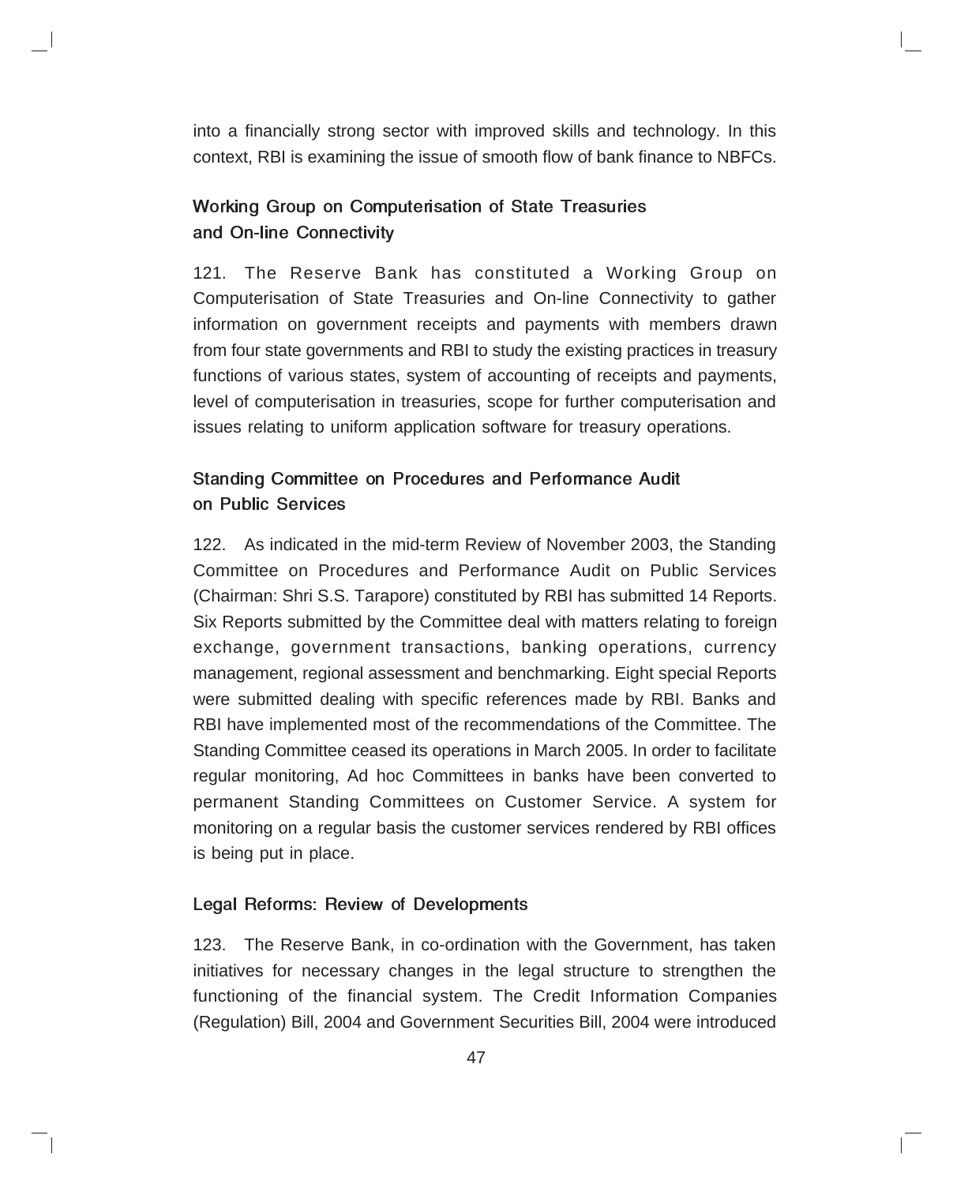into a financially strong sector with improved skills and technology. In this context, RBI is examining the issue of smooth flow of bank finance to NBFCs.

### Working Group on Computerisation of State Treasuries and On-line Connectivity

121. The Reserve Bank has constituted a Working Group on Computerisation of State Treasuries and On-line Connectivity to gather information on government receipts and payments with members drawn from four state governments and RBI to study the existing practices in treasury functions of various states, system of accounting of receipts and payments, level of computerisation in treasuries, scope for further computerisation and issues relating to uniform application software for treasury operations.

### Standing Committee on Procedures and Performance Audit on Public Services

122. As indicated in the mid-term Review of November 2003, the Standing Committee on Procedures and Performance Audit on Public Services (Chairman: Shri S.S. Tarapore) constituted by RBI has submitted 14 Reports. Six Reports submitted by the Committee deal with matters relating to foreign exchange, government transactions, banking operations, currency management, regional assessment and benchmarking. Eight special Reports were submitted dealing with specific references made by RBI. Banks and RBI have implemented most of the recommendations of the Committee. The Standing Committee ceased its operations in March 2005. In order to facilitate regular monitoring, Ad hoc Committees in banks have been converted to permanent Standing Committees on Customer Service. A system for monitoring on a regular basis the customer services rendered by RBI offices is being put in place.

### Legal Reforms: Review of Developments

123. The Reserve Bank, in co-ordination with the Government, has taken initiatives for necessary changes in the legal structure to strengthen the functioning of the financial system. The Credit Information Companies (Regulation) Bill, 2004 and Government Securities Bill, 2004 were introduced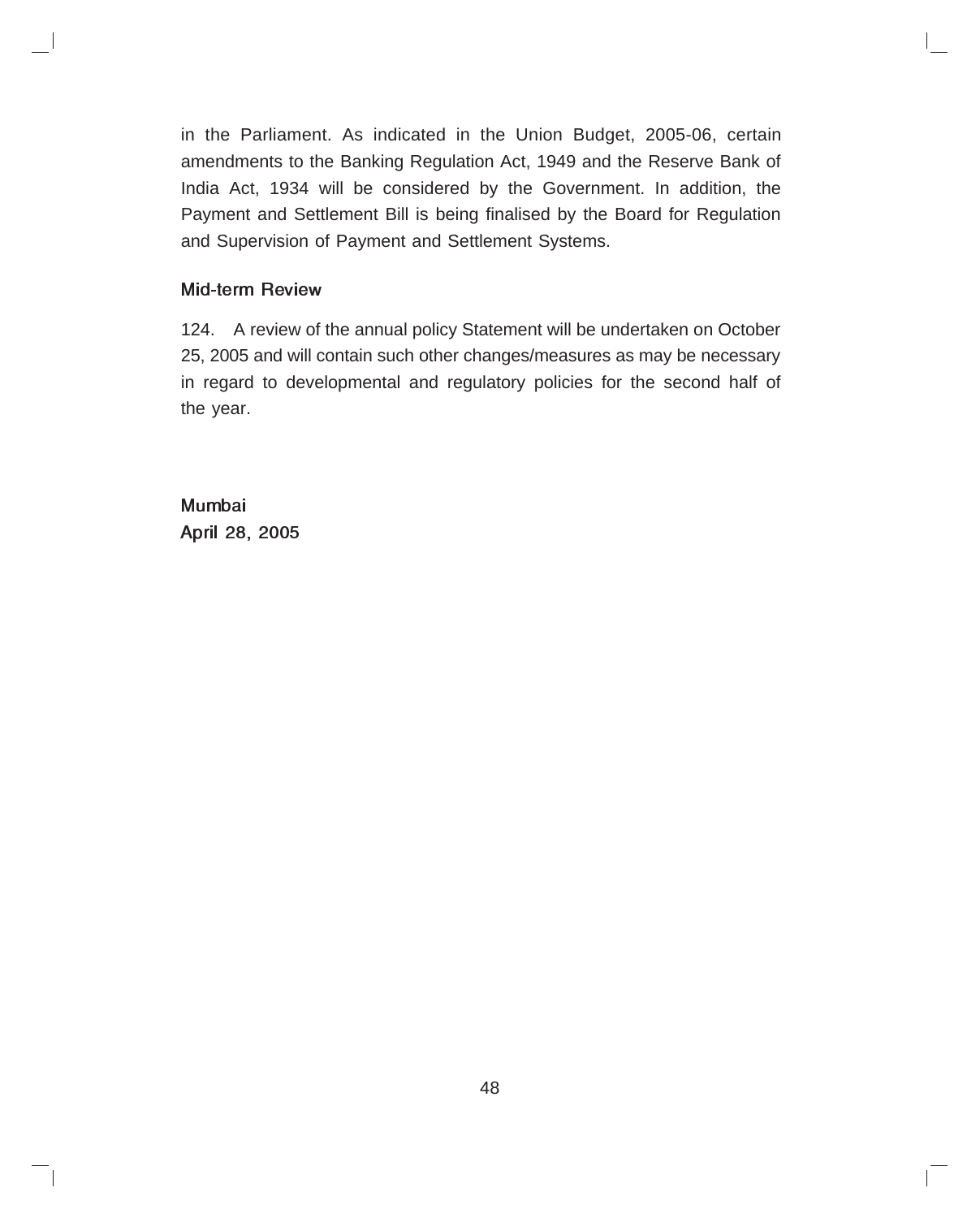in the Parliament. As indicated in the Union Budget, 2005-06, certain amendments to the Banking Regulation Act, 1949 and the Reserve Bank of India Act, 1934 will be considered by the Government. In addition, the Payment and Settlement Bill is being finalised by the Board for Regulation and Supervision of Payment and Settlement Systems.

### Mid-term Review

124. A review of the annual policy Statement will be undertaken on October 25, 2005 and will contain such other changes/measures as may be necessary in regard to developmental and regulatory policies for the second half of the year.

**Mumbai**
**April 28, 2005**